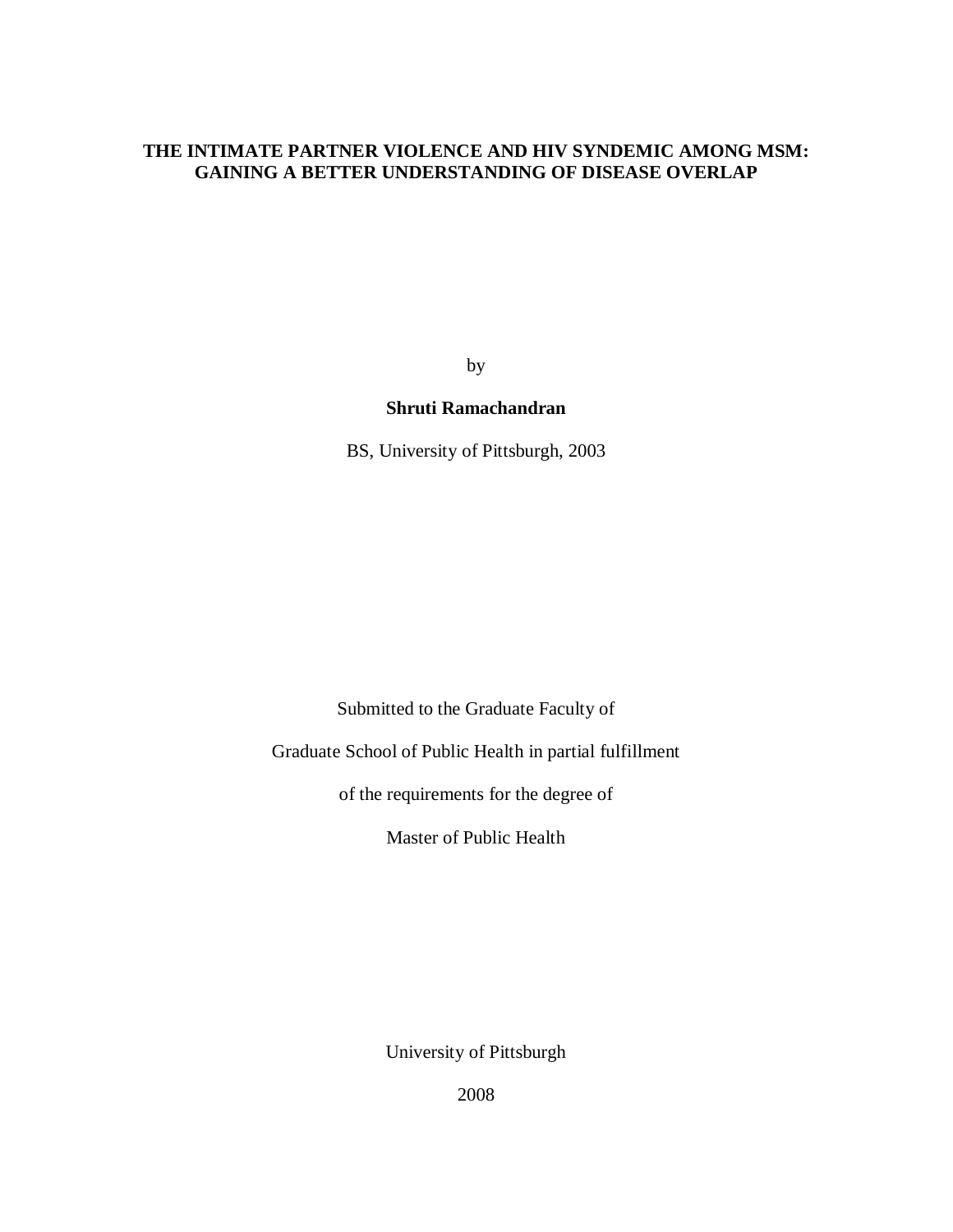# THE INTIMATE PARTNER VIOLENCE AND HIV SYNDEMIC AMONG MSM: GAINING A BETTER UNDERSTANDING OF DISEASE OVERLAP

by

**Shruti Ramachandran**

BS, University of Pittsburgh, 2003

Submitted to the Graduate Faculty of

Graduate School of Public Health in partial fulfillment

of the requirements for the degree of

Master of Public Health

University of Pittsburgh

2008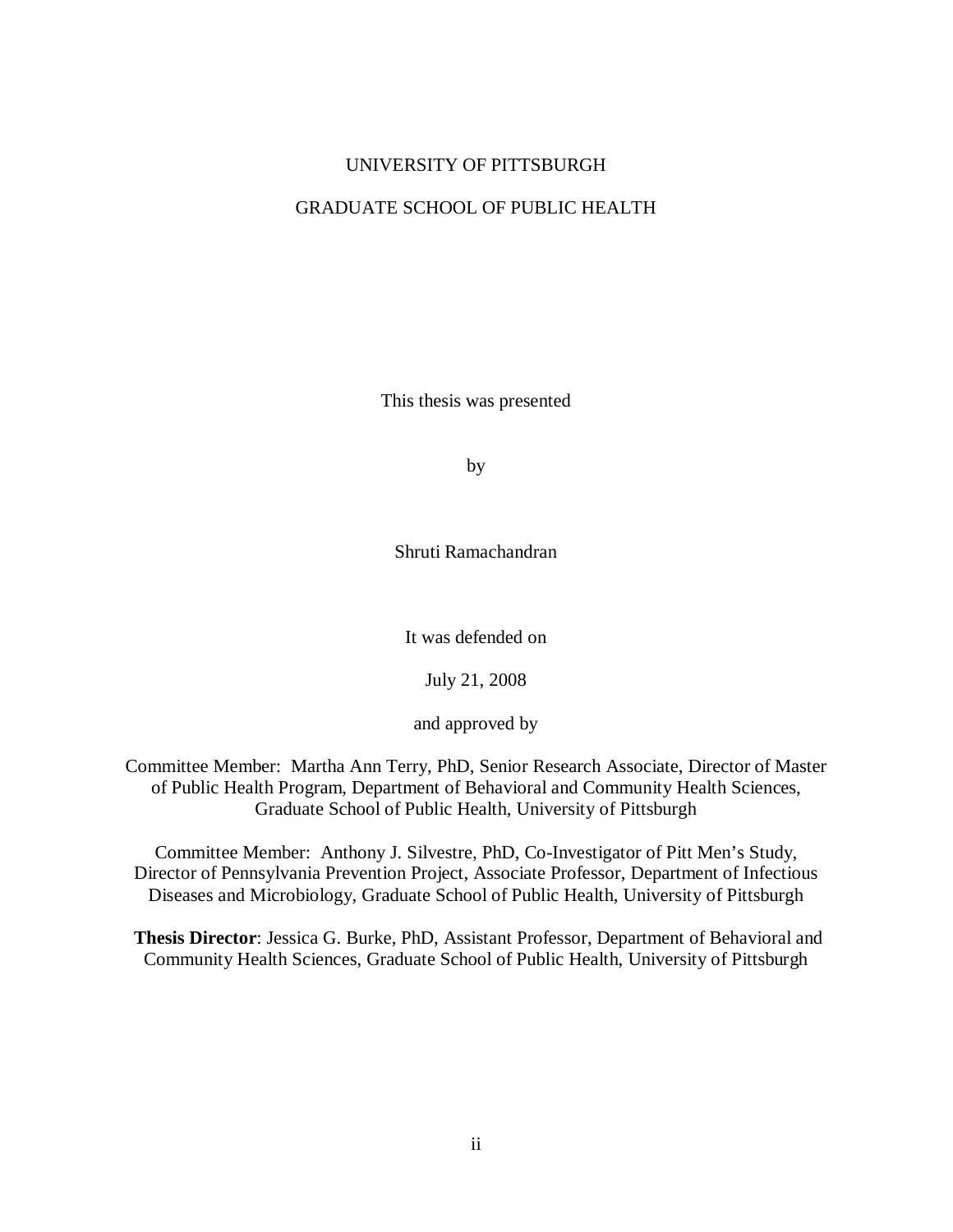UNIVERSITY OF PITTSBURGH

GRADUATE SCHOOL OF PUBLIC HEALTH

This thesis was presented

by

Shruti Ramachandran

It was defended on

July 21, 2008

and approved by

Committee Member: Martha Ann Terry, PhD, Senior Research Associate, Director of Master of Public Health Program, Department of Behavioral and Community Health Sciences, Graduate School of Public Health, University of Pittsburgh

Committee Member: Anthony J. Silvestre, PhD, Co-Investigator of Pitt Men's Study, Director of Pennsylvania Prevention Project, Associate Professor, Department of Infectious Diseases and Microbiology, Graduate School of Public Health, University of Pittsburgh

**Thesis Director**: Jessica G. Burke, PhD, Assistant Professor, Department of Behavioral and Community Health Sciences, Graduate School of Public Health, University of Pittsburgh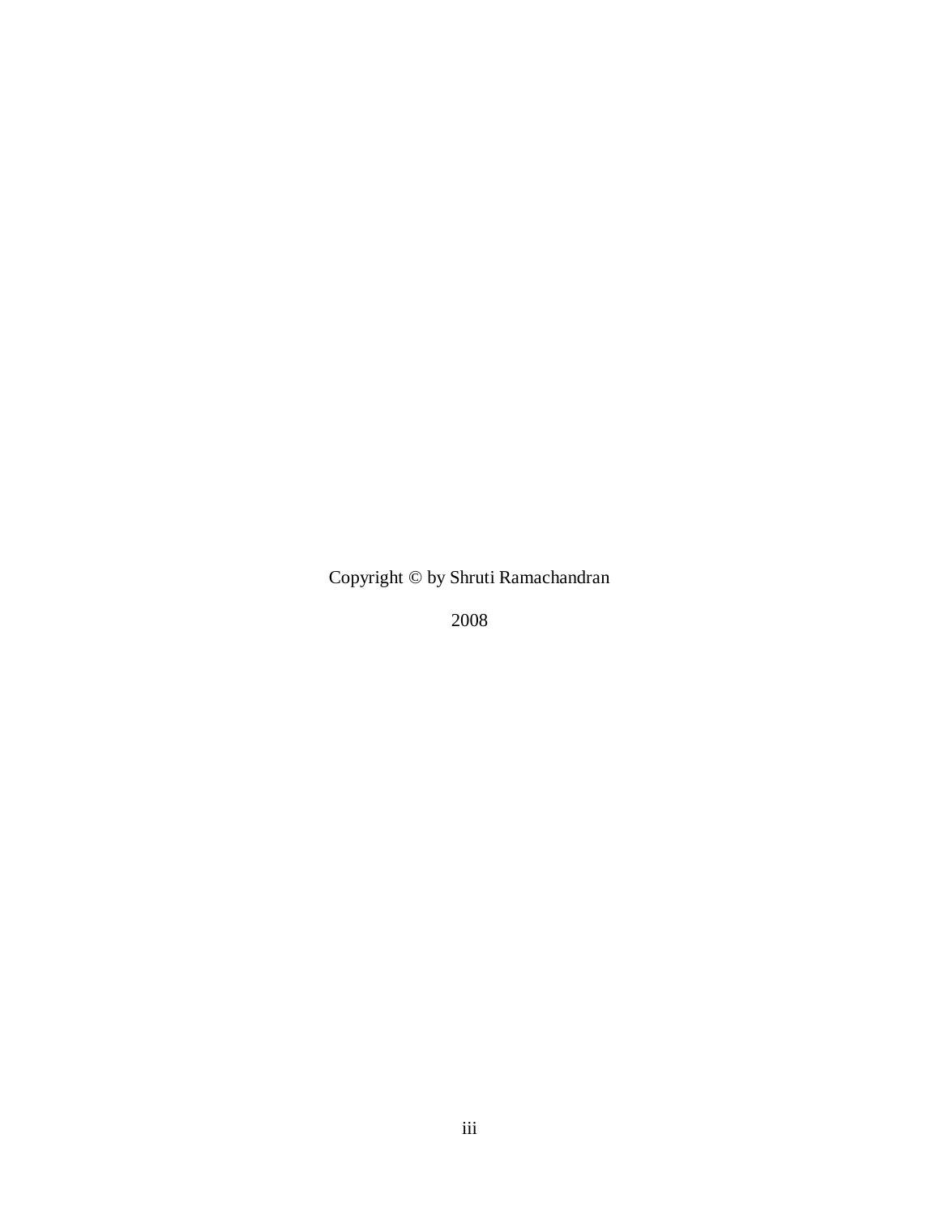Copyright © by Shruti Ramachandran

2008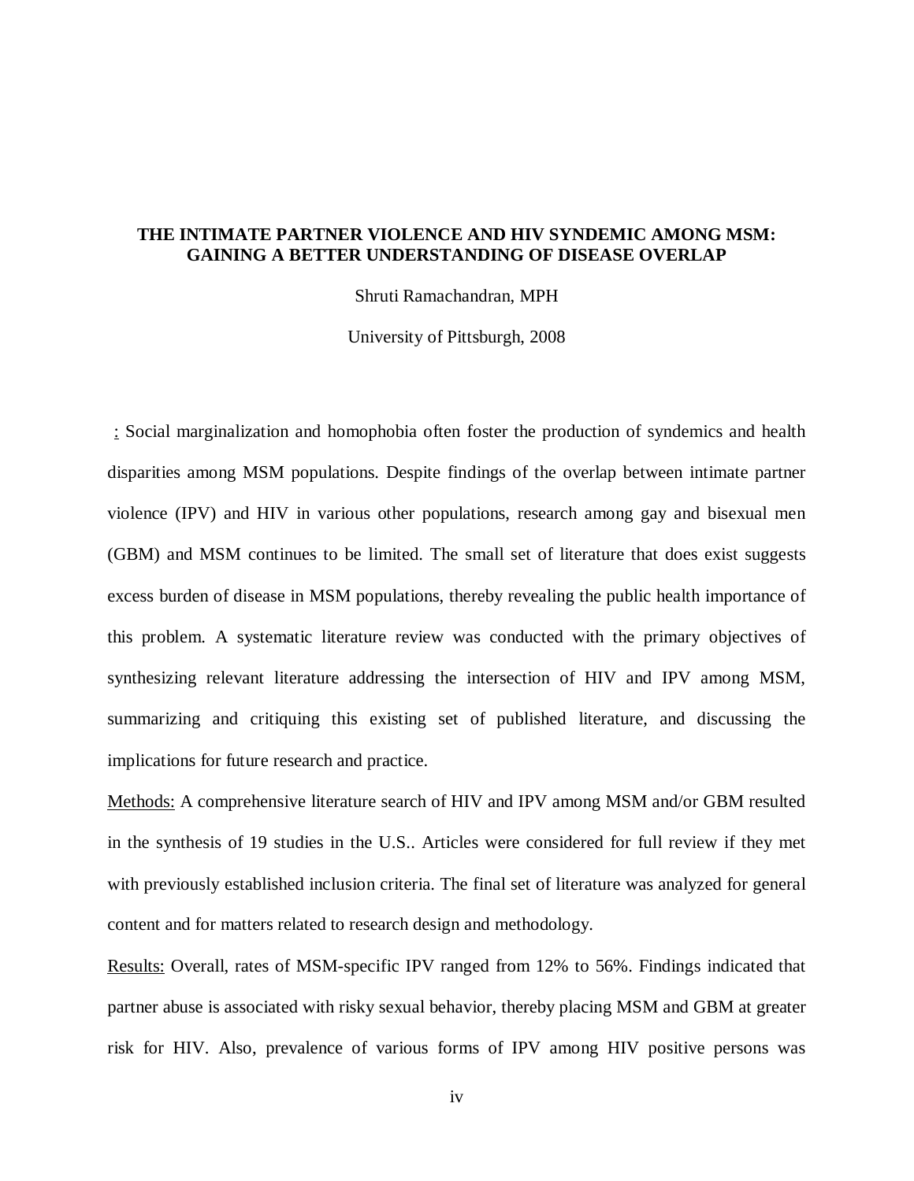**THE INTIMATE PARTNER VIOLENCE AND HIV SYNDEMIC AMONG MSM: GAINING A BETTER UNDERSTANDING OF DISEASE OVERLAP**

Shruti Ramachandran, MPH

University of Pittsburgh, 2008

: Social marginalization and homophobia often foster the production of syndemics and health disparities among MSM populations. Despite findings of the overlap between intimate partner violence (IPV) and HIV in various other populations, research among gay and bisexual men (GBM) and MSM continues to be limited. The small set of literature that does exist suggests excess burden of disease in MSM populations, thereby revealing the public health importance of this problem. A systematic literature review was conducted with the primary objectives of synthesizing relevant literature addressing the intersection of HIV and IPV among MSM, summarizing and critiquing this existing set of published literature, and discussing the implications for future research and practice.

Methods: A comprehensive literature search of HIV and IPV among MSM and/or GBM resulted in the synthesis of 19 studies in the U.S.. Articles were considered for full review if they met with previously established inclusion criteria. The final set of literature was analyzed for general content and for matters related to research design and methodology.

Results: Overall, rates of MSM-specific IPV ranged from 12% to 56%. Findings indicated that partner abuse is associated with risky sexual behavior, thereby placing MSM and GBM at greater risk for HIV. Also, prevalence of various forms of IPV among HIV positive persons was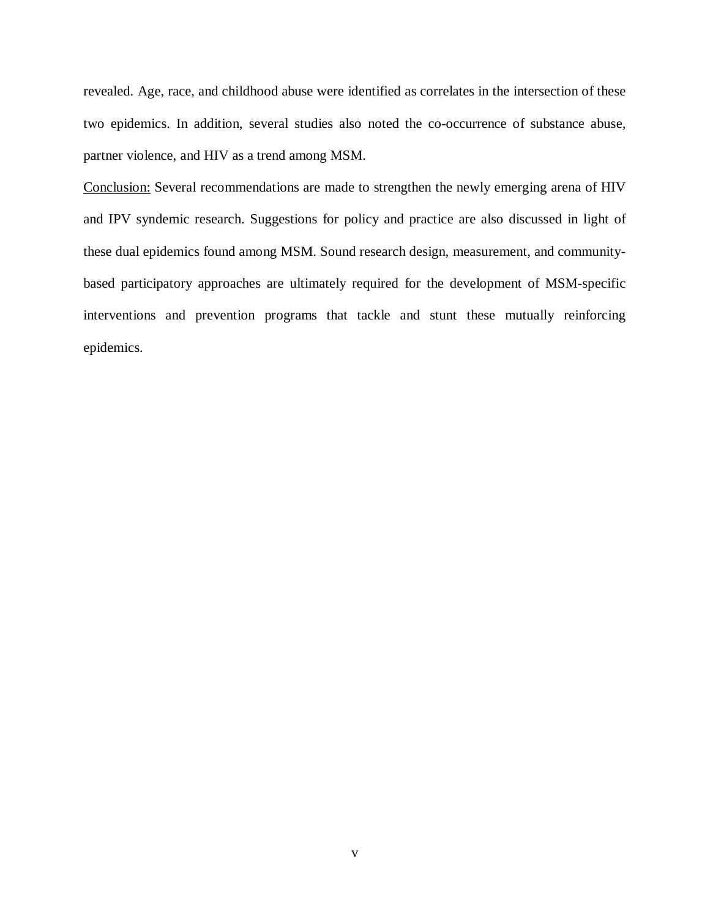revealed. Age, race, and childhood abuse were identified as correlates in the intersection of these two epidemics. In addition, several studies also noted the co-occurrence of substance abuse, partner violence, and HIV as a trend among MSM.

<u>Conclusion:</u> Several recommendations are made to strengthen the newly emerging arena of HIV and IPV syndemic research. Suggestions for policy and practice are also discussed in light of these dual epidemics found among MSM. Sound research design, measurement, and community-based participatory approaches are ultimately required for the development of MSM-specific interventions and prevention programs that tackle and stunt these mutually reinforcing epidemics.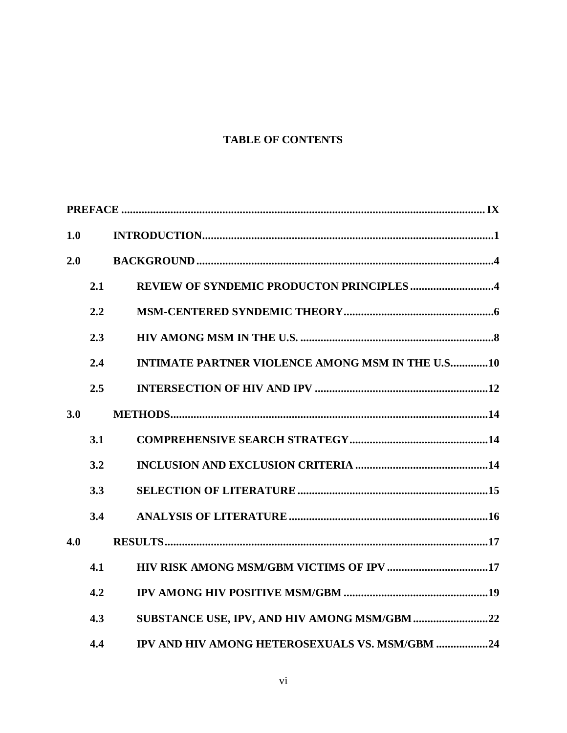# TABLE OF CONTENTS

**PREFACE** .......... **IX**

**1.0 INTRODUCTION** .......... **1**

**2.0 BACKGROUND** .......... **4**

- **2.1 REVIEW OF SYNDEMIC PRODUCTON PRINCIPLES** .......... **4**
- **2.2 MSM-CENTERED SYNDEMIC THEORY** .......... **6**
- **2.3 HIV AMONG MSM IN THE U.S.** .......... **8**
- **2.4 INTIMATE PARTNER VIOLENCE AMONG MSM IN THE U.S.** .......... **10**
- **2.5 INTERSECTION OF HIV AND IPV** .......... **12**

**3.0 METHODS** .......... **14**

- **3.1 COMPREHENSIVE SEARCH STRATEGY** .......... **14**
- **3.2 INCLUSION AND EXCLUSION CRITERIA** .......... **14**
- **3.3 SELECTION OF LITERATURE** .......... **15**
- **3.4 ANALYSIS OF LITERATURE** .......... **16**

**4.0 RESULTS** .......... **17**

- **4.1 HIV RISK AMONG MSM/GBM VICTIMS OF IPV** .......... **17**
- **4.2 IPV AMONG HIV POSITIVE MSM/GBM** .......... **19**
- **4.3 SUBSTANCE USE, IPV, AND HIV AMONG MSM/GBM** .......... **22**
- **4.4 IPV AND HIV AMONG HETEROSEXUALS VS. MSM/GBM** .......... **24**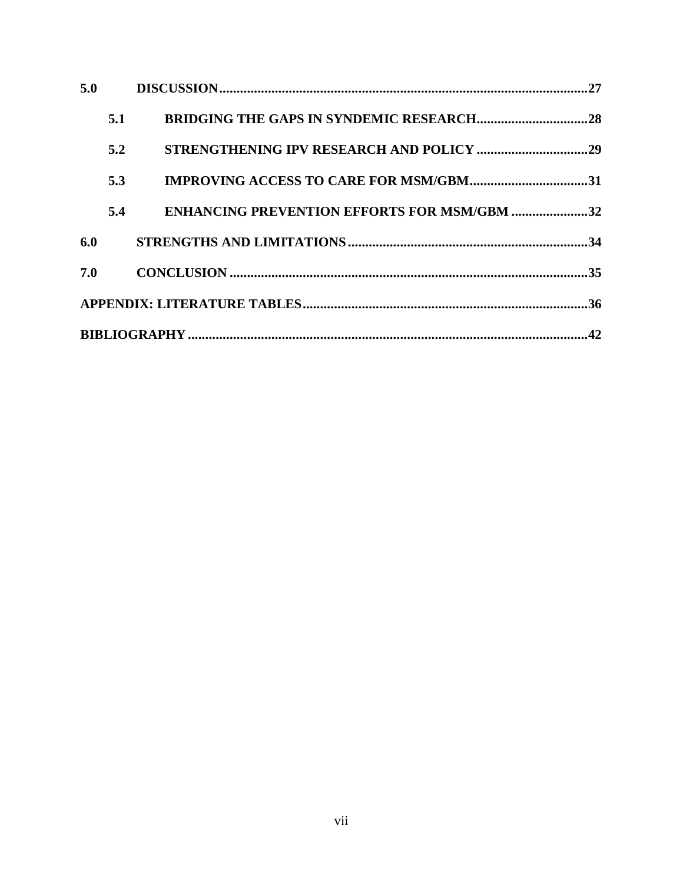**5.0 DISCUSSION** ........................................................................................................... **27**

  **5.1 BRIDGING THE GAPS IN SYNDEMIC RESEARCH** ................................ **28**

  **5.2 STRENGTHENING IPV RESEARCH AND POLICY** ................................ **29**

  **5.3 IMPROVING ACCESS TO CARE FOR MSM/GBM** .................................. **31**

  **5.4 ENHANCING PREVENTION EFFORTS FOR MSM/GBM** ...................... **32**

**6.0 STRENGTHS AND LIMITATIONS** ..................................................................... **34**

**7.0 CONCLUSION** ...................................................................................................... **35**

**APPENDIX: LITERATURE TABLES** ................................................................................. **36**

**BIBLIOGRAPHY** .................................................................................................................. **42**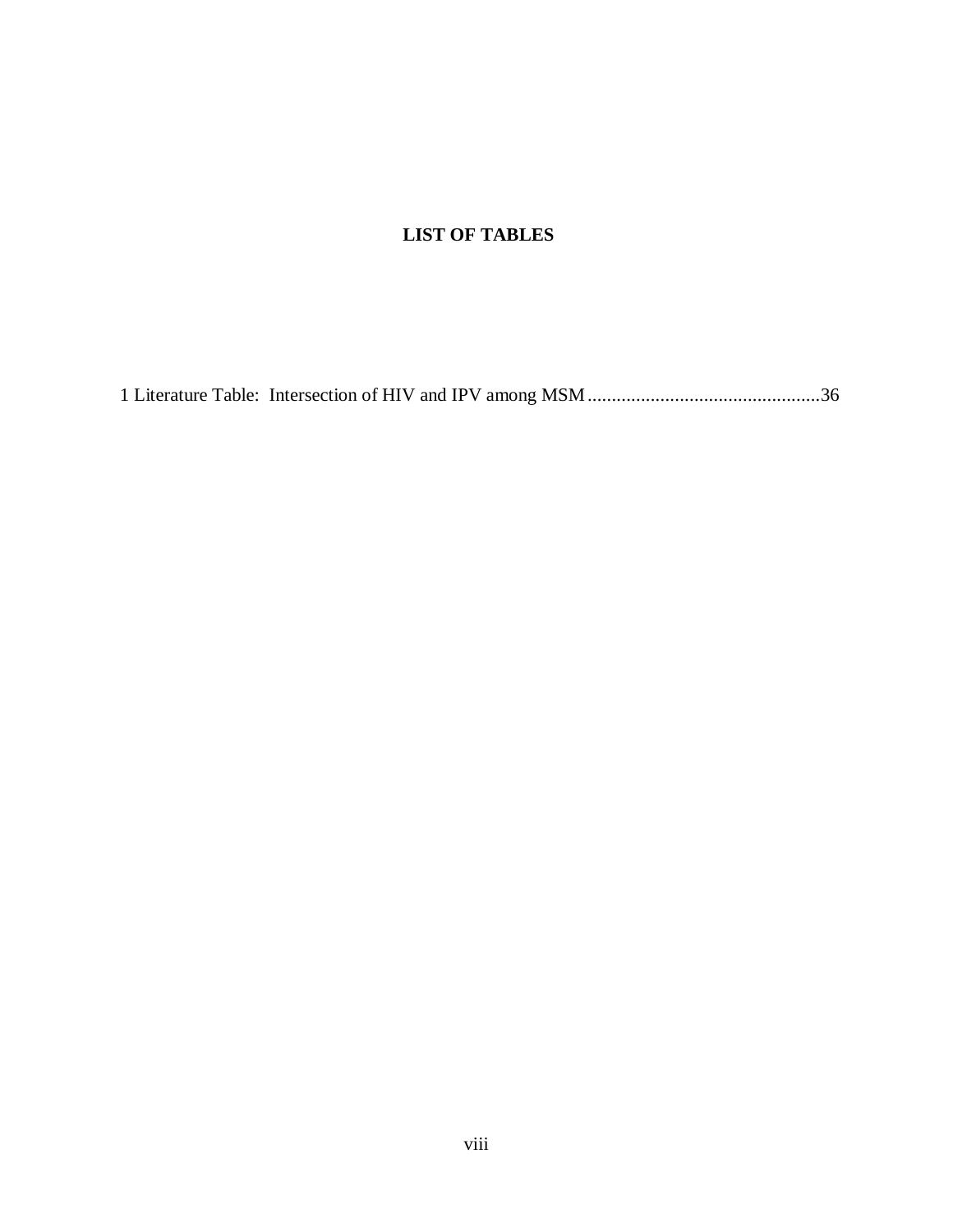## LIST OF TABLES

1 Literature Table: Intersection of HIV and IPV among MSM ................................................36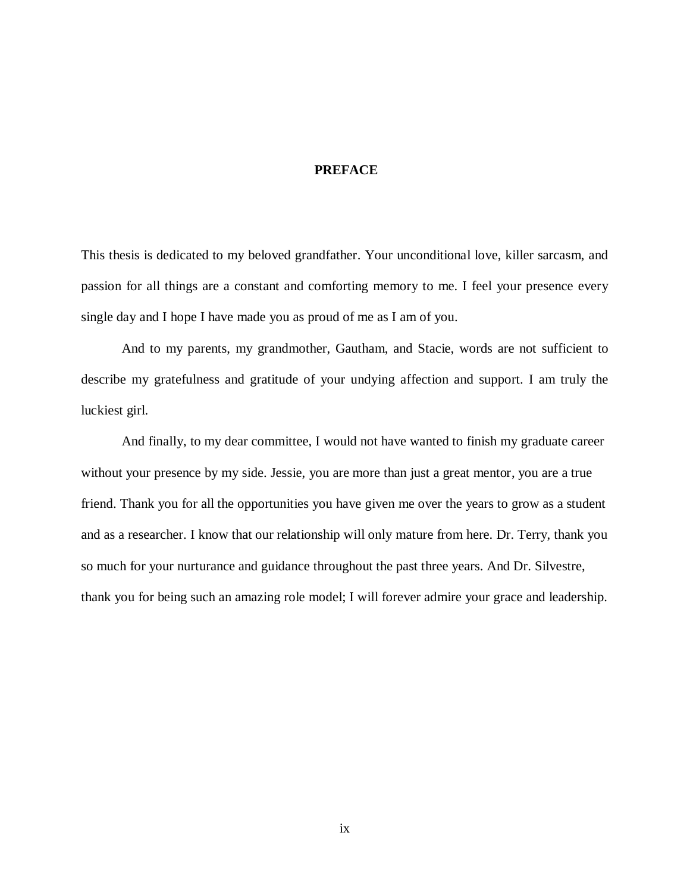# PREFACE

This thesis is dedicated to my beloved grandfather. Your unconditional love, killer sarcasm, and passion for all things are a constant and comforting memory to me. I feel your presence every single day and I hope I have made you as proud of me as I am of you.

And to my parents, my grandmother, Gautham, and Stacie, words are not sufficient to describe my gratefulness and gratitude of your undying affection and support. I am truly the luckiest girl.

And finally, to my dear committee, I would not have wanted to finish my graduate career without your presence by my side. Jessie, you are more than just a great mentor, you are a true friend. Thank you for all the opportunities you have given me over the years to grow as a student and as a researcher. I know that our relationship will only mature from here. Dr. Terry, thank you so much for your nurturance and guidance throughout the past three years. And Dr. Silvestre, thank you for being such an amazing role model; I will forever admire your grace and leadership.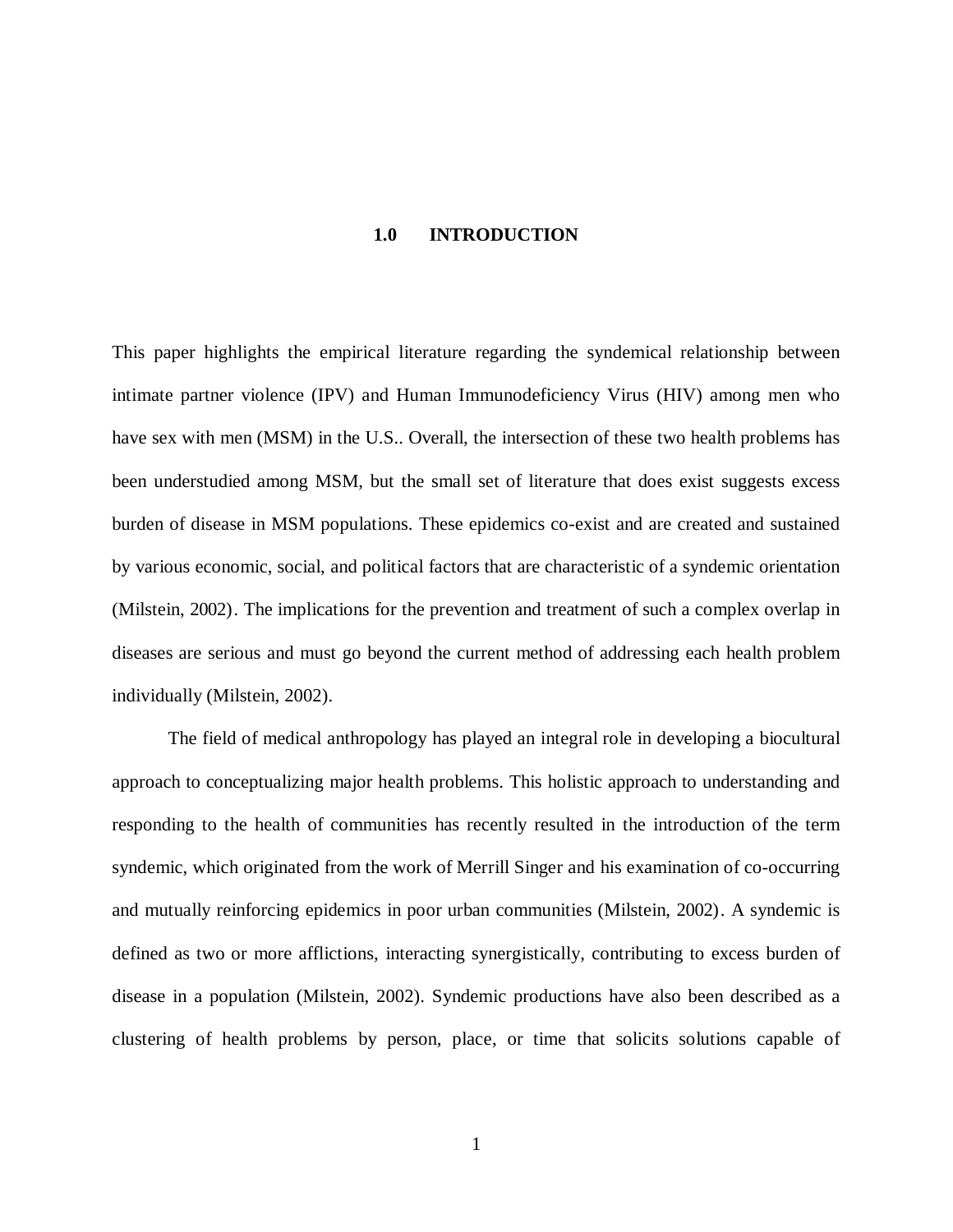# 1.0 INTRODUCTION

This paper highlights the empirical literature regarding the syndemical relationship between intimate partner violence (IPV) and Human Immunodeficiency Virus (HIV) among men who have sex with men (MSM) in the U.S.. Overall, the intersection of these two health problems has been understudied among MSM, but the small set of literature that does exist suggests excess burden of disease in MSM populations. These epidemics co-exist and are created and sustained by various economic, social, and political factors that are characteristic of a syndemic orientation (Milstein, 2002). The implications for the prevention and treatment of such a complex overlap in diseases are serious and must go beyond the current method of addressing each health problem individually (Milstein, 2002).

The field of medical anthropology has played an integral role in developing a biocultural approach to conceptualizing major health problems. This holistic approach to understanding and responding to the health of communities has recently resulted in the introduction of the term syndemic, which originated from the work of Merrill Singer and his examination of co-occurring and mutually reinforcing epidemics in poor urban communities (Milstein, 2002). A syndemic is defined as two or more afflictions, interacting synergistically, contributing to excess burden of disease in a population (Milstein, 2002). Syndemic productions have also been described as a clustering of health problems by person, place, or time that solicits solutions capable of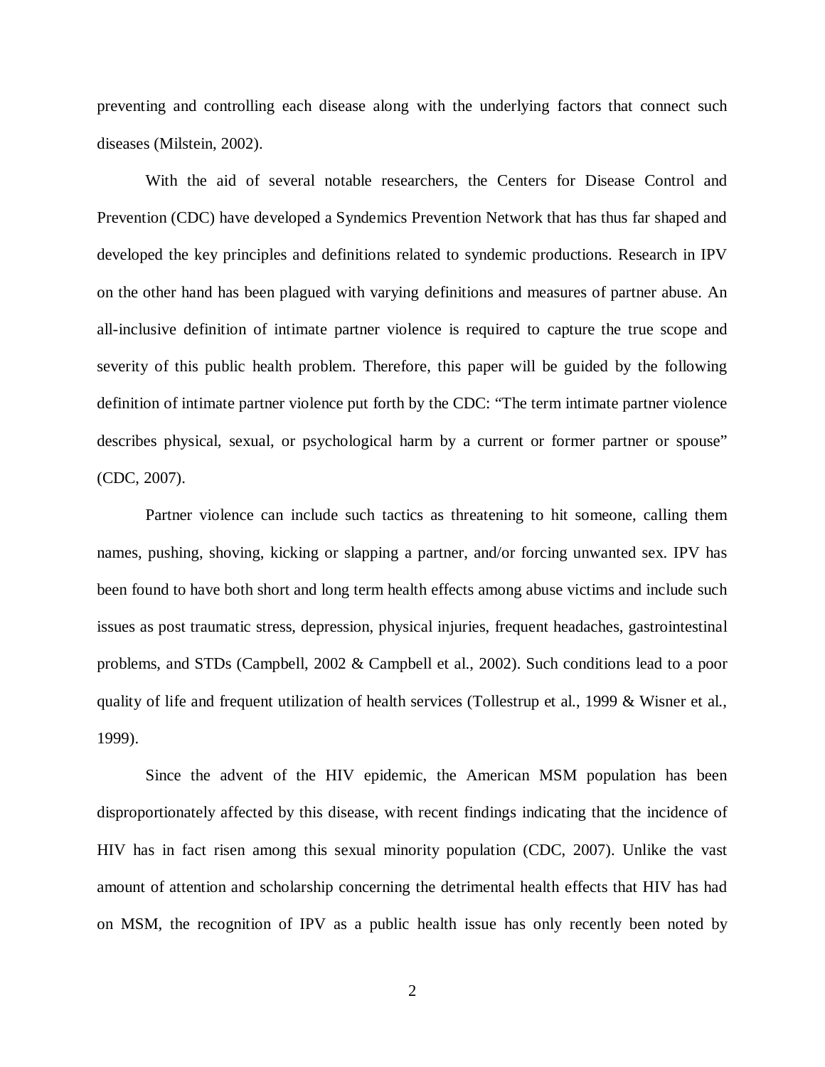preventing and controlling each disease along with the underlying factors that connect such diseases (Milstein, 2002).

With the aid of several notable researchers, the Centers for Disease Control and Prevention (CDC) have developed a Syndemics Prevention Network that has thus far shaped and developed the key principles and definitions related to syndemic productions. Research in IPV on the other hand has been plagued with varying definitions and measures of partner abuse. An all-inclusive definition of intimate partner violence is required to capture the true scope and severity of this public health problem. Therefore, this paper will be guided by the following definition of intimate partner violence put forth by the CDC: "The term intimate partner violence describes physical, sexual, or psychological harm by a current or former partner or spouse" (CDC, 2007).

Partner violence can include such tactics as threatening to hit someone, calling them names, pushing, shoving, kicking or slapping a partner, and/or forcing unwanted sex. IPV has been found to have both short and long term health effects among abuse victims and include such issues as post traumatic stress, depression, physical injuries, frequent headaches, gastrointestinal problems, and STDs (Campbell, 2002 & Campbell et al., 2002). Such conditions lead to a poor quality of life and frequent utilization of health services (Tollestrup et al., 1999 & Wisner et al., 1999).

Since the advent of the HIV epidemic, the American MSM population has been disproportionately affected by this disease, with recent findings indicating that the incidence of HIV has in fact risen among this sexual minority population (CDC, 2007). Unlike the vast amount of attention and scholarship concerning the detrimental health effects that HIV has had on MSM, the recognition of IPV as a public health issue has only recently been noted by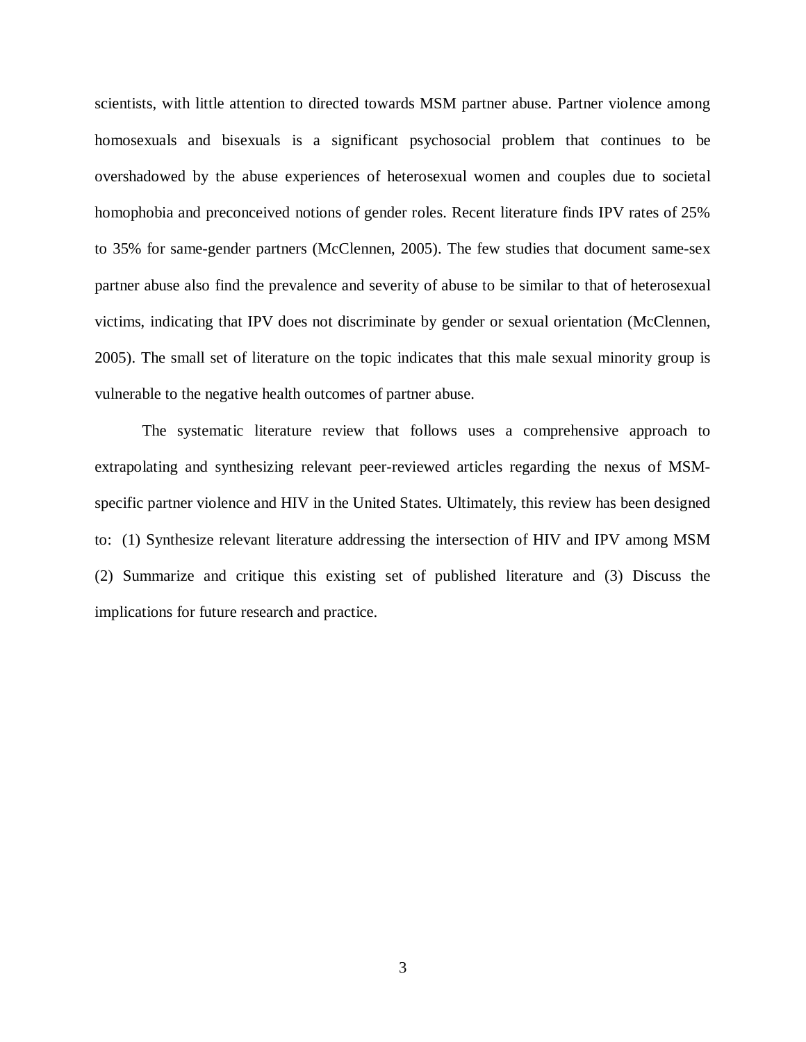scientists, with little attention to directed towards MSM partner abuse. Partner violence among homosexuals and bisexuals is a significant psychosocial problem that continues to be overshadowed by the abuse experiences of heterosexual women and couples due to societal homophobia and preconceived notions of gender roles. Recent literature finds IPV rates of 25% to 35% for same-gender partners (McClennen, 2005). The few studies that document same-sex partner abuse also find the prevalence and severity of abuse to be similar to that of heterosexual victims, indicating that IPV does not discriminate by gender or sexual orientation (McClennen, 2005). The small set of literature on the topic indicates that this male sexual minority group is vulnerable to the negative health outcomes of partner abuse.

The systematic literature review that follows uses a comprehensive approach to extrapolating and synthesizing relevant peer-reviewed articles regarding the nexus of MSM-specific partner violence and HIV in the United States. Ultimately, this review has been designed to: (1) Synthesize relevant literature addressing the intersection of HIV and IPV among MSM (2) Summarize and critique this existing set of published literature and (3) Discuss the implications for future research and practice.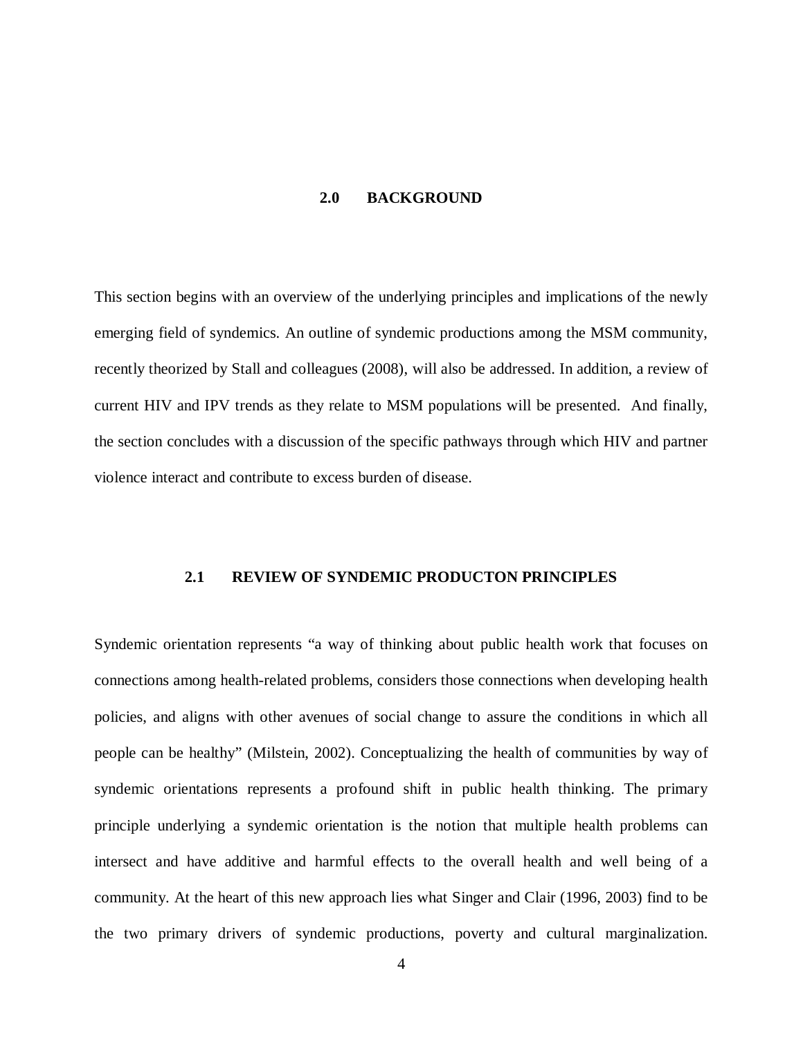# 2.0 BACKGROUND

This section begins with an overview of the underlying principles and implications of the newly emerging field of syndemics. An outline of syndemic productions among the MSM community, recently theorized by Stall and colleagues (2008), will also be addressed. In addition, a review of current HIV and IPV trends as they relate to MSM populations will be presented. And finally, the section concludes with a discussion of the specific pathways through which HIV and partner violence interact and contribute to excess burden of disease.

## 2.1 REVIEW OF SYNDEMIC PRODUCTON PRINCIPLES

Syndemic orientation represents "a way of thinking about public health work that focuses on connections among health-related problems, considers those connections when developing health policies, and aligns with other avenues of social change to assure the conditions in which all people can be healthy" (Milstein, 2002). Conceptualizing the health of communities by way of syndemic orientations represents a profound shift in public health thinking. The primary principle underlying a syndemic orientation is the notion that multiple health problems can intersect and have additive and harmful effects to the overall health and well being of a community. At the heart of this new approach lies what Singer and Clair (1996, 2003) find to be the two primary drivers of syndemic productions, poverty and cultural marginalization.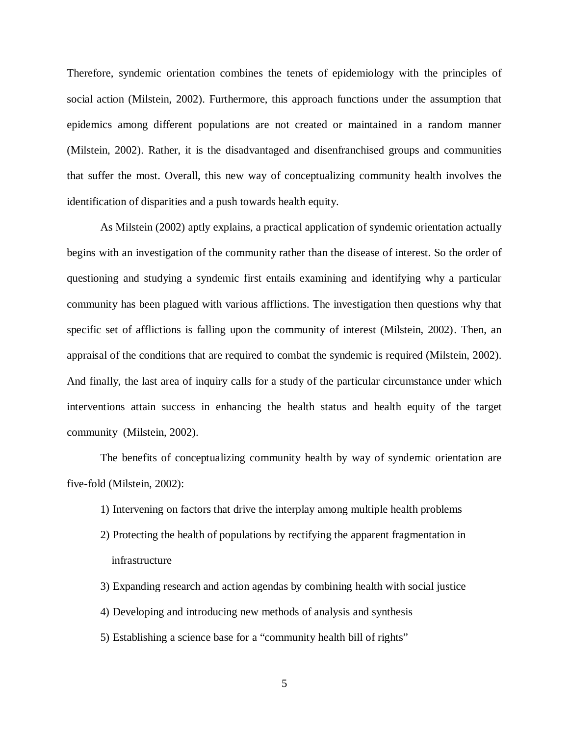Therefore, syndemic orientation combines the tenets of epidemiology with the principles of social action (Milstein, 2002). Furthermore, this approach functions under the assumption that epidemics among different populations are not created or maintained in a random manner (Milstein, 2002). Rather, it is the disadvantaged and disenfranchised groups and communities that suffer the most. Overall, this new way of conceptualizing community health involves the identification of disparities and a push towards health equity.

As Milstein (2002) aptly explains, a practical application of syndemic orientation actually begins with an investigation of the community rather than the disease of interest. So the order of questioning and studying a syndemic first entails examining and identifying why a particular community has been plagued with various afflictions. The investigation then questions why that specific set of afflictions is falling upon the community of interest (Milstein, 2002). Then, an appraisal of the conditions that are required to combat the syndemic is required (Milstein, 2002). And finally, the last area of inquiry calls for a study of the particular circumstance under which interventions attain success in enhancing the health status and health equity of the target community (Milstein, 2002).

The benefits of conceptualizing community health by way of syndemic orientation are five-fold (Milstein, 2002):

1) Intervening on factors that drive the interplay among multiple health problems
2) Protecting the health of populations by rectifying the apparent fragmentation in infrastructure
3) Expanding research and action agendas by combining health with social justice
4) Developing and introducing new methods of analysis and synthesis
5) Establishing a science base for a "community health bill of rights"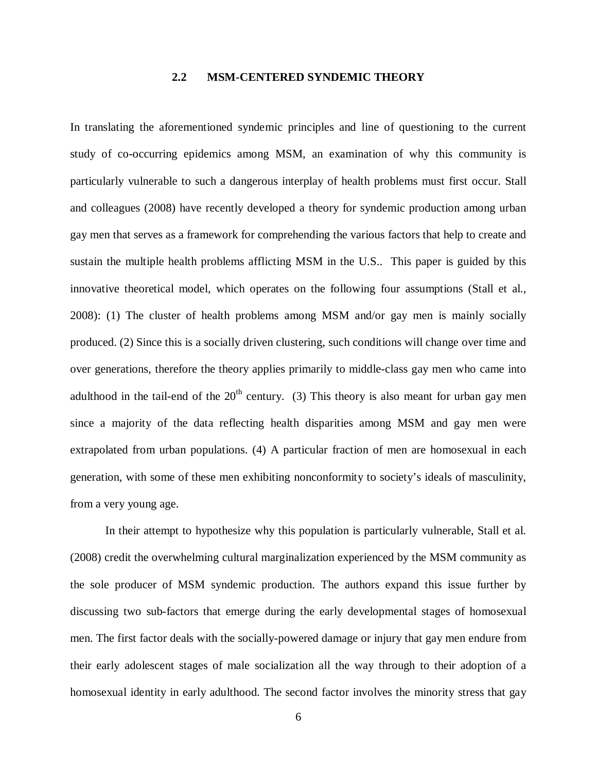## 2.2 MSM-CENTERED SYNDEMIC THEORY

In translating the aforementioned syndemic principles and line of questioning to the current study of co-occurring epidemics among MSM, an examination of why this community is particularly vulnerable to such a dangerous interplay of health problems must first occur. Stall and colleagues (2008) have recently developed a theory for syndemic production among urban gay men that serves as a framework for comprehending the various factors that help to create and sustain the multiple health problems afflicting MSM in the U.S.. This paper is guided by this innovative theoretical model, which operates on the following four assumptions (Stall et al., 2008): (1) The cluster of health problems among MSM and/or gay men is mainly socially produced. (2) Since this is a socially driven clustering, such conditions will change over time and over generations, therefore the theory applies primarily to middle-class gay men who came into adulthood in the tail-end of the 20th century. (3) This theory is also meant for urban gay men since a majority of the data reflecting health disparities among MSM and gay men were extrapolated from urban populations. (4) A particular fraction of men are homosexual in each generation, with some of these men exhibiting nonconformity to society's ideals of masculinity, from a very young age.

In their attempt to hypothesize why this population is particularly vulnerable, Stall et al. (2008) credit the overwhelming cultural marginalization experienced by the MSM community as the sole producer of MSM syndemic production. The authors expand this issue further by discussing two sub-factors that emerge during the early developmental stages of homosexual men. The first factor deals with the socially-powered damage or injury that gay men endure from their early adolescent stages of male socialization all the way through to their adoption of a homosexual identity in early adulthood. The second factor involves the minority stress that gay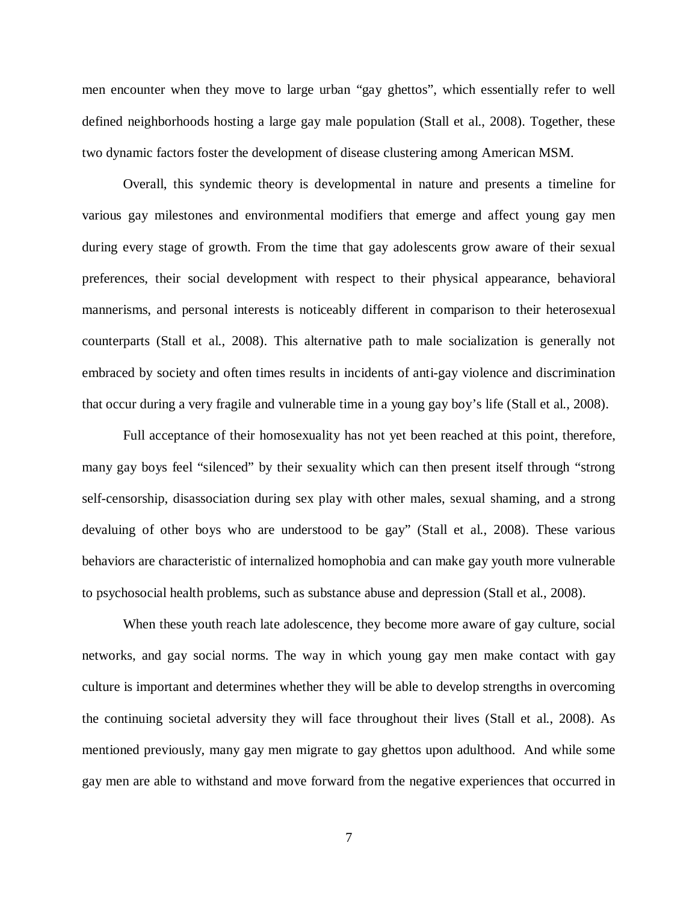men encounter when they move to large urban "gay ghettos", which essentially refer to well defined neighborhoods hosting a large gay male population (Stall et al., 2008). Together, these two dynamic factors foster the development of disease clustering among American MSM.

Overall, this syndemic theory is developmental in nature and presents a timeline for various gay milestones and environmental modifiers that emerge and affect young gay men during every stage of growth. From the time that gay adolescents grow aware of their sexual preferences, their social development with respect to their physical appearance, behavioral mannerisms, and personal interests is noticeably different in comparison to their heterosexual counterparts (Stall et al., 2008). This alternative path to male socialization is generally not embraced by society and often times results in incidents of anti-gay violence and discrimination that occur during a very fragile and vulnerable time in a young gay boy's life (Stall et al., 2008).

Full acceptance of their homosexuality has not yet been reached at this point, therefore, many gay boys feel "silenced" by their sexuality which can then present itself through "strong self-censorship, disassociation during sex play with other males, sexual shaming, and a strong devaluing of other boys who are understood to be gay" (Stall et al., 2008). These various behaviors are characteristic of internalized homophobia and can make gay youth more vulnerable to psychosocial health problems, such as substance abuse and depression (Stall et al., 2008).

When these youth reach late adolescence, they become more aware of gay culture, social networks, and gay social norms. The way in which young gay men make contact with gay culture is important and determines whether they will be able to develop strengths in overcoming the continuing societal adversity they will face throughout their lives (Stall et al., 2008). As mentioned previously, many gay men migrate to gay ghettos upon adulthood. And while some gay men are able to withstand and move forward from the negative experiences that occurred in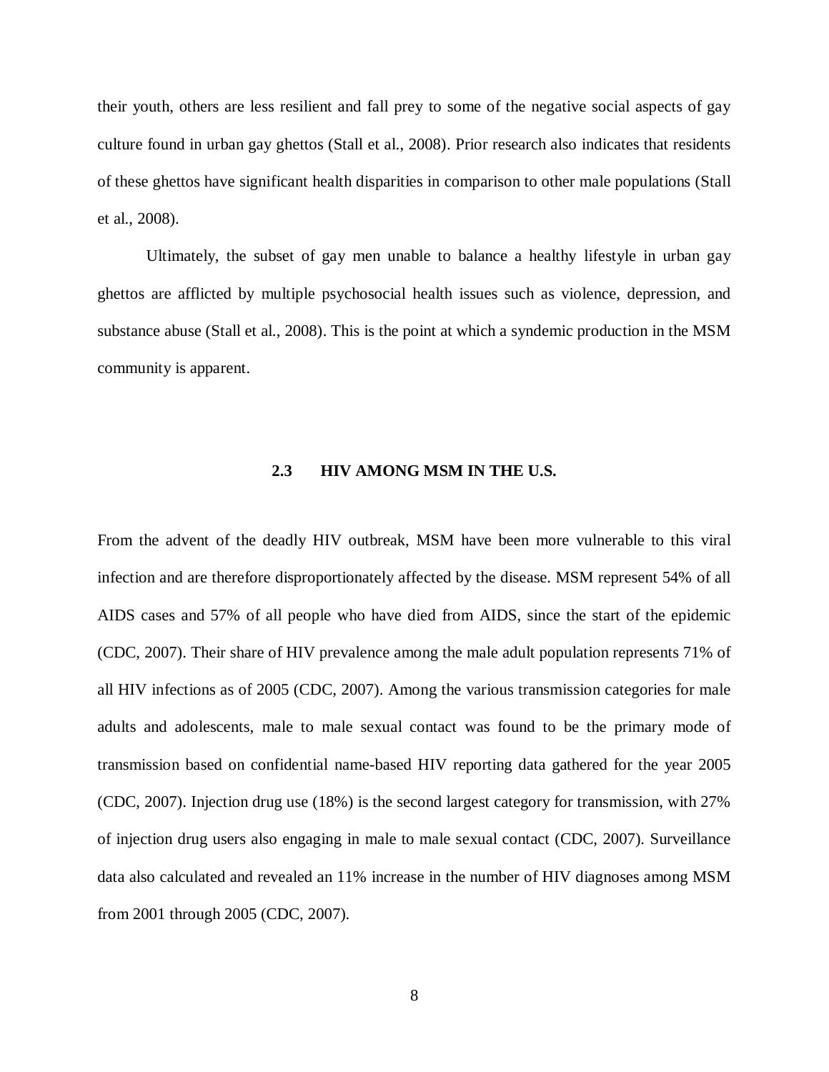their youth, others are less resilient and fall prey to some of the negative social aspects of gay culture found in urban gay ghettos (Stall et al., 2008). Prior research also indicates that residents of these ghettos have significant health disparities in comparison to other male populations (Stall et al., 2008).

Ultimately, the subset of gay men unable to balance a healthy lifestyle in urban gay ghettos are afflicted by multiple psychosocial health issues such as violence, depression, and substance abuse (Stall et al., 2008). This is the point at which a syndemic production in the MSM community is apparent.

## 2.3 HIV AMONG MSM IN THE U.S.

From the advent of the deadly HIV outbreak, MSM have been more vulnerable to this viral infection and are therefore disproportionately affected by the disease. MSM represent 54% of all AIDS cases and 57% of all people who have died from AIDS, since the start of the epidemic (CDC, 2007). Their share of HIV prevalence among the male adult population represents 71% of all HIV infections as of 2005 (CDC, 2007). Among the various transmission categories for male adults and adolescents, male to male sexual contact was found to be the primary mode of transmission based on confidential name-based HIV reporting data gathered for the year 2005 (CDC, 2007). Injection drug use (18%) is the second largest category for transmission, with 27% of injection drug users also engaging in male to male sexual contact (CDC, 2007). Surveillance data also calculated and revealed an 11% increase in the number of HIV diagnoses among MSM from 2001 through 2005 (CDC, 2007).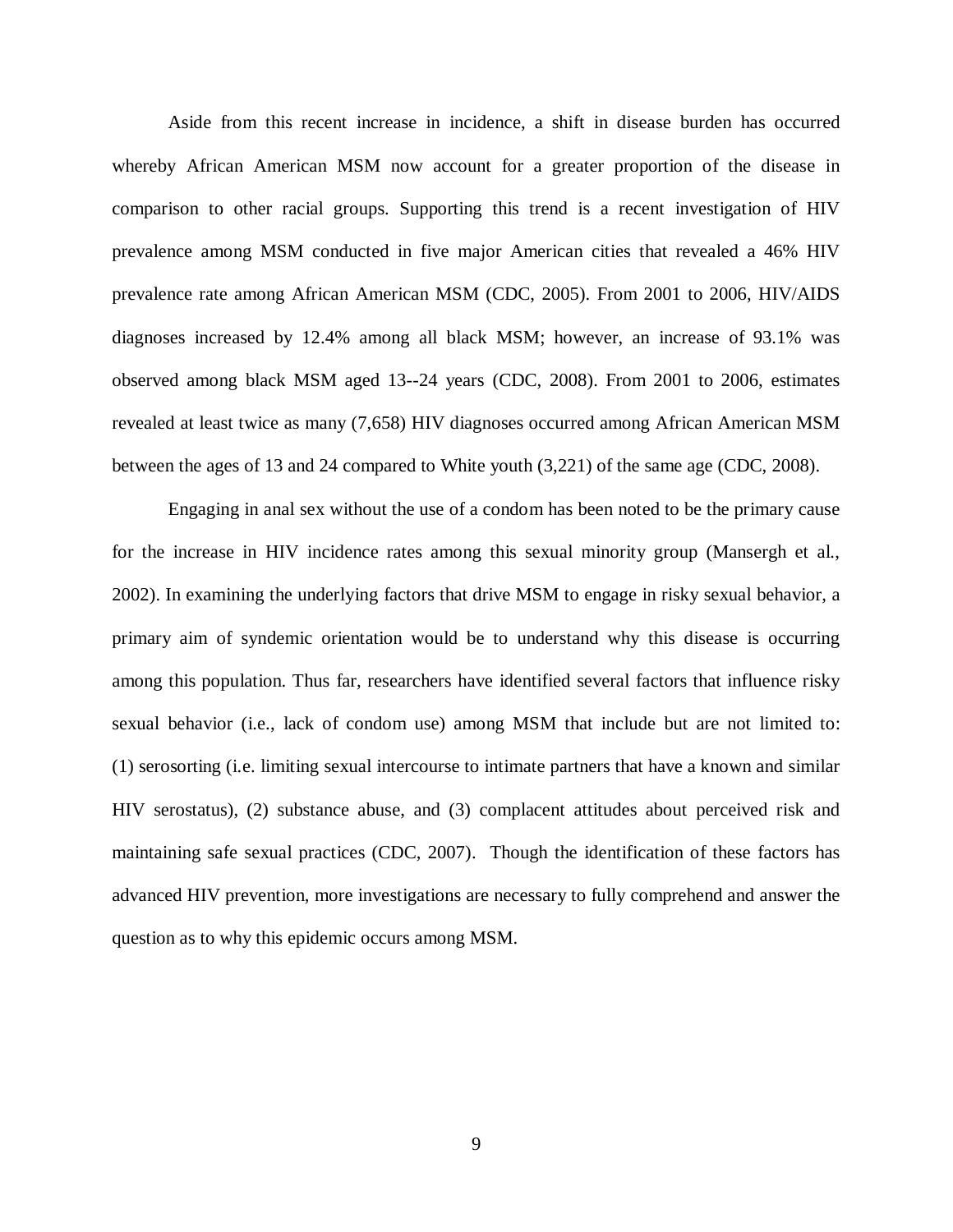Aside from this recent increase in incidence, a shift in disease burden has occurred whereby African American MSM now account for a greater proportion of the disease in comparison to other racial groups. Supporting this trend is a recent investigation of HIV prevalence among MSM conducted in five major American cities that revealed a 46% HIV prevalence rate among African American MSM (CDC, 2005). From 2001 to 2006, HIV/AIDS diagnoses increased by 12.4% among all black MSM; however, an increase of 93.1% was observed among black MSM aged 13--24 years (CDC, 2008). From 2001 to 2006, estimates revealed at least twice as many (7,658) HIV diagnoses occurred among African American MSM between the ages of 13 and 24 compared to White youth (3,221) of the same age (CDC, 2008).

Engaging in anal sex without the use of a condom has been noted to be the primary cause for the increase in HIV incidence rates among this sexual minority group (Mansergh et al., 2002). In examining the underlying factors that drive MSM to engage in risky sexual behavior, a primary aim of syndemic orientation would be to understand why this disease is occurring among this population. Thus far, researchers have identified several factors that influence risky sexual behavior (i.e., lack of condom use) among MSM that include but are not limited to: (1) serosorting (i.e. limiting sexual intercourse to intimate partners that have a known and similar HIV serostatus), (2) substance abuse, and (3) complacent attitudes about perceived risk and maintaining safe sexual practices (CDC, 2007). Though the identification of these factors has advanced HIV prevention, more investigations are necessary to fully comprehend and answer the question as to why this epidemic occurs among MSM.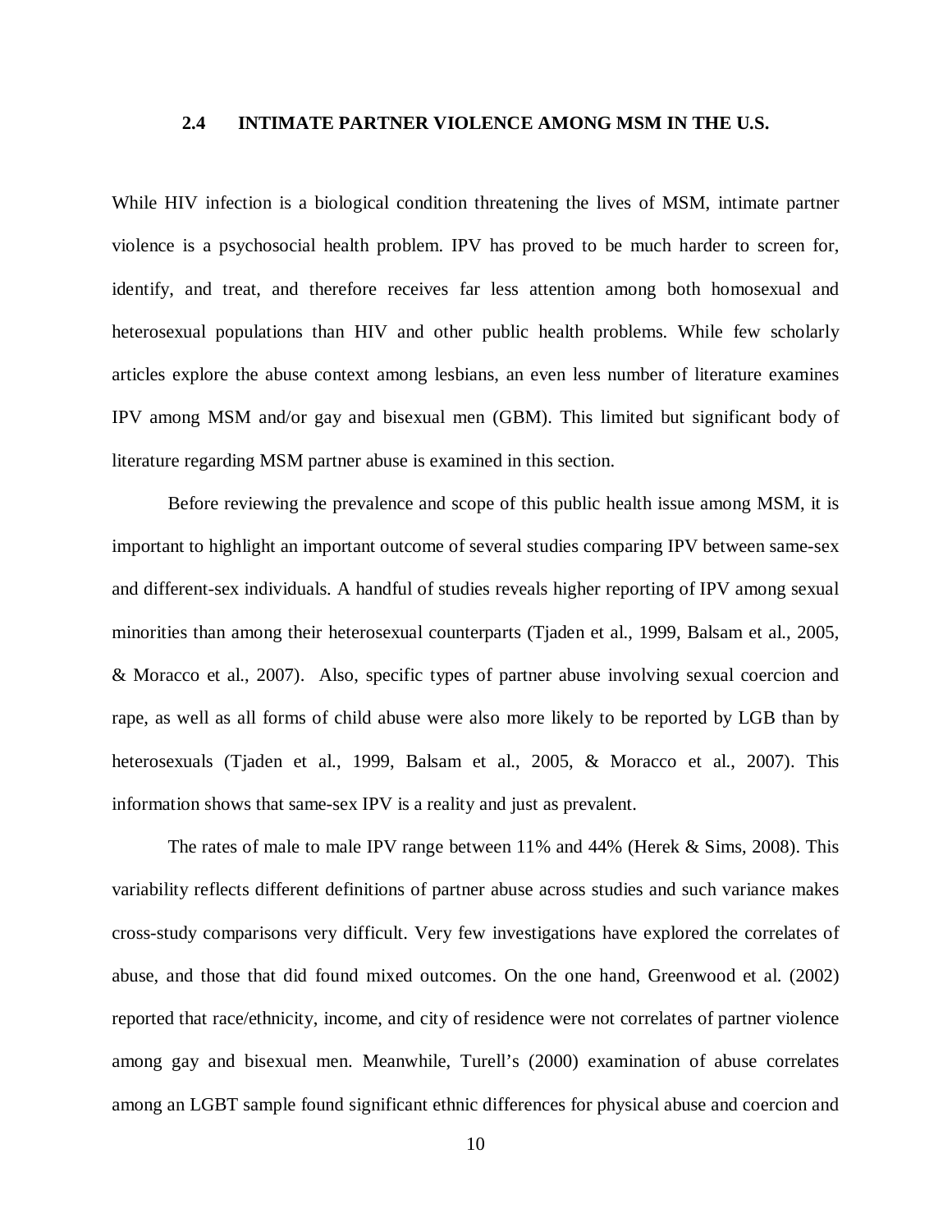## 2.4 INTIMATE PARTNER VIOLENCE AMONG MSM IN THE U.S.

While HIV infection is a biological condition threatening the lives of MSM, intimate partner violence is a psychosocial health problem. IPV has proved to be much harder to screen for, identify, and treat, and therefore receives far less attention among both homosexual and heterosexual populations than HIV and other public health problems. While few scholarly articles explore the abuse context among lesbians, an even less number of literature examines IPV among MSM and/or gay and bisexual men (GBM). This limited but significant body of literature regarding MSM partner abuse is examined in this section.

Before reviewing the prevalence and scope of this public health issue among MSM, it is important to highlight an important outcome of several studies comparing IPV between same-sex and different-sex individuals. A handful of studies reveals higher reporting of IPV among sexual minorities than among their heterosexual counterparts (Tjaden et al., 1999, Balsam et al., 2005, & Moracco et al., 2007). Also, specific types of partner abuse involving sexual coercion and rape, as well as all forms of child abuse were also more likely to be reported by LGB than by heterosexuals (Tjaden et al., 1999, Balsam et al., 2005, & Moracco et al., 2007). This information shows that same-sex IPV is a reality and just as prevalent.

The rates of male to male IPV range between 11% and 44% (Herek & Sims, 2008). This variability reflects different definitions of partner abuse across studies and such variance makes cross-study comparisons very difficult. Very few investigations have explored the correlates of abuse, and those that did found mixed outcomes. On the one hand, Greenwood et al. (2002) reported that race/ethnicity, income, and city of residence were not correlates of partner violence among gay and bisexual men. Meanwhile, Turell's (2000) examination of abuse correlates among an LGBT sample found significant ethnic differences for physical abuse and coercion and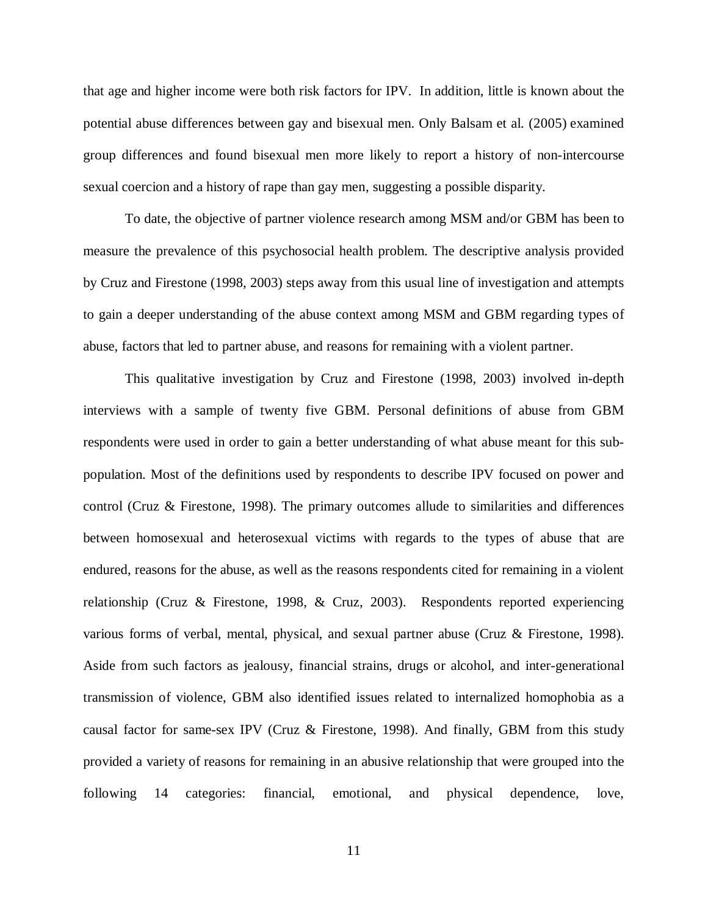that age and higher income were both risk factors for IPV. In addition, little is known about the potential abuse differences between gay and bisexual men. Only Balsam et al. (2005) examined group differences and found bisexual men more likely to report a history of non-intercourse sexual coercion and a history of rape than gay men, suggesting a possible disparity.

To date, the objective of partner violence research among MSM and/or GBM has been to measure the prevalence of this psychosocial health problem. The descriptive analysis provided by Cruz and Firestone (1998, 2003) steps away from this usual line of investigation and attempts to gain a deeper understanding of the abuse context among MSM and GBM regarding types of abuse, factors that led to partner abuse, and reasons for remaining with a violent partner.

This qualitative investigation by Cruz and Firestone (1998, 2003) involved in-depth interviews with a sample of twenty five GBM. Personal definitions of abuse from GBM respondents were used in order to gain a better understanding of what abuse meant for this sub-population. Most of the definitions used by respondents to describe IPV focused on power and control (Cruz & Firestone, 1998). The primary outcomes allude to similarities and differences between homosexual and heterosexual victims with regards to the types of abuse that are endured, reasons for the abuse, as well as the reasons respondents cited for remaining in a violent relationship (Cruz & Firestone, 1998, & Cruz, 2003). Respondents reported experiencing various forms of verbal, mental, physical, and sexual partner abuse (Cruz & Firestone, 1998). Aside from such factors as jealousy, financial strains, drugs or alcohol, and inter-generational transmission of violence, GBM also identified issues related to internalized homophobia as a causal factor for same-sex IPV (Cruz & Firestone, 1998). And finally, GBM from this study provided a variety of reasons for remaining in an abusive relationship that were grouped into the following 14 categories: financial, emotional, and physical dependence, love,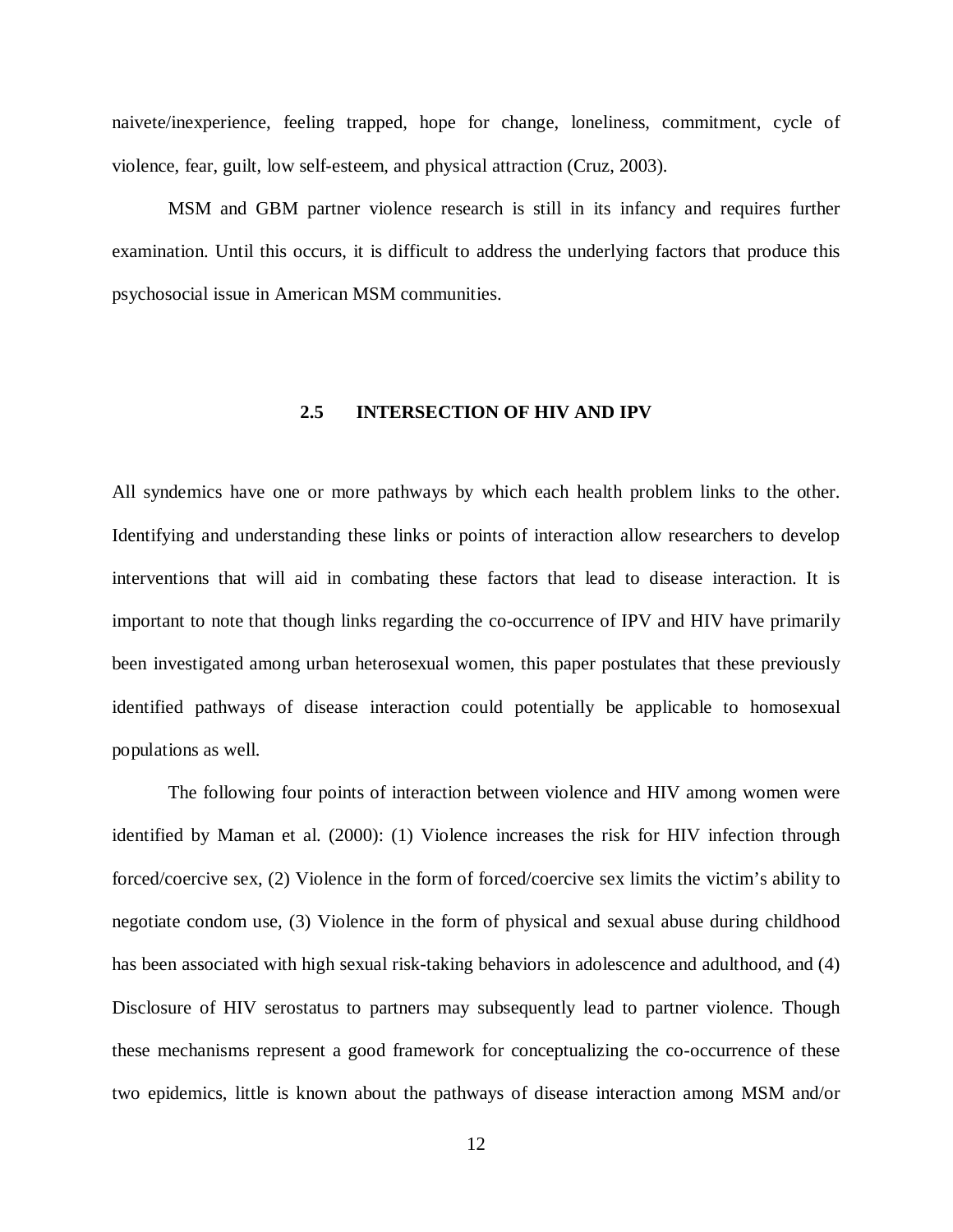naivete/inexperience, feeling trapped, hope for change, loneliness, commitment, cycle of violence, fear, guilt, low self-esteem, and physical attraction (Cruz, 2003).

MSM and GBM partner violence research is still in its infancy and requires further examination. Until this occurs, it is difficult to address the underlying factors that produce this psychosocial issue in American MSM communities.

## 2.5 INTERSECTION OF HIV AND IPV

All syndemics have one or more pathways by which each health problem links to the other. Identifying and understanding these links or points of interaction allow researchers to develop interventions that will aid in combating these factors that lead to disease interaction. It is important to note that though links regarding the co-occurrence of IPV and HIV have primarily been investigated among urban heterosexual women, this paper postulates that these previously identified pathways of disease interaction could potentially be applicable to homosexual populations as well.

The following four points of interaction between violence and HIV among women were identified by Maman et al. (2000): (1) Violence increases the risk for HIV infection through forced/coercive sex, (2) Violence in the form of forced/coercive sex limits the victim's ability to negotiate condom use, (3) Violence in the form of physical and sexual abuse during childhood has been associated with high sexual risk-taking behaviors in adolescence and adulthood, and (4) Disclosure of HIV serostatus to partners may subsequently lead to partner violence. Though these mechanisms represent a good framework for conceptualizing the co-occurrence of these two epidemics, little is known about the pathways of disease interaction among MSM and/or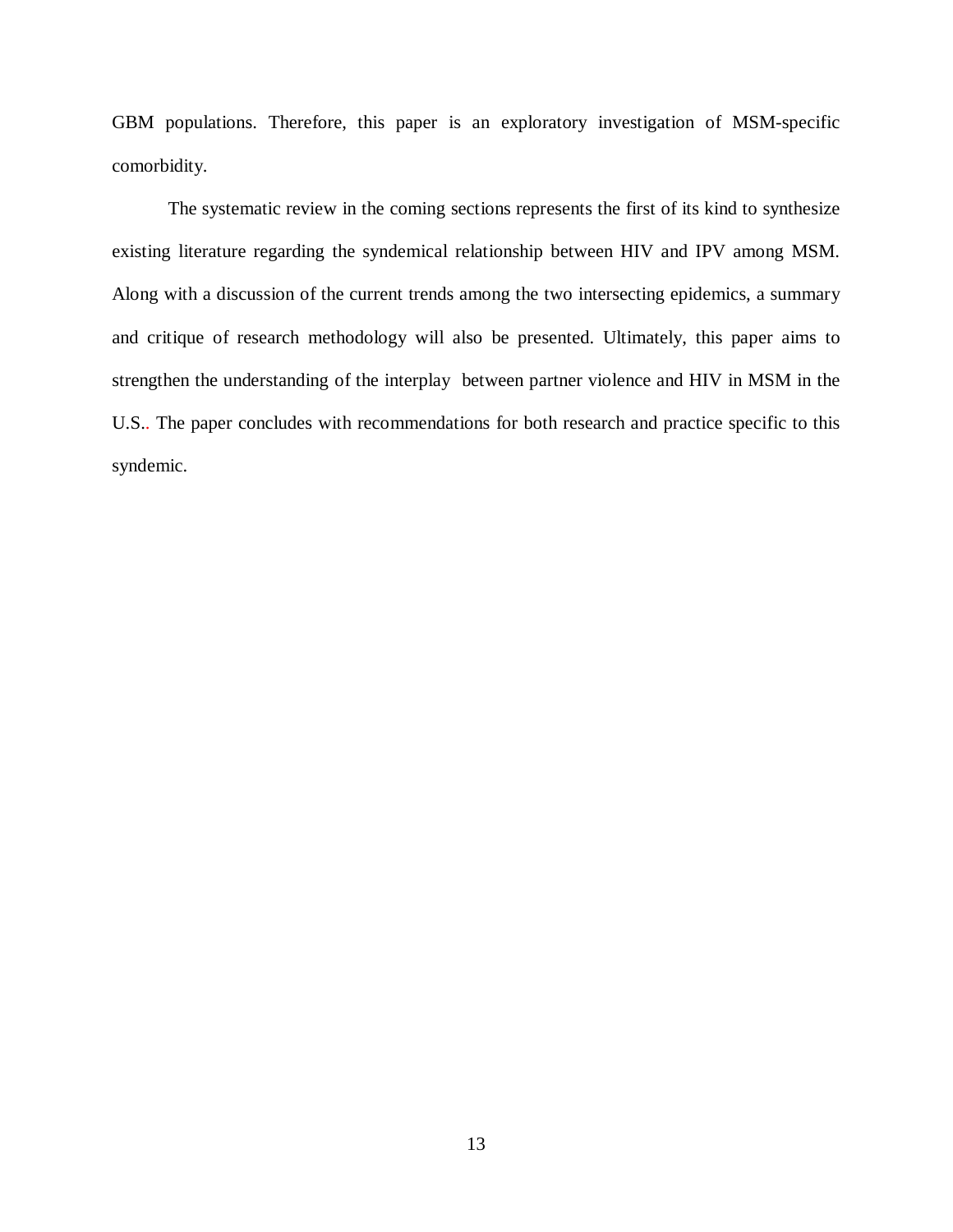GBM populations. Therefore, this paper is an exploratory investigation of MSM-specific comorbidity.

The systematic review in the coming sections represents the first of its kind to synthesize existing literature regarding the syndemical relationship between HIV and IPV among MSM. Along with a discussion of the current trends among the two intersecting epidemics, a summary and critique of research methodology will also be presented. Ultimately, this paper aims to strengthen the understanding of the interplay between partner violence and HIV in MSM in the U.S.. The paper concludes with recommendations for both research and practice specific to this syndemic.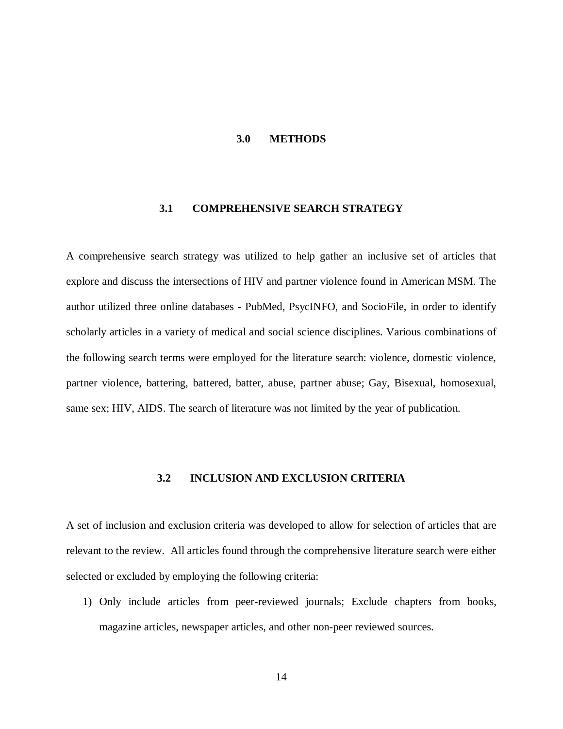# 3.0 METHODS

## 3.1 COMPREHENSIVE SEARCH STRATEGY

A comprehensive search strategy was utilized to help gather an inclusive set of articles that explore and discuss the intersections of HIV and partner violence found in American MSM. The author utilized three online databases - PubMed, PsycINFO, and SocioFile, in order to identify scholarly articles in a variety of medical and social science disciplines. Various combinations of the following search terms were employed for the literature search: violence, domestic violence, partner violence, battering, battered, batter, abuse, partner abuse; Gay, Bisexual, homosexual, same sex; HIV, AIDS. The search of literature was not limited by the year of publication.

## 3.2 INCLUSION AND EXCLUSION CRITERIA

A set of inclusion and exclusion criteria was developed to allow for selection of articles that are relevant to the review. All articles found through the comprehensive literature search were either selected or excluded by employing the following criteria:

1) Only include articles from peer-reviewed journals; Exclude chapters from books, magazine articles, newspaper articles, and other non-peer reviewed sources.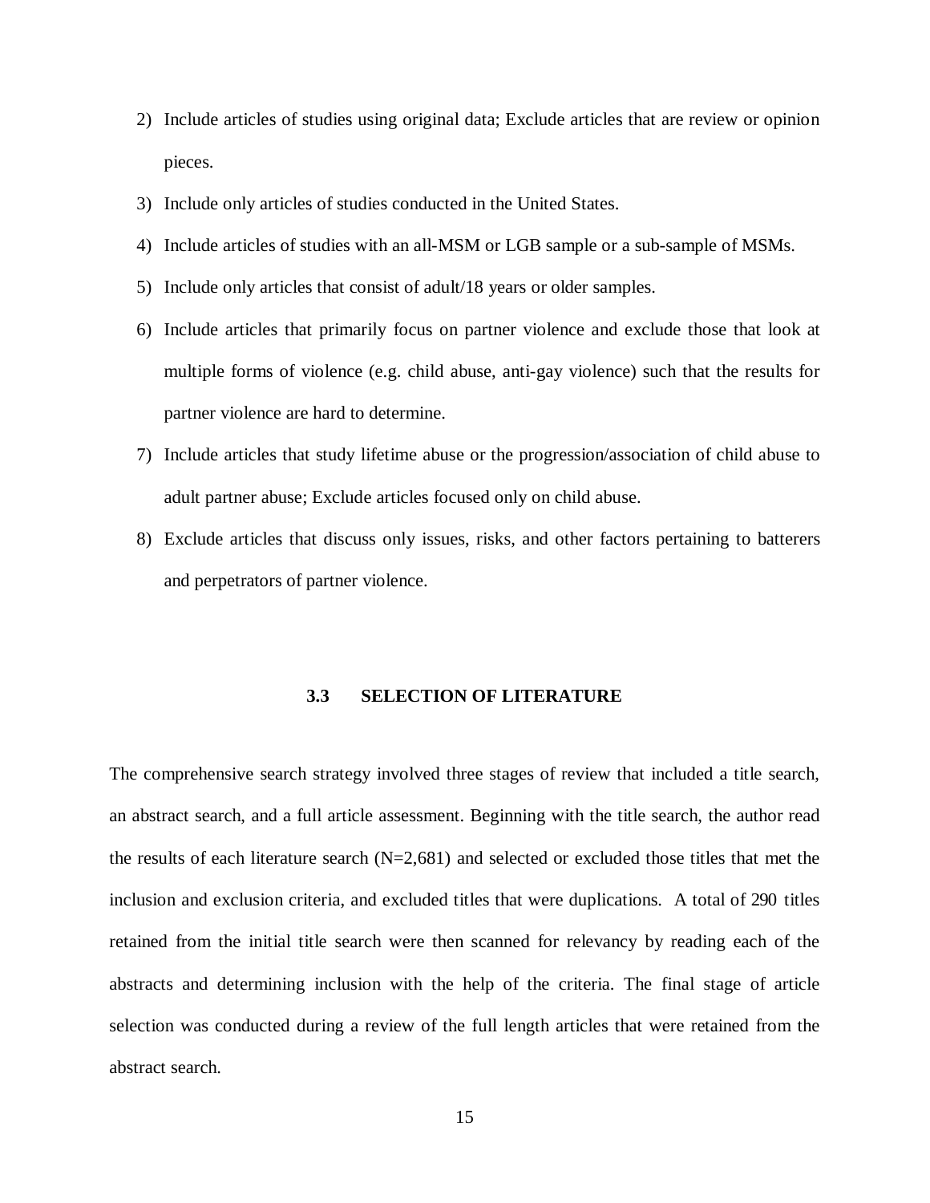2) Include articles of studies using original data; Exclude articles that are review or opinion pieces.
3) Include only articles of studies conducted in the United States.
4) Include articles of studies with an all-MSM or LGB sample or a sub-sample of MSMs.
5) Include only articles that consist of adult/18 years or older samples.
6) Include articles that primarily focus on partner violence and exclude those that look at multiple forms of violence (e.g. child abuse, anti-gay violence) such that the results for partner violence are hard to determine.
7) Include articles that study lifetime abuse or the progression/association of child abuse to adult partner abuse; Exclude articles focused only on child abuse.
8) Exclude articles that discuss only issues, risks, and other factors pertaining to batterers and perpetrators of partner violence.

## 3.3 SELECTION OF LITERATURE

The comprehensive search strategy involved three stages of review that included a title search, an abstract search, and a full article assessment. Beginning with the title search, the author read the results of each literature search (N=2,681) and selected or excluded those titles that met the inclusion and exclusion criteria, and excluded titles that were duplications. A total of 290 titles retained from the initial title search were then scanned for relevancy by reading each of the abstracts and determining inclusion with the help of the criteria. The final stage of article selection was conducted during a review of the full length articles that were retained from the abstract search.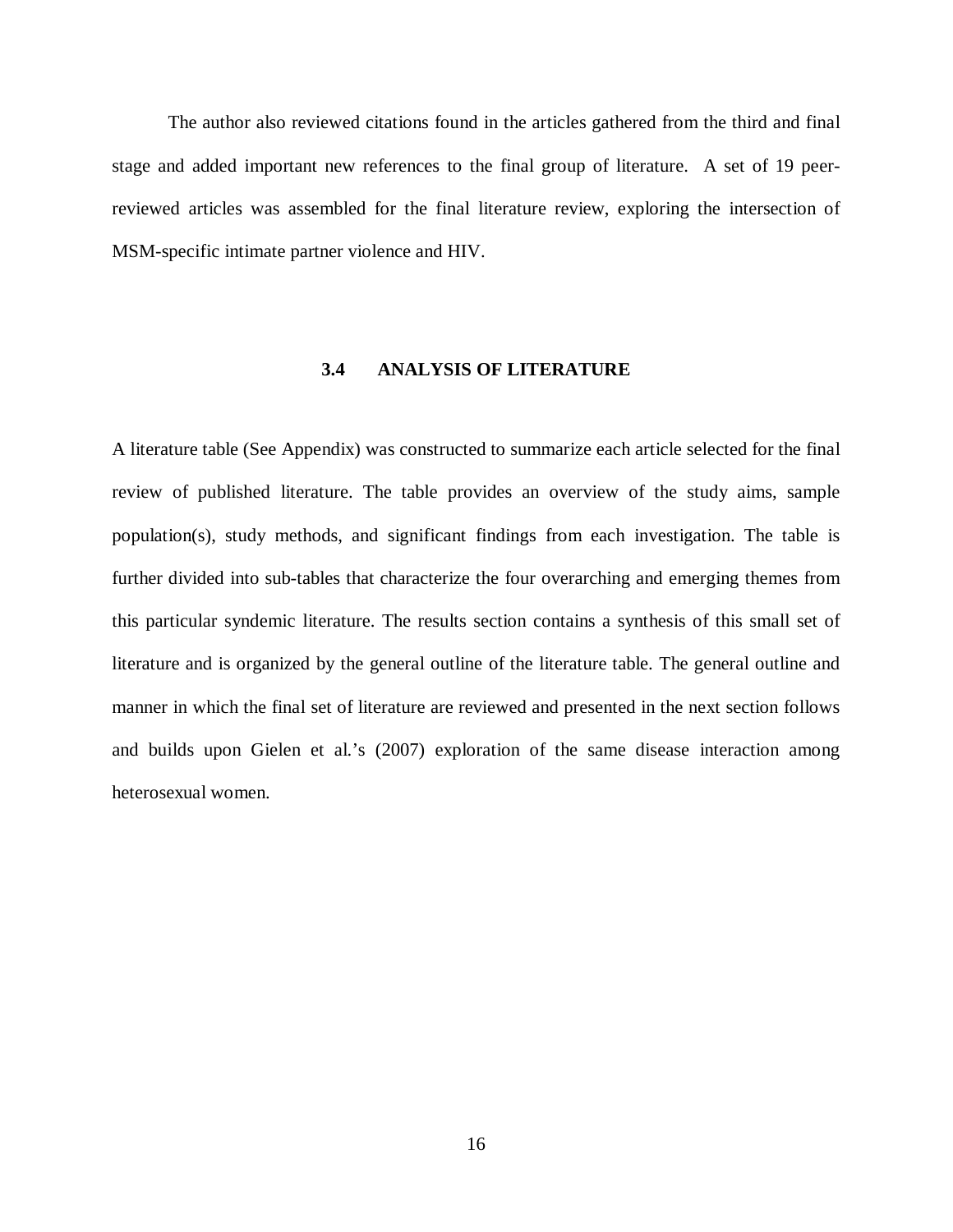The author also reviewed citations found in the articles gathered from the third and final stage and added important new references to the final group of literature. A set of 19 peer-reviewed articles was assembled for the final literature review, exploring the intersection of MSM-specific intimate partner violence and HIV.

### 3.4 ANALYSIS OF LITERATURE

A literature table (See Appendix) was constructed to summarize each article selected for the final review of published literature. The table provides an overview of the study aims, sample population(s), study methods, and significant findings from each investigation. The table is further divided into sub-tables that characterize the four overarching and emerging themes from this particular syndemic literature. The results section contains a synthesis of this small set of literature and is organized by the general outline of the literature table. The general outline and manner in which the final set of literature are reviewed and presented in the next section follows and builds upon Gielen et al.'s (2007) exploration of the same disease interaction among heterosexual women.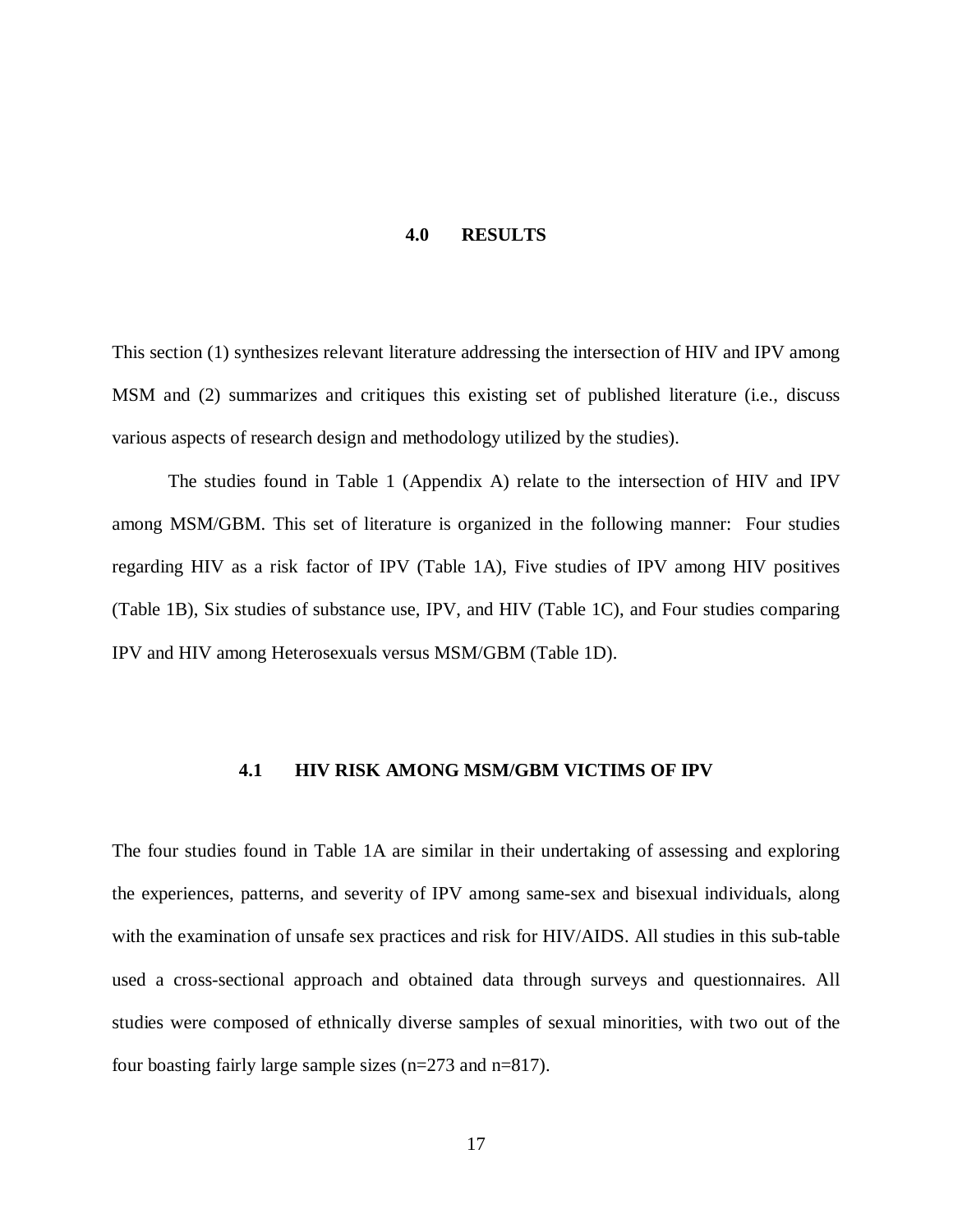# 4.0 RESULTS

This section (1) synthesizes relevant literature addressing the intersection of HIV and IPV among MSM and (2) summarizes and critiques this existing set of published literature (i.e., discuss various aspects of research design and methodology utilized by the studies).

The studies found in Table 1 (Appendix A) relate to the intersection of HIV and IPV among MSM/GBM. This set of literature is organized in the following manner: Four studies regarding HIV as a risk factor of IPV (Table 1A), Five studies of IPV among HIV positives (Table 1B), Six studies of substance use, IPV, and HIV (Table 1C), and Four studies comparing IPV and HIV among Heterosexuals versus MSM/GBM (Table 1D).

## 4.1 HIV RISK AMONG MSM/GBM VICTIMS OF IPV

The four studies found in Table 1A are similar in their undertaking of assessing and exploring the experiences, patterns, and severity of IPV among same-sex and bisexual individuals, along with the examination of unsafe sex practices and risk for HIV/AIDS. All studies in this sub-table used a cross-sectional approach and obtained data through surveys and questionnaires. All studies were composed of ethnically diverse samples of sexual minorities, with two out of the four boasting fairly large sample sizes (n=273 and n=817).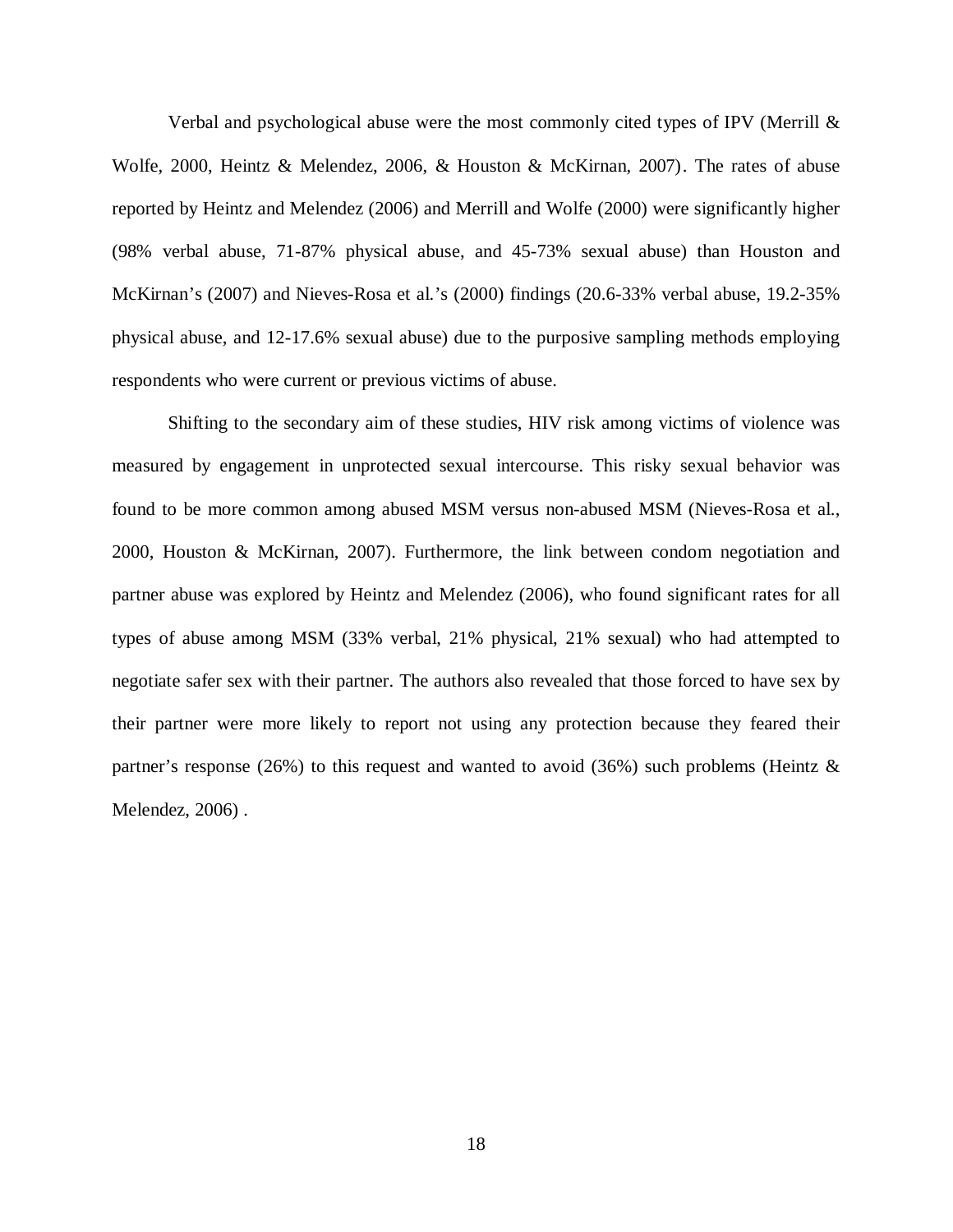Verbal and psychological abuse were the most commonly cited types of IPV (Merrill & Wolfe, 2000, Heintz & Melendez, 2006, & Houston & McKirnan, 2007). The rates of abuse reported by Heintz and Melendez (2006) and Merrill and Wolfe (2000) were significantly higher (98% verbal abuse, 71-87% physical abuse, and 45-73% sexual abuse) than Houston and McKirnan's (2007) and Nieves-Rosa et al.'s (2000) findings (20.6-33% verbal abuse, 19.2-35% physical abuse, and 12-17.6% sexual abuse) due to the purposive sampling methods employing respondents who were current or previous victims of abuse.

Shifting to the secondary aim of these studies, HIV risk among victims of violence was measured by engagement in unprotected sexual intercourse. This risky sexual behavior was found to be more common among abused MSM versus non-abused MSM (Nieves-Rosa et al., 2000, Houston & McKirnan, 2007). Furthermore, the link between condom negotiation and partner abuse was explored by Heintz and Melendez (2006), who found significant rates for all types of abuse among MSM (33% verbal, 21% physical, 21% sexual) who had attempted to negotiate safer sex with their partner. The authors also revealed that those forced to have sex by their partner were more likely to report not using any protection because they feared their partner's response (26%) to this request and wanted to avoid (36%) such problems (Heintz & Melendez, 2006) .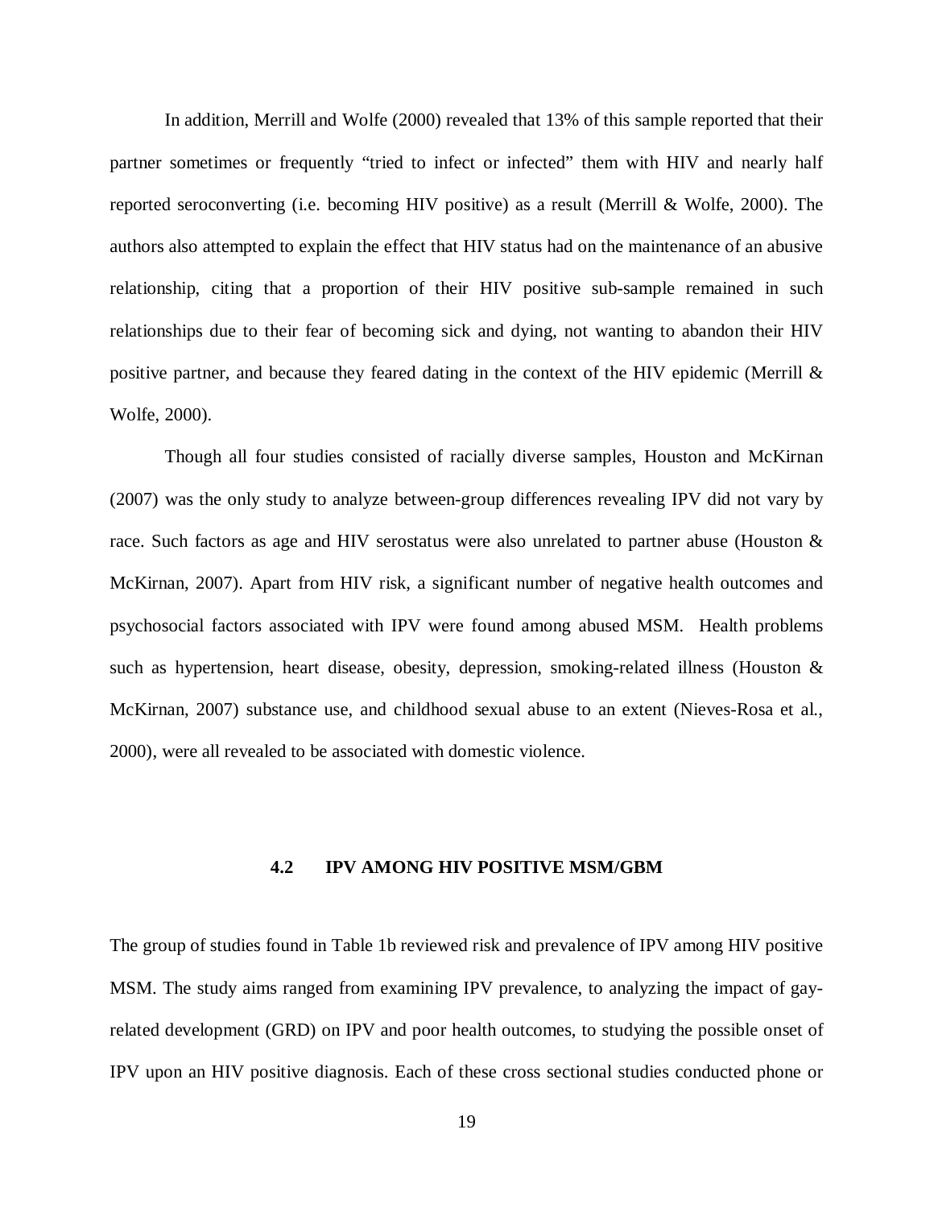In addition, Merrill and Wolfe (2000) revealed that 13% of this sample reported that their partner sometimes or frequently "tried to infect or infected" them with HIV and nearly half reported seroconverting (i.e. becoming HIV positive) as a result (Merrill & Wolfe, 2000). The authors also attempted to explain the effect that HIV status had on the maintenance of an abusive relationship, citing that a proportion of their HIV positive sub-sample remained in such relationships due to their fear of becoming sick and dying, not wanting to abandon their HIV positive partner, and because they feared dating in the context of the HIV epidemic (Merrill & Wolfe, 2000).

Though all four studies consisted of racially diverse samples, Houston and McKirnan (2007) was the only study to analyze between-group differences revealing IPV did not vary by race. Such factors as age and HIV serostatus were also unrelated to partner abuse (Houston & McKirnan, 2007). Apart from HIV risk, a significant number of negative health outcomes and psychosocial factors associated with IPV were found among abused MSM. Health problems such as hypertension, heart disease, obesity, depression, smoking-related illness (Houston & McKirnan, 2007) substance use, and childhood sexual abuse to an extent (Nieves-Rosa et al., 2000), were all revealed to be associated with domestic violence.

## 4.2 IPV AMONG HIV POSITIVE MSM/GBM

The group of studies found in Table 1b reviewed risk and prevalence of IPV among HIV positive MSM. The study aims ranged from examining IPV prevalence, to analyzing the impact of gay-related development (GRD) on IPV and poor health outcomes, to studying the possible onset of IPV upon an HIV positive diagnosis. Each of these cross sectional studies conducted phone or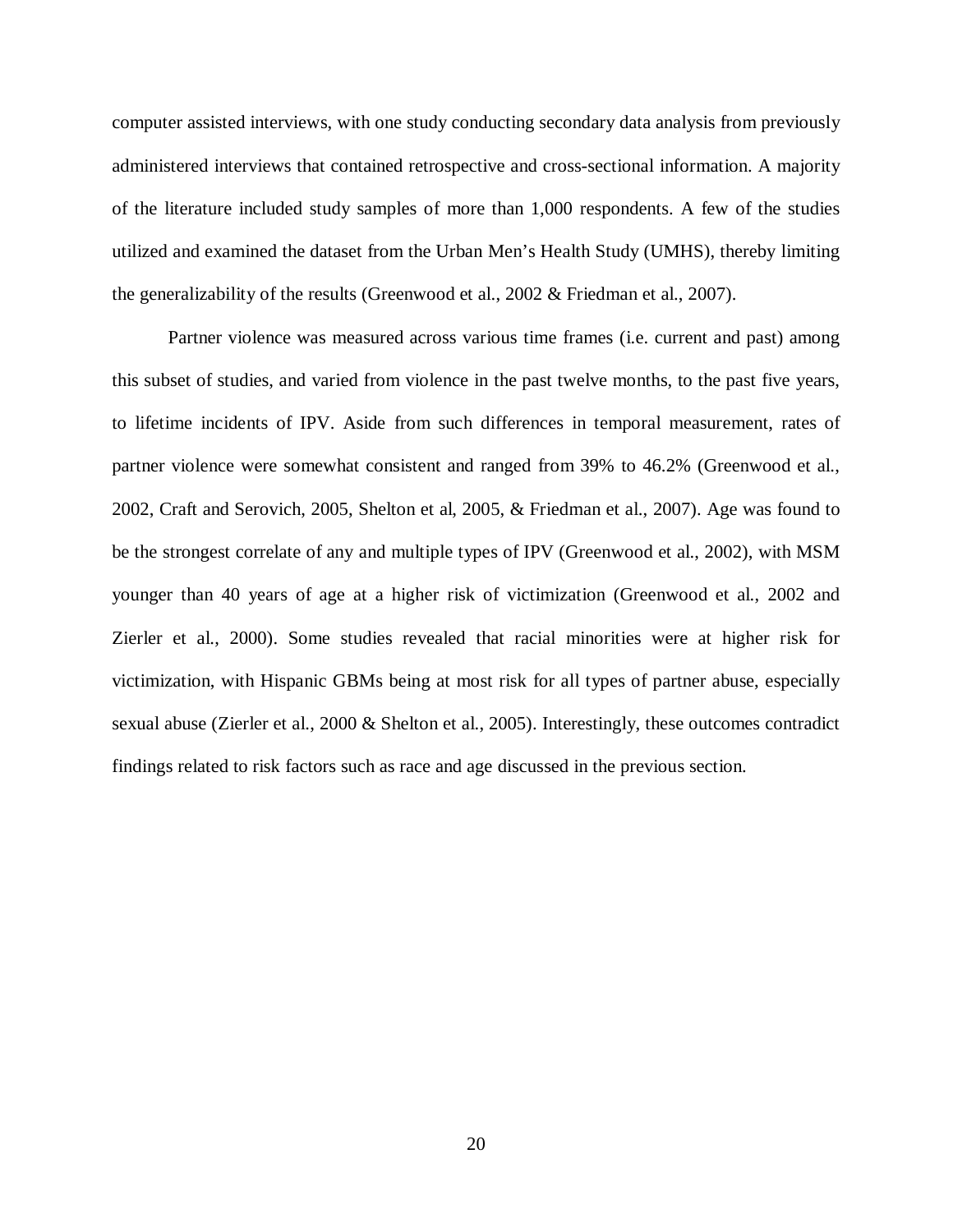computer assisted interviews, with one study conducting secondary data analysis from previously administered interviews that contained retrospective and cross-sectional information. A majority of the literature included study samples of more than 1,000 respondents. A few of the studies utilized and examined the dataset from the Urban Men's Health Study (UMHS), thereby limiting the generalizability of the results (Greenwood et al., 2002 & Friedman et al., 2007).

Partner violence was measured across various time frames (i.e. current and past) among this subset of studies, and varied from violence in the past twelve months, to the past five years, to lifetime incidents of IPV. Aside from such differences in temporal measurement, rates of partner violence were somewhat consistent and ranged from 39% to 46.2% (Greenwood et al., 2002, Craft and Serovich, 2005, Shelton et al, 2005, & Friedman et al., 2007). Age was found to be the strongest correlate of any and multiple types of IPV (Greenwood et al., 2002), with MSM younger than 40 years of age at a higher risk of victimization (Greenwood et al., 2002 and Zierler et al., 2000). Some studies revealed that racial minorities were at higher risk for victimization, with Hispanic GBMs being at most risk for all types of partner abuse, especially sexual abuse (Zierler et al., 2000 & Shelton et al., 2005). Interestingly, these outcomes contradict findings related to risk factors such as race and age discussed in the previous section.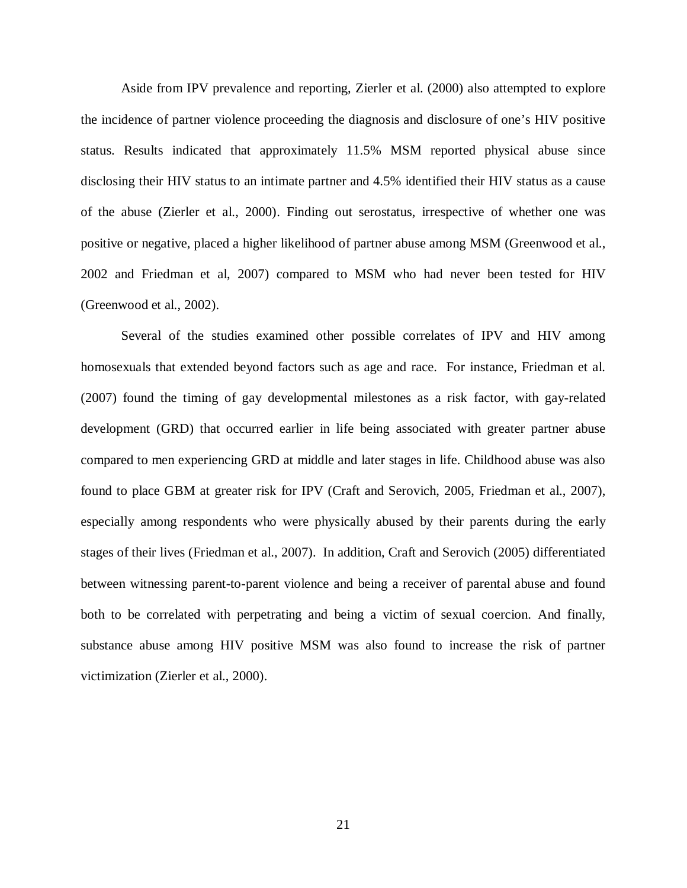Aside from IPV prevalence and reporting, Zierler et al. (2000) also attempted to explore the incidence of partner violence proceeding the diagnosis and disclosure of one's HIV positive status. Results indicated that approximately 11.5% MSM reported physical abuse since disclosing their HIV status to an intimate partner and 4.5% identified their HIV status as a cause of the abuse (Zierler et al., 2000). Finding out serostatus, irrespective of whether one was positive or negative, placed a higher likelihood of partner abuse among MSM (Greenwood et al., 2002 and Friedman et al, 2007) compared to MSM who had never been tested for HIV (Greenwood et al., 2002).

Several of the studies examined other possible correlates of IPV and HIV among homosexuals that extended beyond factors such as age and race. For instance, Friedman et al. (2007) found the timing of gay developmental milestones as a risk factor, with gay-related development (GRD) that occurred earlier in life being associated with greater partner abuse compared to men experiencing GRD at middle and later stages in life. Childhood abuse was also found to place GBM at greater risk for IPV (Craft and Serovich, 2005, Friedman et al., 2007), especially among respondents who were physically abused by their parents during the early stages of their lives (Friedman et al., 2007). In addition, Craft and Serovich (2005) differentiated between witnessing parent-to-parent violence and being a receiver of parental abuse and found both to be correlated with perpetrating and being a victim of sexual coercion. And finally, substance abuse among HIV positive MSM was also found to increase the risk of partner victimization (Zierler et al., 2000).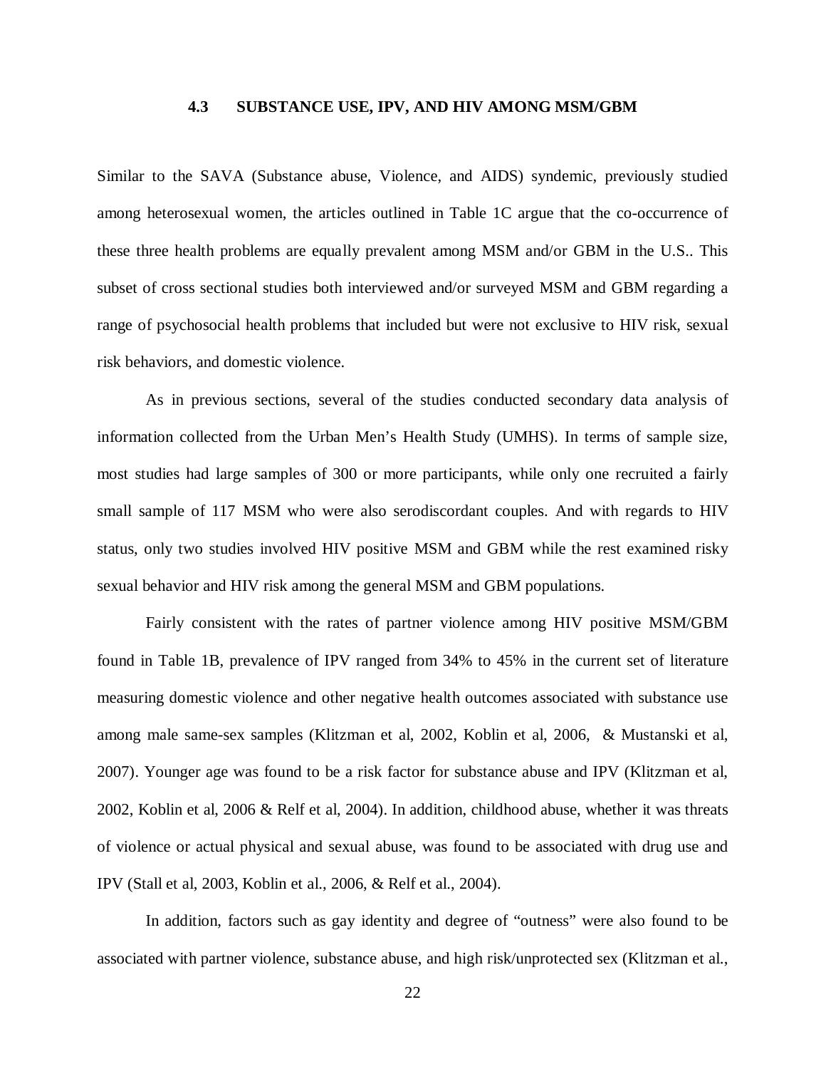### 4.3 SUBSTANCE USE, IPV, AND HIV AMONG MSM/GBM

Similar to the SAVA (Substance abuse, Violence, and AIDS) syndemic, previously studied among heterosexual women, the articles outlined in Table 1C argue that the co-occurrence of these three health problems are equally prevalent among MSM and/or GBM in the U.S.. This subset of cross sectional studies both interviewed and/or surveyed MSM and GBM regarding a range of psychosocial health problems that included but were not exclusive to HIV risk, sexual risk behaviors, and domestic violence.

As in previous sections, several of the studies conducted secondary data analysis of information collected from the Urban Men's Health Study (UMHS). In terms of sample size, most studies had large samples of 300 or more participants, while only one recruited a fairly small sample of 117 MSM who were also serodiscordant couples. And with regards to HIV status, only two studies involved HIV positive MSM and GBM while the rest examined risky sexual behavior and HIV risk among the general MSM and GBM populations.

Fairly consistent with the rates of partner violence among HIV positive MSM/GBM found in Table 1B, prevalence of IPV ranged from 34% to 45% in the current set of literature measuring domestic violence and other negative health outcomes associated with substance use among male same-sex samples (Klitzman et al, 2002, Koblin et al, 2006, & Mustanski et al, 2007). Younger age was found to be a risk factor for substance abuse and IPV (Klitzman et al, 2002, Koblin et al, 2006 & Relf et al, 2004). In addition, childhood abuse, whether it was threats of violence or actual physical and sexual abuse, was found to be associated with drug use and IPV (Stall et al, 2003, Koblin et al., 2006, & Relf et al., 2004).

In addition, factors such as gay identity and degree of "outness" were also found to be associated with partner violence, substance abuse, and high risk/unprotected sex (Klitzman et al.,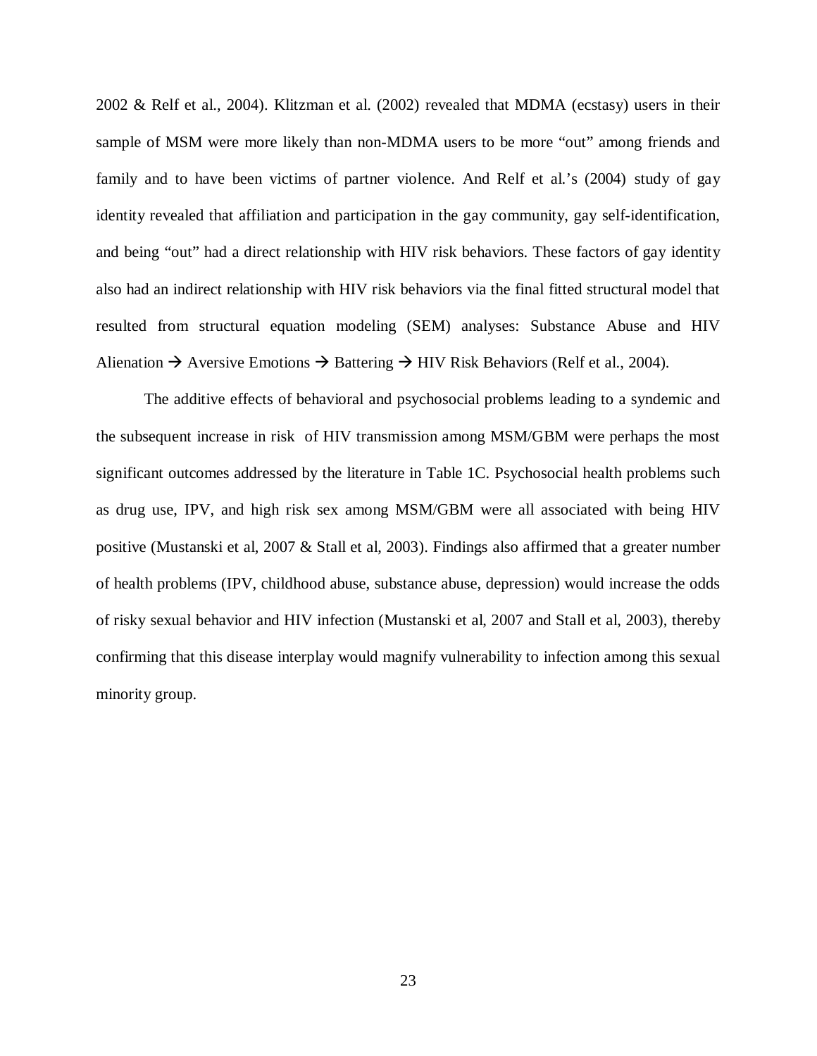2002 & Relf et al., 2004). Klitzman et al. (2002) revealed that MDMA (ecstasy) users in their sample of MSM were more likely than non-MDMA users to be more "out" among friends and family and to have been victims of partner violence. And Relf et al.'s (2004) study of gay identity revealed that affiliation and participation in the gay community, gay self-identification, and being "out" had a direct relationship with HIV risk behaviors. These factors of gay identity also had an indirect relationship with HIV risk behaviors via the final fitted structural model that resulted from structural equation modeling (SEM) analyses: Substance Abuse and HIV Alienation → Aversive Emotions → Battering → HIV Risk Behaviors (Relf et al., 2004).

The additive effects of behavioral and psychosocial problems leading to a syndemic and the subsequent increase in risk of HIV transmission among MSM/GBM were perhaps the most significant outcomes addressed by the literature in Table 1C. Psychosocial health problems such as drug use, IPV, and high risk sex among MSM/GBM were all associated with being HIV positive (Mustanski et al, 2007 & Stall et al, 2003). Findings also affirmed that a greater number of health problems (IPV, childhood abuse, substance abuse, depression) would increase the odds of risky sexual behavior and HIV infection (Mustanski et al, 2007 and Stall et al, 2003), thereby confirming that this disease interplay would magnify vulnerability to infection among this sexual minority group.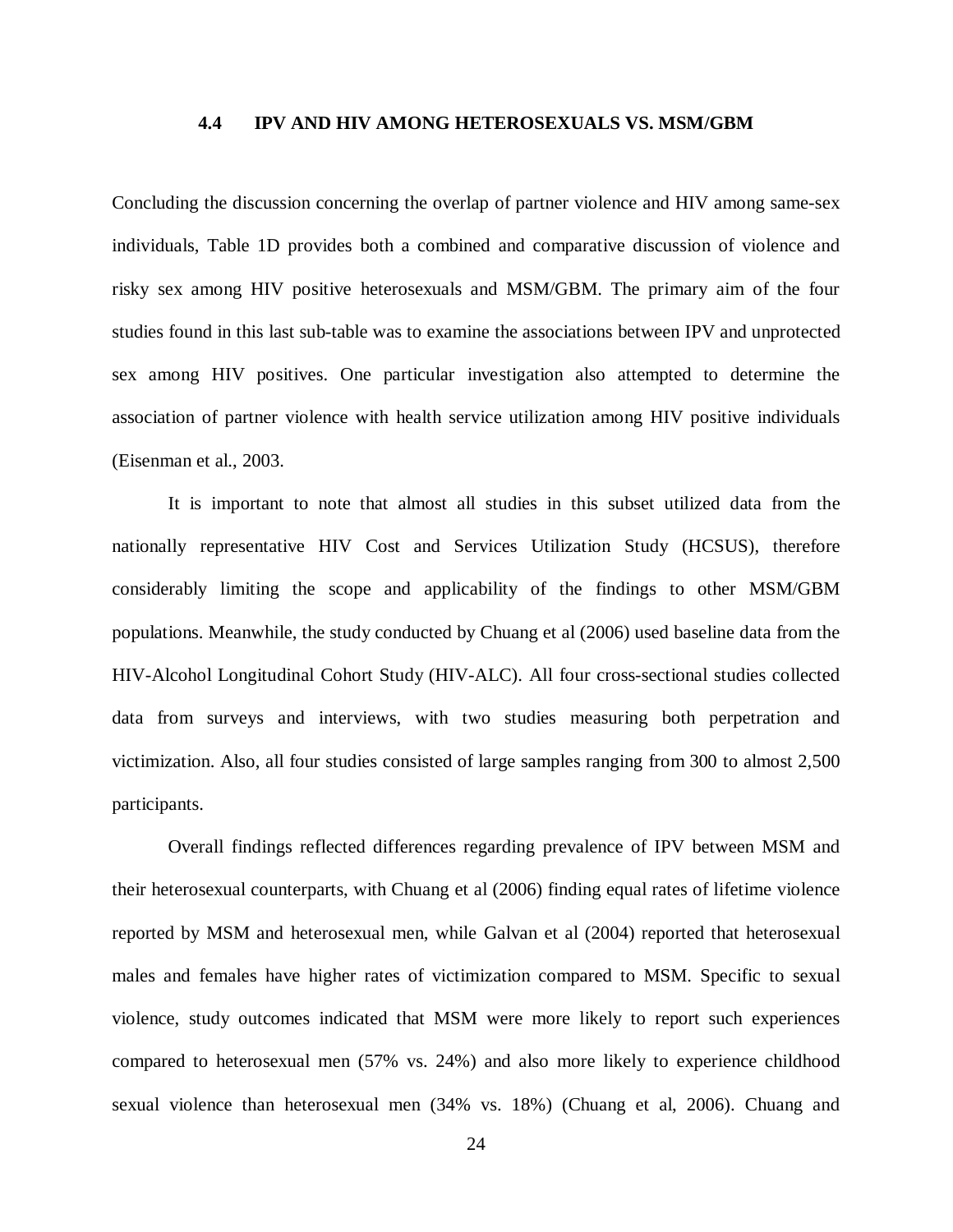### 4.4 IPV AND HIV AMONG HETEROSEXUALS VS. MSM/GBM

Concluding the discussion concerning the overlap of partner violence and HIV among same-sex individuals, Table 1D provides both a combined and comparative discussion of violence and risky sex among HIV positive heterosexuals and MSM/GBM. The primary aim of the four studies found in this last sub-table was to examine the associations between IPV and unprotected sex among HIV positives. One particular investigation also attempted to determine the association of partner violence with health service utilization among HIV positive individuals (Eisenman et al., 2003.

It is important to note that almost all studies in this subset utilized data from the nationally representative HIV Cost and Services Utilization Study (HCSUS), therefore considerably limiting the scope and applicability of the findings to other MSM/GBM populations. Meanwhile, the study conducted by Chuang et al (2006) used baseline data from the HIV-Alcohol Longitudinal Cohort Study (HIV-ALC). All four cross-sectional studies collected data from surveys and interviews, with two studies measuring both perpetration and victimization. Also, all four studies consisted of large samples ranging from 300 to almost 2,500 participants.

Overall findings reflected differences regarding prevalence of IPV between MSM and their heterosexual counterparts, with Chuang et al (2006) finding equal rates of lifetime violence reported by MSM and heterosexual men, while Galvan et al (2004) reported that heterosexual males and females have higher rates of victimization compared to MSM. Specific to sexual violence, study outcomes indicated that MSM were more likely to report such experiences compared to heterosexual men (57% vs. 24%) and also more likely to experience childhood sexual violence than heterosexual men (34% vs. 18%) (Chuang et al, 2006). Chuang and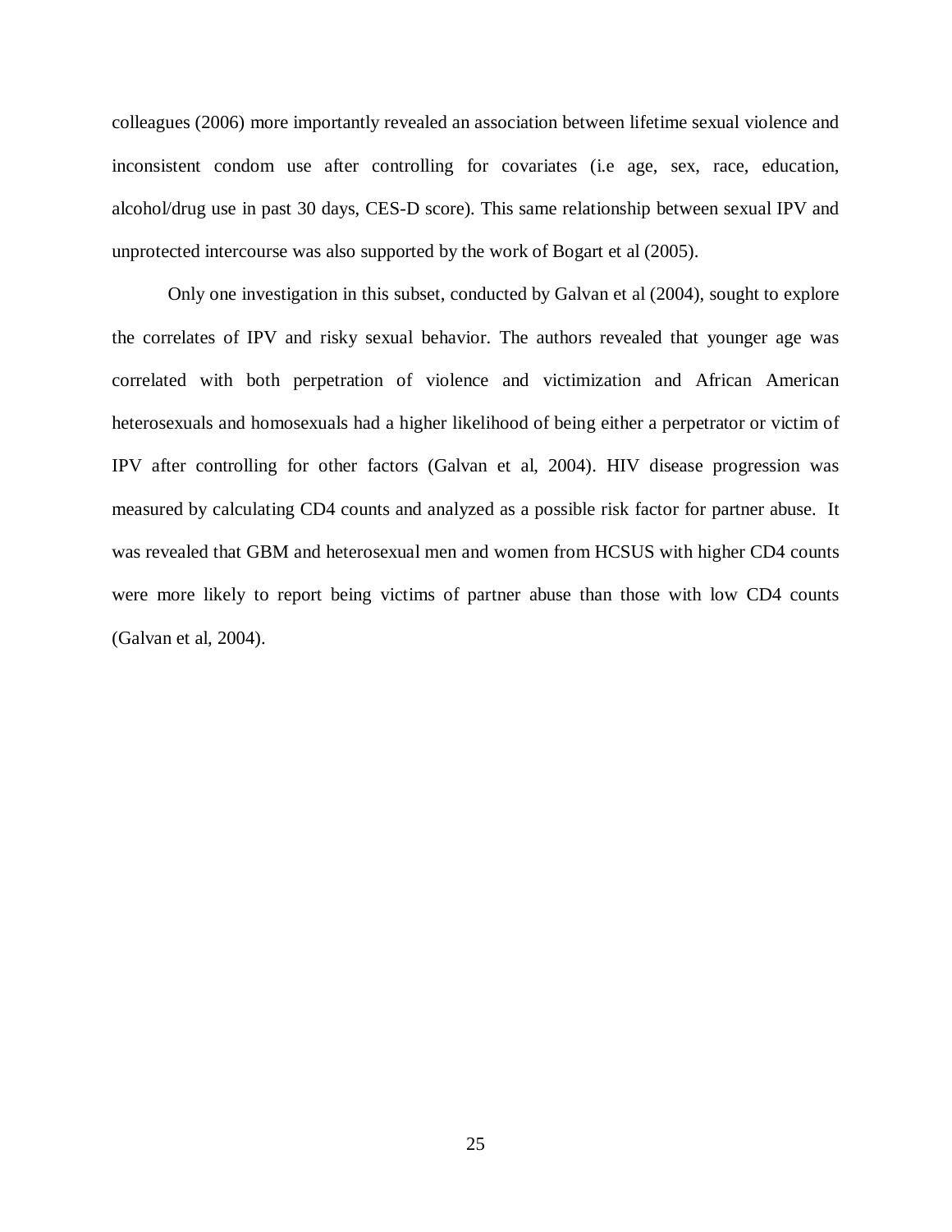colleagues (2006) more importantly revealed an association between lifetime sexual violence and inconsistent condom use after controlling for covariates (i.e age, sex, race, education, alcohol/drug use in past 30 days, CES-D score). This same relationship between sexual IPV and unprotected intercourse was also supported by the work of Bogart et al (2005).

Only one investigation in this subset, conducted by Galvan et al (2004), sought to explore the correlates of IPV and risky sexual behavior. The authors revealed that younger age was correlated with both perpetration of violence and victimization and African American heterosexuals and homosexuals had a higher likelihood of being either a perpetrator or victim of IPV after controlling for other factors (Galvan et al, 2004). HIV disease progression was measured by calculating CD4 counts and analyzed as a possible risk factor for partner abuse. It was revealed that GBM and heterosexual men and women from HCSUS with higher CD4 counts were more likely to report being victims of partner abuse than those with low CD4 counts (Galvan et al, 2004).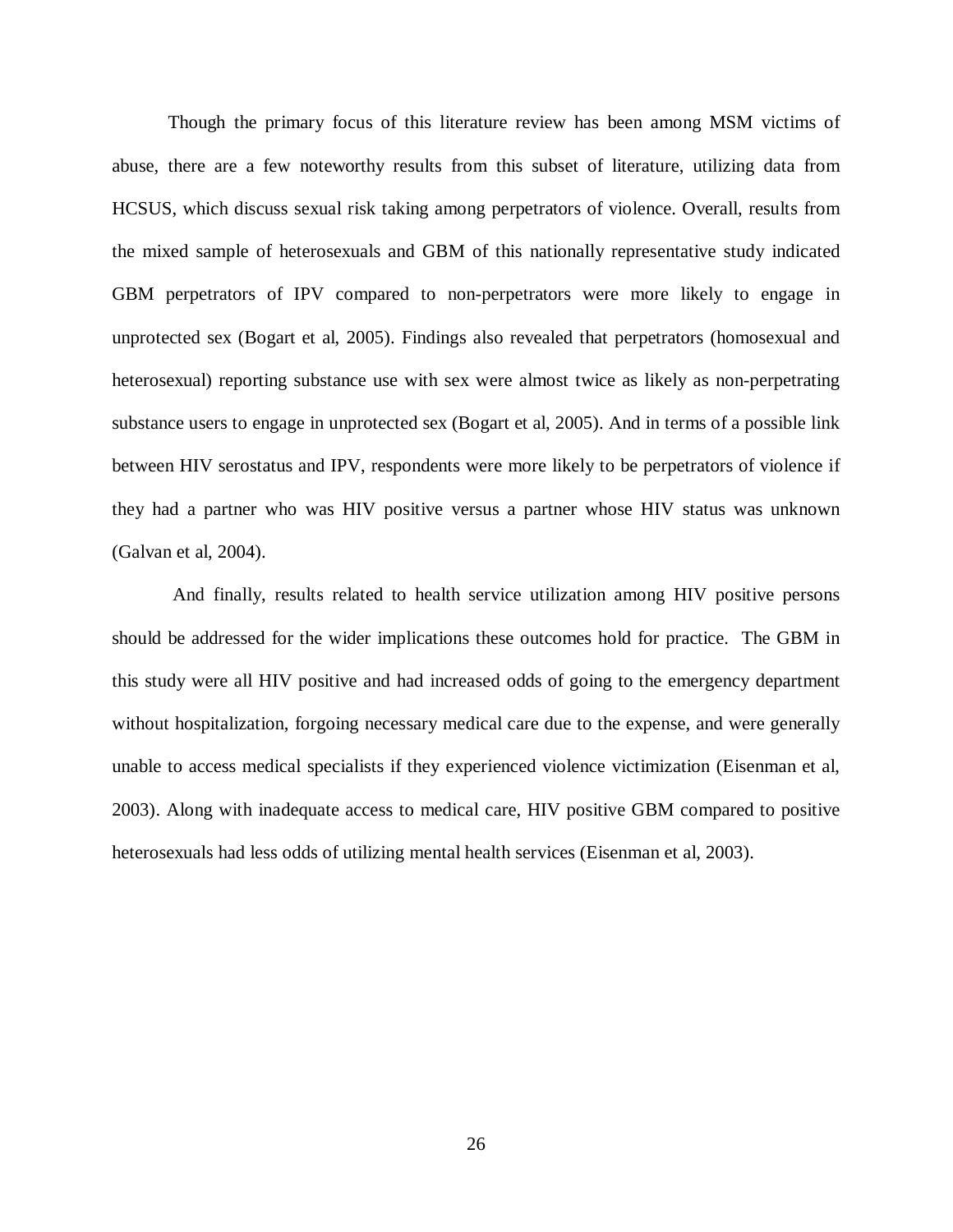Though the primary focus of this literature review has been among MSM victims of abuse, there are a few noteworthy results from this subset of literature, utilizing data from HCSUS, which discuss sexual risk taking among perpetrators of violence. Overall, results from the mixed sample of heterosexuals and GBM of this nationally representative study indicated GBM perpetrators of IPV compared to non-perpetrators were more likely to engage in unprotected sex (Bogart et al, 2005). Findings also revealed that perpetrators (homosexual and heterosexual) reporting substance use with sex were almost twice as likely as non-perpetrating substance users to engage in unprotected sex (Bogart et al, 2005). And in terms of a possible link between HIV serostatus and IPV, respondents were more likely to be perpetrators of violence if they had a partner who was HIV positive versus a partner whose HIV status was unknown (Galvan et al, 2004).

And finally, results related to health service utilization among HIV positive persons should be addressed for the wider implications these outcomes hold for practice. The GBM in this study were all HIV positive and had increased odds of going to the emergency department without hospitalization, forgoing necessary medical care due to the expense, and were generally unable to access medical specialists if they experienced violence victimization (Eisenman et al, 2003). Along with inadequate access to medical care, HIV positive GBM compared to positive heterosexuals had less odds of utilizing mental health services (Eisenman et al, 2003).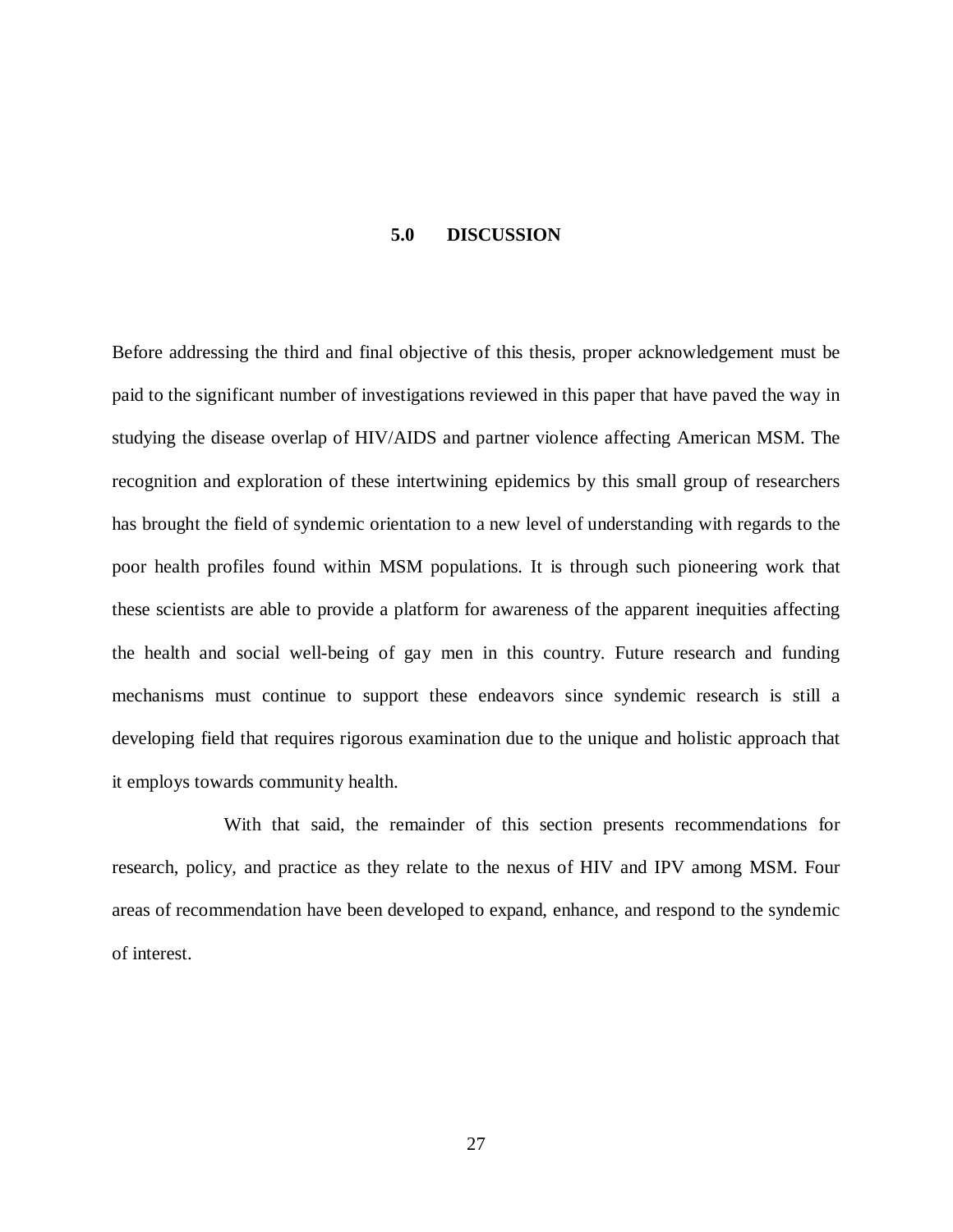# 5.0 DISCUSSION

Before addressing the third and final objective of this thesis, proper acknowledgement must be paid to the significant number of investigations reviewed in this paper that have paved the way in studying the disease overlap of HIV/AIDS and partner violence affecting American MSM. The recognition and exploration of these intertwining epidemics by this small group of researchers has brought the field of syndemic orientation to a new level of understanding with regards to the poor health profiles found within MSM populations. It is through such pioneering work that these scientists are able to provide a platform for awareness of the apparent inequities affecting the health and social well-being of gay men in this country. Future research and funding mechanisms must continue to support these endeavors since syndemic research is still a developing field that requires rigorous examination due to the unique and holistic approach that it employs towards community health.

With that said, the remainder of this section presents recommendations for research, policy, and practice as they relate to the nexus of HIV and IPV among MSM. Four areas of recommendation have been developed to expand, enhance, and respond to the syndemic of interest.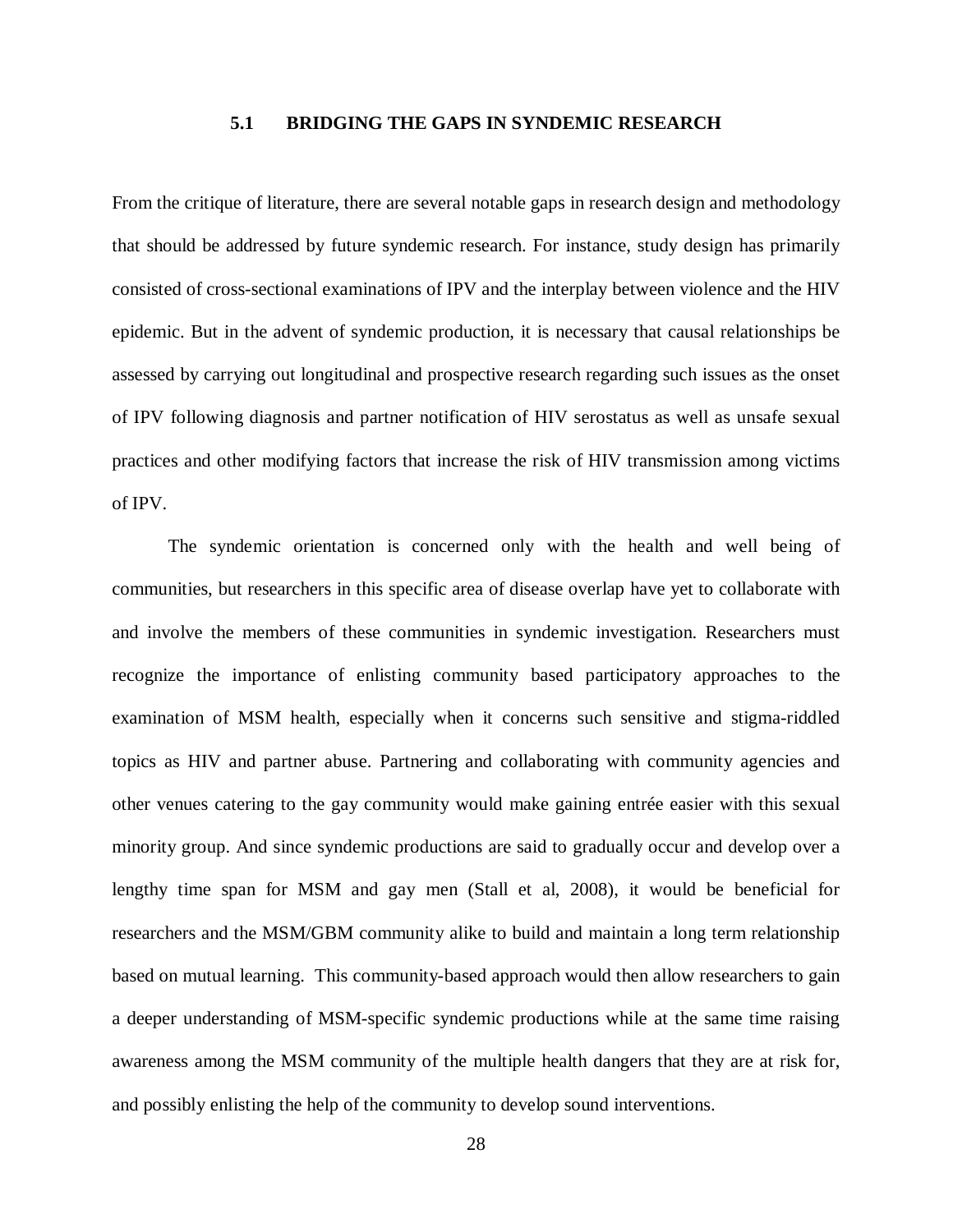## 5.1 BRIDGING THE GAPS IN SYNDEMIC RESEARCH

From the critique of literature, there are several notable gaps in research design and methodology that should be addressed by future syndemic research. For instance, study design has primarily consisted of cross-sectional examinations of IPV and the interplay between violence and the HIV epidemic. But in the advent of syndemic production, it is necessary that causal relationships be assessed by carrying out longitudinal and prospective research regarding such issues as the onset of IPV following diagnosis and partner notification of HIV serostatus as well as unsafe sexual practices and other modifying factors that increase the risk of HIV transmission among victims of IPV.

The syndemic orientation is concerned only with the health and well being of communities, but researchers in this specific area of disease overlap have yet to collaborate with and involve the members of these communities in syndemic investigation. Researchers must recognize the importance of enlisting community based participatory approaches to the examination of MSM health, especially when it concerns such sensitive and stigma-riddled topics as HIV and partner abuse. Partnering and collaborating with community agencies and other venues catering to the gay community would make gaining entrée easier with this sexual minority group. And since syndemic productions are said to gradually occur and develop over a lengthy time span for MSM and gay men (Stall et al, 2008), it would be beneficial for researchers and the MSM/GBM community alike to build and maintain a long term relationship based on mutual learning. This community-based approach would then allow researchers to gain a deeper understanding of MSM-specific syndemic productions while at the same time raising awareness among the MSM community of the multiple health dangers that they are at risk for, and possibly enlisting the help of the community to develop sound interventions.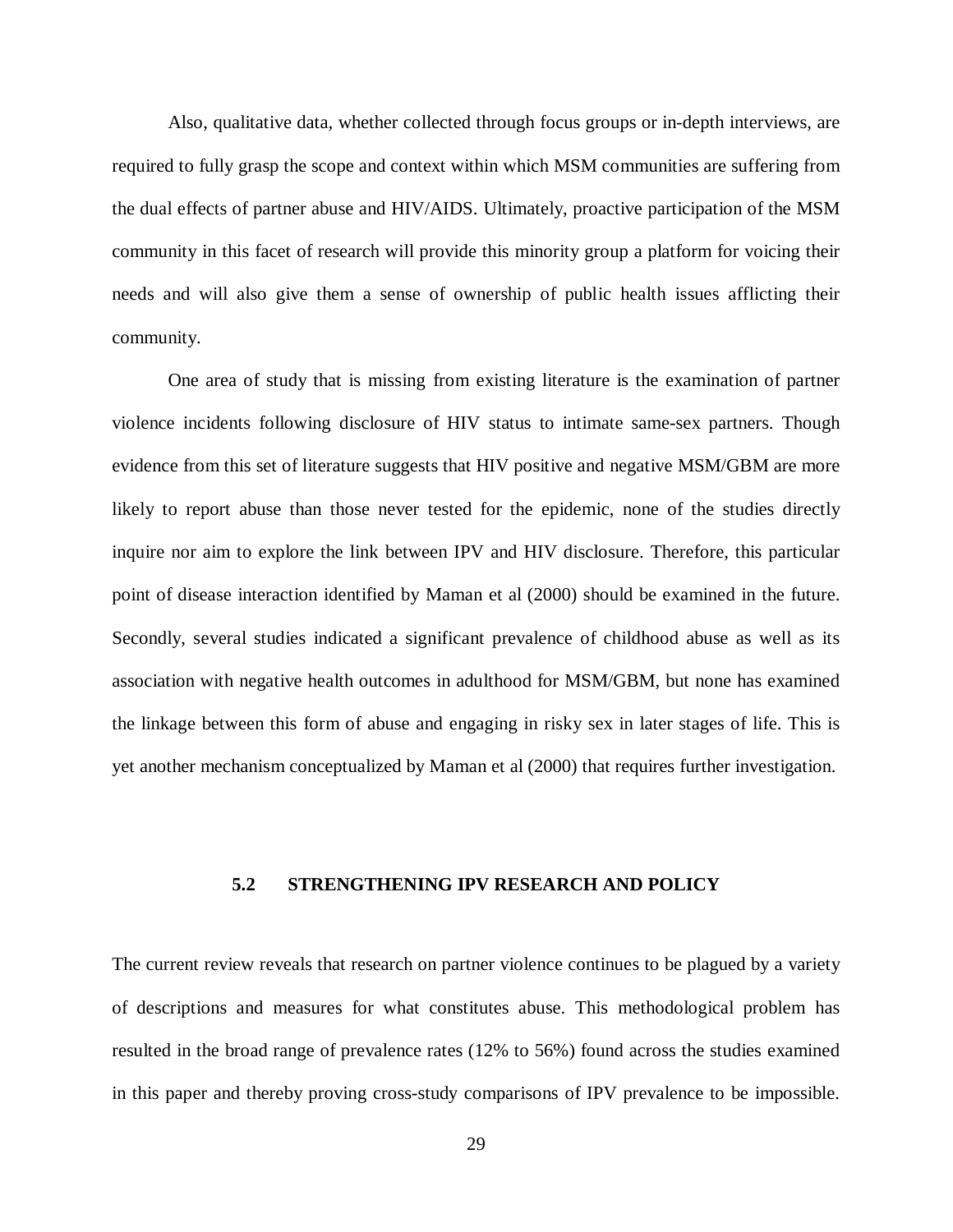Also, qualitative data, whether collected through focus groups or in-depth interviews, are required to fully grasp the scope and context within which MSM communities are suffering from the dual effects of partner abuse and HIV/AIDS. Ultimately, proactive participation of the MSM community in this facet of research will provide this minority group a platform for voicing their needs and will also give them a sense of ownership of public health issues afflicting their community.

One area of study that is missing from existing literature is the examination of partner violence incidents following disclosure of HIV status to intimate same-sex partners. Though evidence from this set of literature suggests that HIV positive and negative MSM/GBM are more likely to report abuse than those never tested for the epidemic, none of the studies directly inquire nor aim to explore the link between IPV and HIV disclosure. Therefore, this particular point of disease interaction identified by Maman et al (2000) should be examined in the future. Secondly, several studies indicated a significant prevalence of childhood abuse as well as its association with negative health outcomes in adulthood for MSM/GBM, but none has examined the linkage between this form of abuse and engaging in risky sex in later stages of life. This is yet another mechanism conceptualized by Maman et al (2000) that requires further investigation.

## 5.2 STRENGTHENING IPV RESEARCH AND POLICY

The current review reveals that research on partner violence continues to be plagued by a variety of descriptions and measures for what constitutes abuse. This methodological problem has resulted in the broad range of prevalence rates (12% to 56%) found across the studies examined in this paper and thereby proving cross-study comparisons of IPV prevalence to be impossible.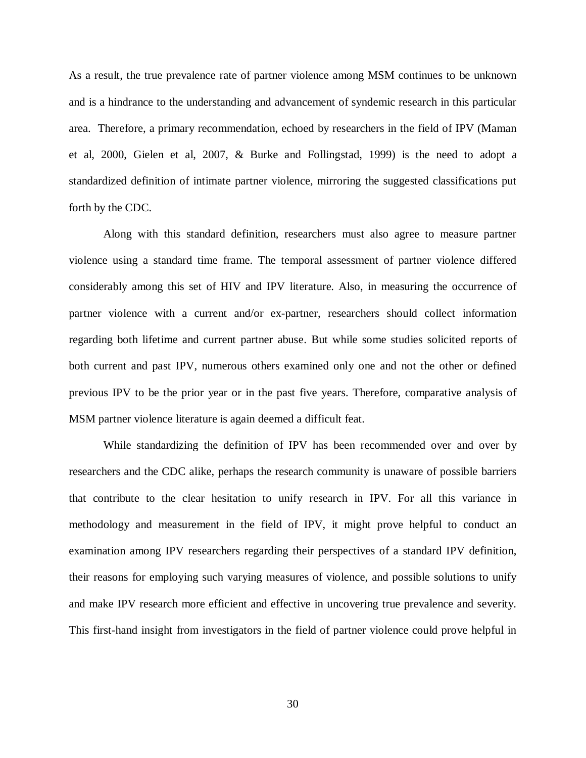As a result, the true prevalence rate of partner violence among MSM continues to be unknown and is a hindrance to the understanding and advancement of syndemic research in this particular area. Therefore, a primary recommendation, echoed by researchers in the field of IPV (Maman et al, 2000, Gielen et al, 2007, & Burke and Follingstad, 1999) is the need to adopt a standardized definition of intimate partner violence, mirroring the suggested classifications put forth by the CDC.

Along with this standard definition, researchers must also agree to measure partner violence using a standard time frame. The temporal assessment of partner violence differed considerably among this set of HIV and IPV literature. Also, in measuring the occurrence of partner violence with a current and/or ex-partner, researchers should collect information regarding both lifetime and current partner abuse. But while some studies solicited reports of both current and past IPV, numerous others examined only one and not the other or defined previous IPV to be the prior year or in the past five years. Therefore, comparative analysis of MSM partner violence literature is again deemed a difficult feat.

While standardizing the definition of IPV has been recommended over and over by researchers and the CDC alike, perhaps the research community is unaware of possible barriers that contribute to the clear hesitation to unify research in IPV. For all this variance in methodology and measurement in the field of IPV, it might prove helpful to conduct an examination among IPV researchers regarding their perspectives of a standard IPV definition, their reasons for employing such varying measures of violence, and possible solutions to unify and make IPV research more efficient and effective in uncovering true prevalence and severity. This first-hand insight from investigators in the field of partner violence could prove helpful in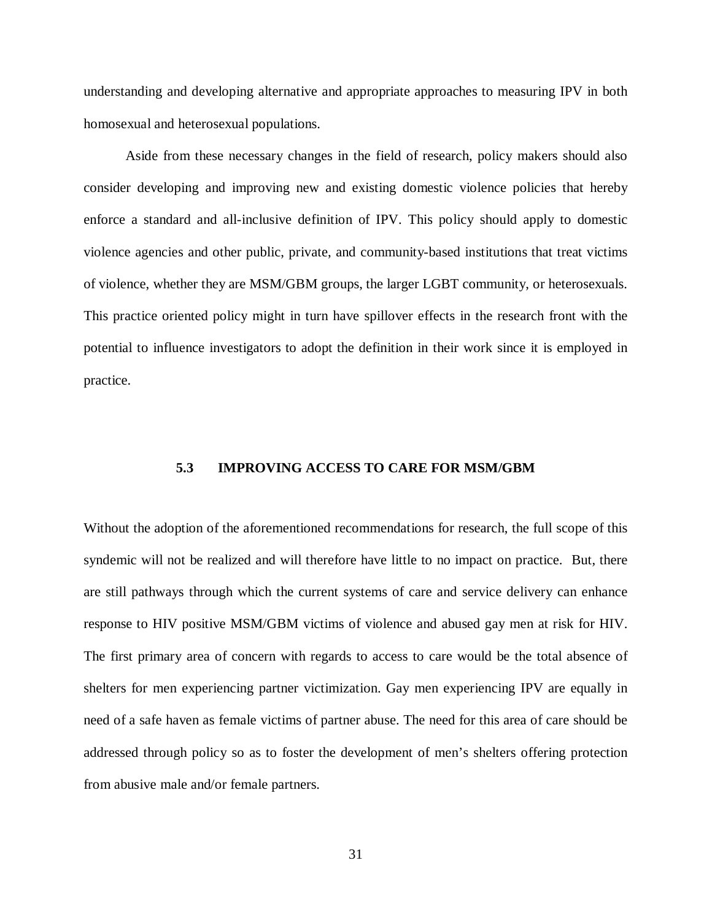understanding and developing alternative and appropriate approaches to measuring IPV in both homosexual and heterosexual populations.

Aside from these necessary changes in the field of research, policy makers should also consider developing and improving new and existing domestic violence policies that hereby enforce a standard and all-inclusive definition of IPV. This policy should apply to domestic violence agencies and other public, private, and community-based institutions that treat victims of violence, whether they are MSM/GBM groups, the larger LGBT community, or heterosexuals. This practice oriented policy might in turn have spillover effects in the research front with the potential to influence investigators to adopt the definition in their work since it is employed in practice.

### 5.3 IMPROVING ACCESS TO CARE FOR MSM/GBM

Without the adoption of the aforementioned recommendations for research, the full scope of this syndemic will not be realized and will therefore have little to no impact on practice. But, there are still pathways through which the current systems of care and service delivery can enhance response to HIV positive MSM/GBM victims of violence and abused gay men at risk for HIV. The first primary area of concern with regards to access to care would be the total absence of shelters for men experiencing partner victimization. Gay men experiencing IPV are equally in need of a safe haven as female victims of partner abuse. The need for this area of care should be addressed through policy so as to foster the development of men's shelters offering protection from abusive male and/or female partners.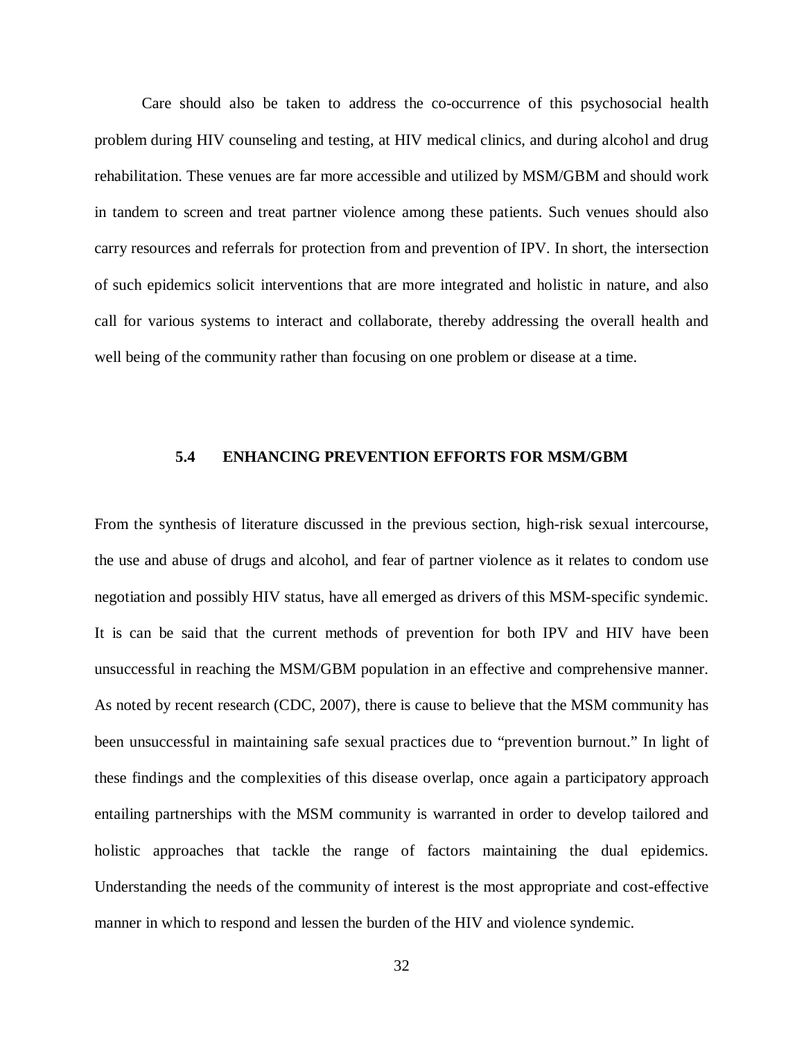Care should also be taken to address the co-occurrence of this psychosocial health problem during HIV counseling and testing, at HIV medical clinics, and during alcohol and drug rehabilitation. These venues are far more accessible and utilized by MSM/GBM and should work in tandem to screen and treat partner violence among these patients. Such venues should also carry resources and referrals for protection from and prevention of IPV. In short, the intersection of such epidemics solicit interventions that are more integrated and holistic in nature, and also call for various systems to interact and collaborate, thereby addressing the overall health and well being of the community rather than focusing on one problem or disease at a time.

### 5.4 ENHANCING PREVENTION EFFORTS FOR MSM/GBM

From the synthesis of literature discussed in the previous section, high-risk sexual intercourse, the use and abuse of drugs and alcohol, and fear of partner violence as it relates to condom use negotiation and possibly HIV status, have all emerged as drivers of this MSM-specific syndemic. It is can be said that the current methods of prevention for both IPV and HIV have been unsuccessful in reaching the MSM/GBM population in an effective and comprehensive manner. As noted by recent research (CDC, 2007), there is cause to believe that the MSM community has been unsuccessful in maintaining safe sexual practices due to "prevention burnout." In light of these findings and the complexities of this disease overlap, once again a participatory approach entailing partnerships with the MSM community is warranted in order to develop tailored and holistic approaches that tackle the range of factors maintaining the dual epidemics. Understanding the needs of the community of interest is the most appropriate and cost-effective manner in which to respond and lessen the burden of the HIV and violence syndemic.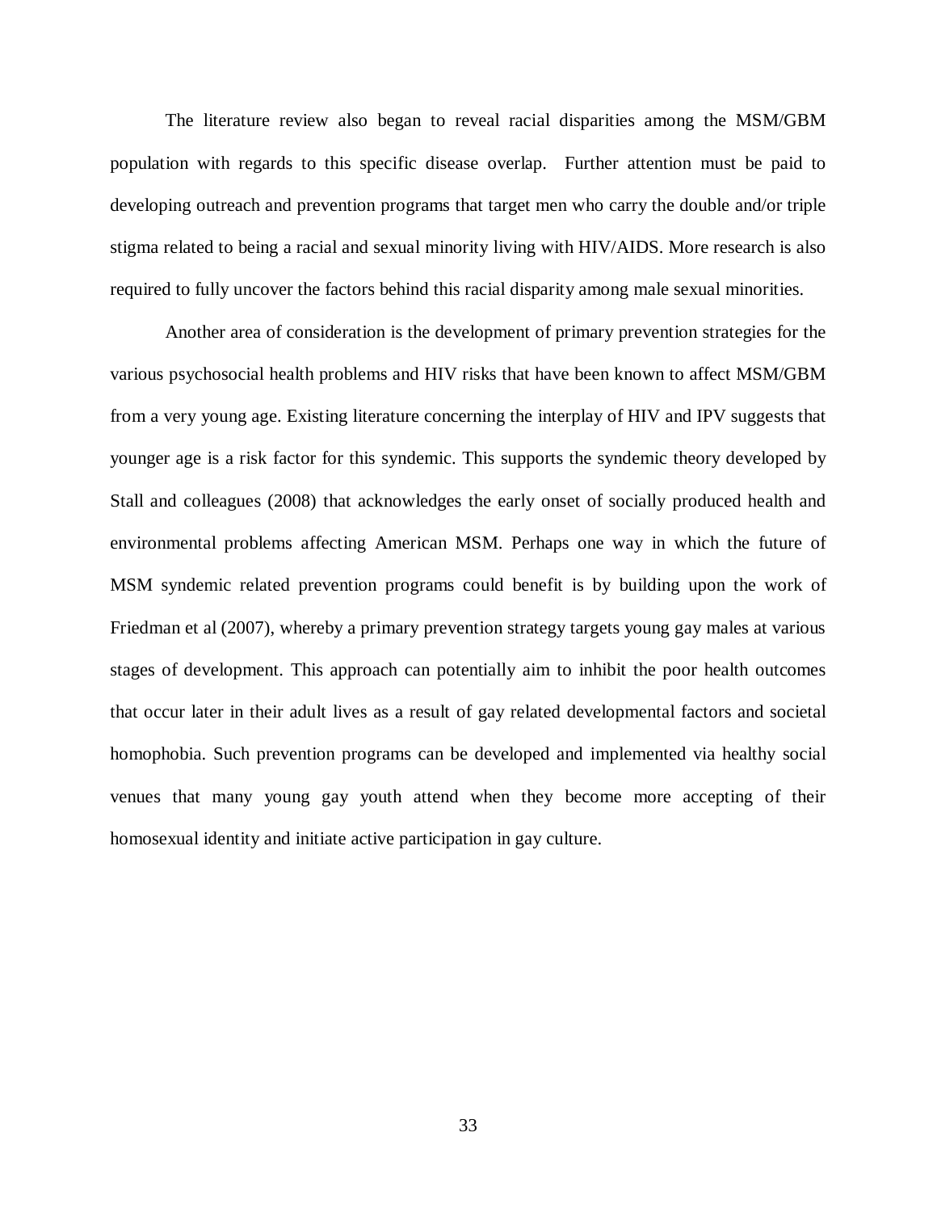The literature review also began to reveal racial disparities among the MSM/GBM population with regards to this specific disease overlap. Further attention must be paid to developing outreach and prevention programs that target men who carry the double and/or triple stigma related to being a racial and sexual minority living with HIV/AIDS. More research is also required to fully uncover the factors behind this racial disparity among male sexual minorities.

Another area of consideration is the development of primary prevention strategies for the various psychosocial health problems and HIV risks that have been known to affect MSM/GBM from a very young age. Existing literature concerning the interplay of HIV and IPV suggests that younger age is a risk factor for this syndemic. This supports the syndemic theory developed by Stall and colleagues (2008) that acknowledges the early onset of socially produced health and environmental problems affecting American MSM. Perhaps one way in which the future of MSM syndemic related prevention programs could benefit is by building upon the work of Friedman et al (2007), whereby a primary prevention strategy targets young gay males at various stages of development. This approach can potentially aim to inhibit the poor health outcomes that occur later in their adult lives as a result of gay related developmental factors and societal homophobia. Such prevention programs can be developed and implemented via healthy social venues that many young gay youth attend when they become more accepting of their homosexual identity and initiate active participation in gay culture.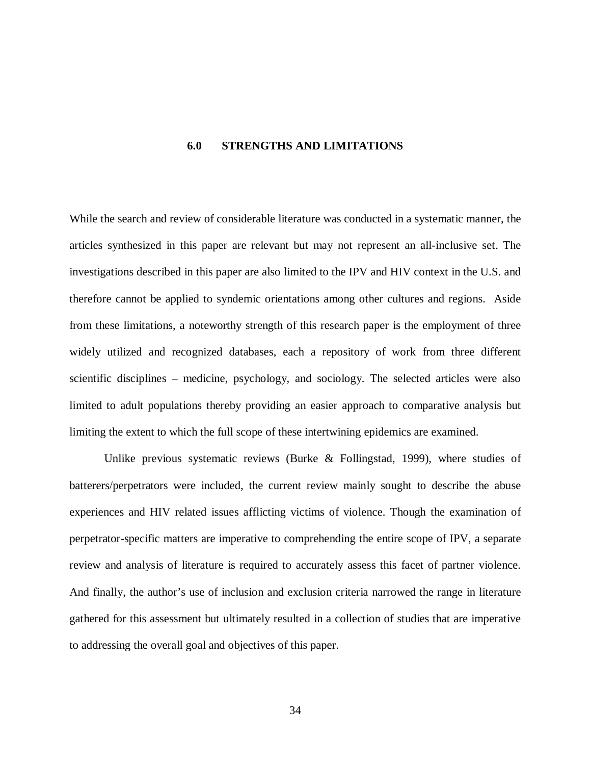# 6.0 STRENGTHS AND LIMITATIONS

While the search and review of considerable literature was conducted in a systematic manner, the articles synthesized in this paper are relevant but may not represent an all-inclusive set. The investigations described in this paper are also limited to the IPV and HIV context in the U.S. and therefore cannot be applied to syndemic orientations among other cultures and regions. Aside from these limitations, a noteworthy strength of this research paper is the employment of three widely utilized and recognized databases, each a repository of work from three different scientific disciplines – medicine, psychology, and sociology. The selected articles were also limited to adult populations thereby providing an easier approach to comparative analysis but limiting the extent to which the full scope of these intertwining epidemics are examined.

Unlike previous systematic reviews (Burke & Follingstad, 1999), where studies of batterers/perpetrators were included, the current review mainly sought to describe the abuse experiences and HIV related issues afflicting victims of violence. Though the examination of perpetrator-specific matters are imperative to comprehending the entire scope of IPV, a separate review and analysis of literature is required to accurately assess this facet of partner violence. And finally, the author's use of inclusion and exclusion criteria narrowed the range in literature gathered for this assessment but ultimately resulted in a collection of studies that are imperative to addressing the overall goal and objectives of this paper.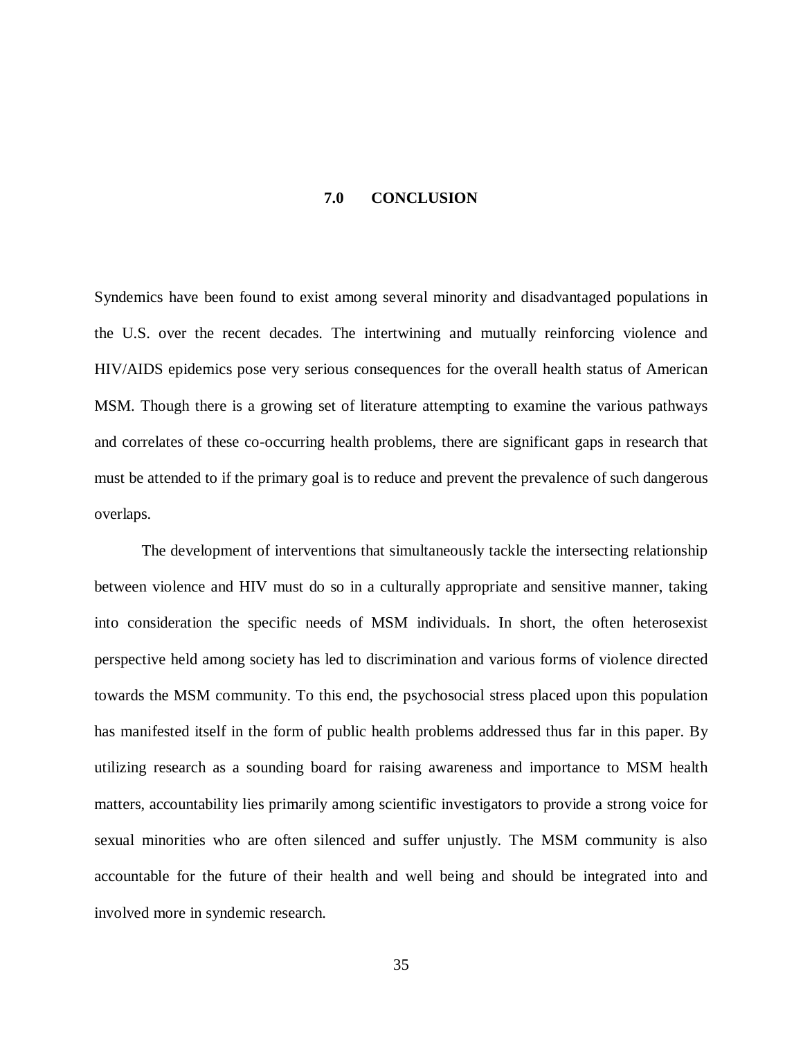# 7.0 CONCLUSION

Syndemics have been found to exist among several minority and disadvantaged populations in the U.S. over the recent decades. The intertwining and mutually reinforcing violence and HIV/AIDS epidemics pose very serious consequences for the overall health status of American MSM. Though there is a growing set of literature attempting to examine the various pathways and correlates of these co-occurring health problems, there are significant gaps in research that must be attended to if the primary goal is to reduce and prevent the prevalence of such dangerous overlaps.

The development of interventions that simultaneously tackle the intersecting relationship between violence and HIV must do so in a culturally appropriate and sensitive manner, taking into consideration the specific needs of MSM individuals. In short, the often heterosexist perspective held among society has led to discrimination and various forms of violence directed towards the MSM community. To this end, the psychosocial stress placed upon this population has manifested itself in the form of public health problems addressed thus far in this paper. By utilizing research as a sounding board for raising awareness and importance to MSM health matters, accountability lies primarily among scientific investigators to provide a strong voice for sexual minorities who are often silenced and suffer unjustly. The MSM community is also accountable for the future of their health and well being and should be integrated into and involved more in syndemic research.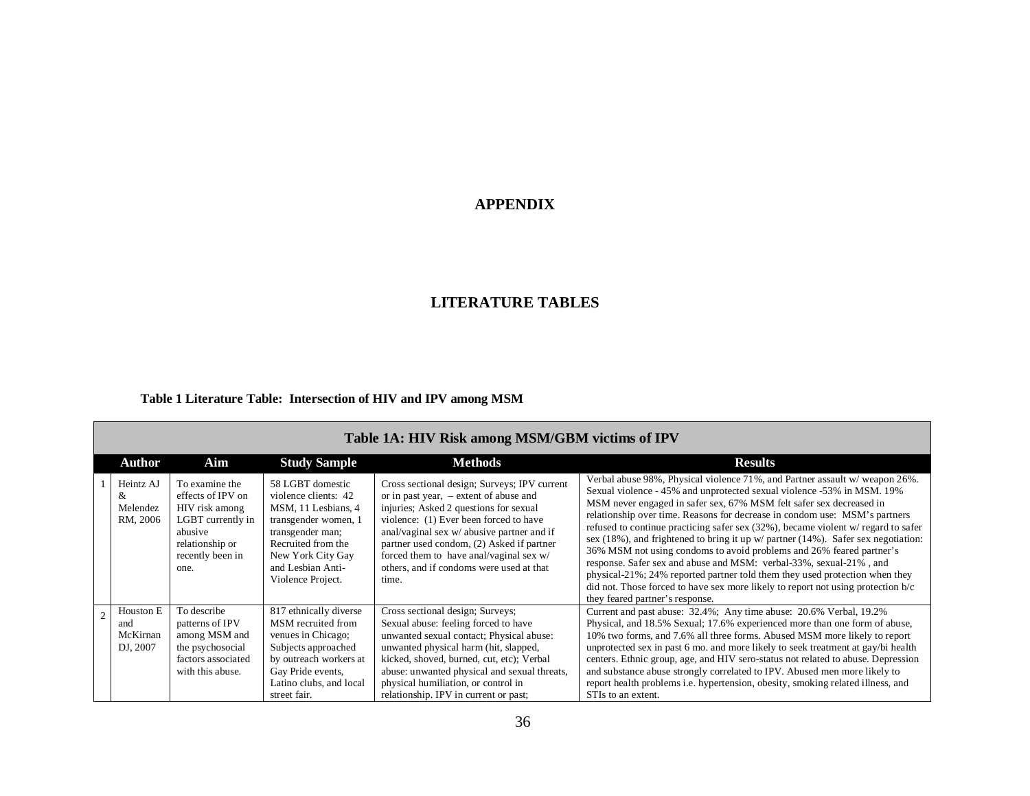# APPENDIX

## LITERATURE TABLES

**Table 1 Literature Table: Intersection of HIV and IPV among MSM**

| | Table 1A: HIV Risk among MSM/GBM victims of IPV | | | | |
|---|---|---|---|---|---|
| | **Author** | **Aim** | **Study Sample** | **Methods** | **Results** |
| 1 | Heintz AJ & Melendez RM, 2006 | To examine the effects of IPV on HIV risk among LGBT currently in abusive relationship or recently been in one. | 58 LGBT domestic violence clients: 42 MSM, 11 Lesbians, 4 transgender women, 1 transgender man; Recruited from the New York City Gay and Lesbian Anti-Violence Project. | Cross sectional design; Surveys; IPV current or in past year, – extent of abuse and injuries; Asked 2 questions for sexual violence: (1) Ever been forced to have anal/vaginal sex w/ abusive partner and if partner used condom, (2) Asked if partner forced them to have anal/vaginal sex w/ others, and if condoms were used at that time. | Verbal abuse 98%, Physical violence 71%, and Partner assault w/ weapon 26%. Sexual violence - 45% and unprotected sexual violence -53% in MSM. 19% MSM never engaged in safer sex, 67% MSM felt safer sex decreased in relationship over time. Reasons for decrease in condom use: MSM's partners refused to continue practicing safer sex (32%), became violent w/ regard to safer sex (18%), and frightened to bring it up w/ partner (14%). Safer sex negotiation: 36% MSM not using condoms to avoid problems and 26% feared partner's response. Safer sex and abuse and MSM: verbal-33%, sexual-21% , and physical-21%; 24% reported partner told them they used protection when they did not. Those forced to have sex more likely to report not using protection b/c they feared partner's response. |
| 2 | Houston E and McKirnan DJ, 2007 | To describe patterns of IPV among MSM and the psychosocial factors associated with this abuse. | 817 ethnically diverse MSM recruited from venues in Chicago; Subjects approached by outreach workers at Gay Pride events, Latino clubs, and local street fair. | Cross sectional design; Surveys; Sexual abuse: feeling forced to have unwanted sexual contact; Physical abuse: unwanted physical harm (hit, slapped, kicked, shoved, burned, cut, etc); Verbal abuse: unwanted physical and sexual threats, physical humiliation, or control in relationship. IPV in current or past; | Current and past abuse: 32.4%; Any time abuse: 20.6% Verbal, 19.2% Physical, and 18.5% Sexual; 17.6% experienced more than one form of abuse, 10% two forms, and 7.6% all three forms. Abused MSM more likely to report unprotected sex in past 6 mo. and more likely to seek treatment at gay/bi health centers. Ethnic group, age, and HIV sero-status not related to abuse. Depression and substance abuse strongly correlated to IPV. Abused men more likely to report health problems i.e. hypertension, obesity, smoking related illness, and STIs to an extent. |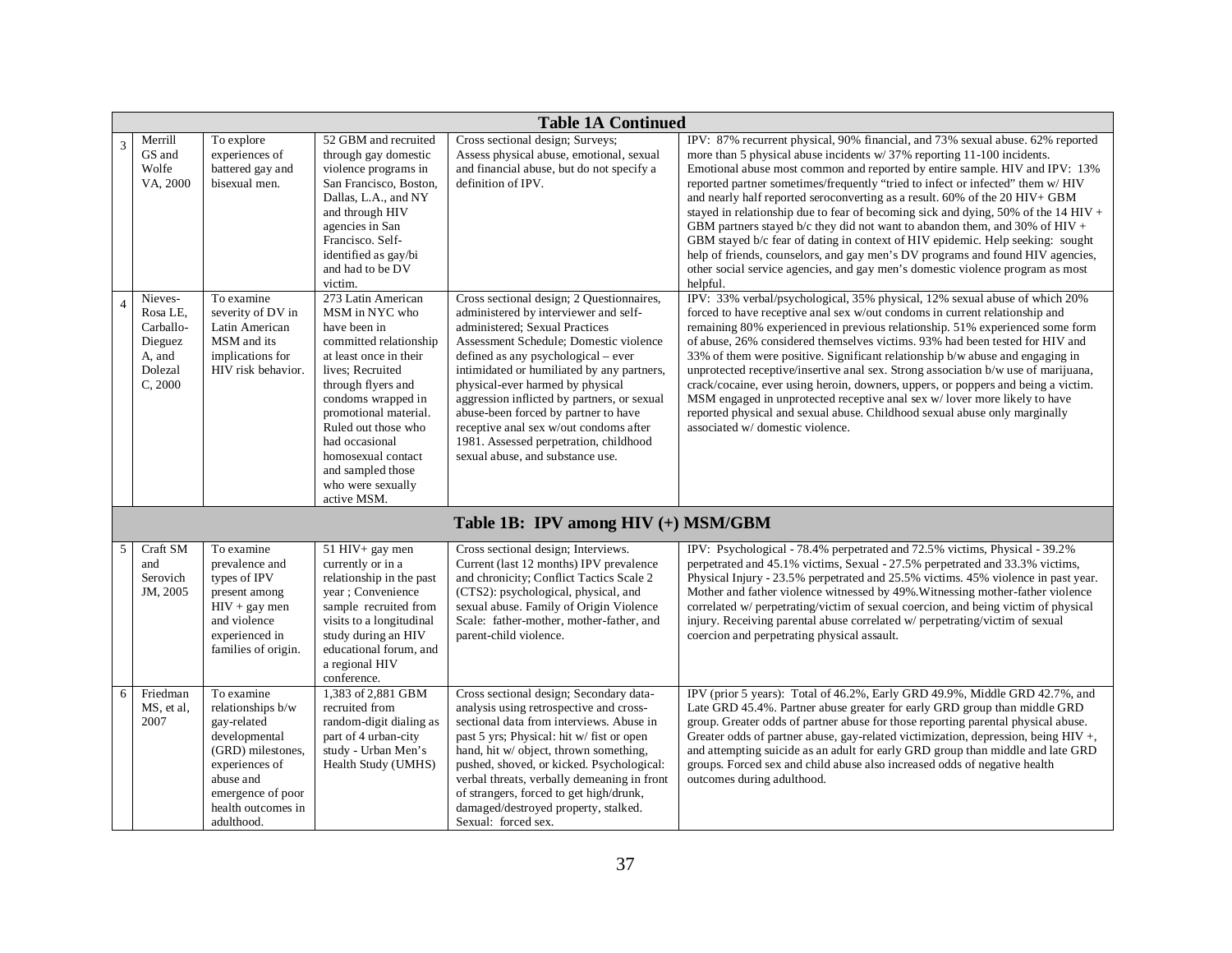| | **Table 1A Continued** | | | | |
|---|---|---|---|---|---|
| 3 | Merrill GS and Wolfe VA, 2000 | To explore experiences of battered gay and bisexual men. | 52 GBM and recruited through gay domestic violence programs in San Francisco, Boston, Dallas, L.A., and NY and through HIV agencies in San Francisco. Self-identified as gay/bi and had to be DV victim. | Cross sectional design; Surveys; Assess physical abuse, emotional, sexual and financial abuse, but do not specify a definition of IPV. | IPV: 87% recurrent physical, 90% financial, and 73% sexual abuse. 62% reported more than 5 physical abuse incidents w/ 37% reporting 11-100 incidents. Emotional abuse most common and reported by entire sample. HIV and IPV: 13% reported partner sometimes/frequently "tried to infect or infected" them w/ HIV and nearly half reported seroconverting as a result. 60% of the 20 HIV+ GBM stayed in relationship due to fear of becoming sick and dying, 50% of the 14 HIV + GBM partners stayed b/c they did not want to abandon them, and 30% of HIV + GBM stayed b/c fear of dating in context of HIV epidemic. Help seeking: sought help of friends, counselors, and gay men's DV programs and found HIV agencies, other social service agencies, and gay men's domestic violence program as most helpful. |
| 4 | Nieves-Rosa LE, Carballo-Dieguez A, and Dolezal C, 2000 | To examine severity of DV in Latin American MSM and its implications for HIV risk behavior. | 273 Latin American MSM in NYC who have been in committed relationship at least once in their lives; Recruited through flyers and condoms wrapped in promotional material. Ruled out those who had occasional homosexual contact and sampled those who were sexually active MSM. | Cross sectional design; 2 Questionnaires, administered by interviewer and self-administered; Sexual Practices Assessment Schedule; Domestic violence defined as any psychological – ever intimidated or humiliated by any partners, physical-ever harmed by physical aggression inflicted by partners, or sexual abuse-been forced by partner to have receptive anal sex w/out condoms after 1981. Assessed perpetration, childhood sexual abuse, and substance use. | IPV: 33% verbal/psychological, 35% physical, 12% sexual abuse of which 20% forced to have receptive anal sex w/out condoms in current relationship and remaining 80% experienced in previous relationship. 51% experienced some form of abuse, 26% considered themselves victims. 93% had been tested for HIV and 33% of them were positive. Significant relationship b/w abuse and engaging in unprotected receptive/insertive anal sex. Strong association b/w use of marijuana, crack/cocaine, ever using heroin, downers, uppers, or poppers and being a victim. MSM engaged in unprotected receptive anal sex w/ lover more likely to have reported physical and sexual abuse. Childhood sexual abuse only marginally associated w/ domestic violence. |
| | **Table 1B: IPV among HIV (+) MSM/GBM** | | | | |
| 5 | Craft SM and Serovich JM, 2005 | To examine prevalence and types of IPV present among HIV + gay men and violence experienced in families of origin. | 51 HIV+ gay men currently or in a relationship in the past year ; Convenience sample recruited from visits to a longitudinal study during an HIV educational forum, and a regional HIV conference. | Cross sectional design; Interviews. Current (last 12 months) IPV prevalence and chronicity; Conflict Tactics Scale 2 (CTS2): psychological, physical, and sexual abuse. Family of Origin Violence Scale: father-mother, mother-father, and parent-child violence. | IPV: Psychological - 78.4% perpetrated and 72.5% victims, Physical - 39.2% perpetrated and 45.1% victims, Sexual - 27.5% perpetrated and 33.3% victims, Physical Injury - 23.5% perpetrated and 25.5% victims. 45% violence in past year. Mother and father violence witnessed by 49%.Witnessing mother-father violence correlated w/ perpetrating/victim of sexual coercion, and being victim of physical injury. Receiving parental abuse correlated w/ perpetrating/victim of sexual coercion and perpetrating physical assault. |
| 6 | Friedman MS, et al, 2007 | To examine relationships b/w gay-related developmental (GRD) milestones, experiences of abuse and emergence of poor health outcomes in adulthood. | 1,383 of 2,881 GBM recruited from random-digit dialing as part of 4 urban-city study - Urban Men's Health Study (UMHS) | Cross sectional design; Secondary data-analysis using retrospective and cross-sectional data from interviews. Abuse in past 5 yrs; Physical: hit w/ fist or open hand, hit w/ object, thrown something, pushed, shoved, or kicked. Psychological: verbal threats, verbally demeaning in front of strangers, forced to get high/drunk, damaged/destroyed property, stalked. Sexual: forced sex. | IPV (prior 5 years): Total of 46.2%, Early GRD 49.9%, Middle GRD 42.7%, and Late GRD 45.4%. Partner abuse greater for early GRD group than middle GRD group. Greater odds of partner abuse for those reporting parental physical abuse. Greater odds of partner abuse, gay-related victimization, depression, being HIV +, and attempting suicide as an adult for early GRD group than middle and late GRD groups. Forced sex and child abuse also increased odds of negative health outcomes during adulthood. |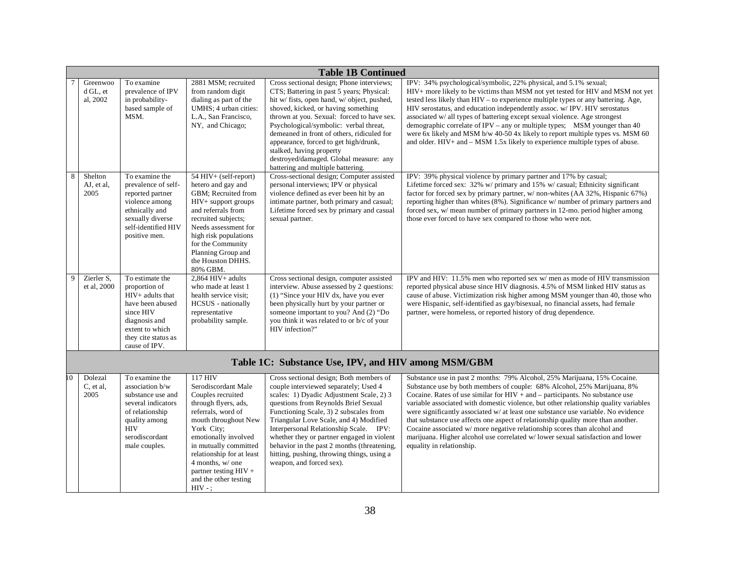**Table 1B Continued**

| | | | | | |
|---|---|---|---|---|---|
| 7 | Greenwood GL, et al, 2002 | To examine prevalence of IPV in probability-based sample of MSM. | 2881 MSM; recruited from random digit dialing as part of the UMHS; 4 urban cities: L.A., San Francisco, NY, and Chicago; | Cross sectional design; Phone interviews; CTS; Battering in past 5 years; Physical: hit w/ fists, open hand, w/ object, pushed, shoved, kicked, or having something thrown at you. Sexual: forced to have sex. Psychological/symbolic: verbal threat, demeaned in front of others, ridiculed for appearance, forced to get high/drunk, stalked, having property destroyed/damaged. Global measure: any battering and multiple battering. | IPV: 34% psychological/symbolic, 22% physical, and 5.1% sexual; HIV+ more likely to be victims than MSM not yet tested for HIV and MSM not yet tested less likely than HIV – to experience multiple types or any battering. Age, HIV serostatus, and education independently assoc. w/ IPV. HIV serostatus associated w/ all types of battering except sexual violence. Age strongest demographic correlate of IPV – any or multiple types; MSM younger than 40 were 6x likely and MSM b/w 40-50 4x likely to report multiple types vs. MSM 60 and older. HIV+ and – MSM 1.5x likely to experience multiple types of abuse. |
| 8 | Shelton AJ, et al, 2005 | To examine the prevalence of self-reported partner violence among ethnically and sexually diverse self-identified HIV positive men. | 54 HIV+ (self-report) hetero and gay and GBM; Recruited from HIV+ support groups and referrals from recruited subjects; Needs assessment for high risk populations for the Community Planning Group and the Houston DHHS. 80% GBM. | Cross-sectional design; Computer assisted personal interviews; IPV or physical violence defined as ever been hit by an intimate partner, both primary and casual; Lifetime forced sex by primary and casual sexual partner. | IPV: 39% physical violence by primary partner and 17% by casual; Lifetime forced sex: 32% w/ primary and 15% w/ casual; Ethnicity significant factor for forced sex by primary partner, w/ non-whites (AA 32%, Hispanic 67%) reporting higher than whites (8%). Significance w/ number of primary partners and forced sex, w/ mean number of primary partners in 12-mo. period higher among those ever forced to have sex compared to those who were not. |
| 9 | Zierler S, et al, 2000 | To estimate the proportion of HIV+ adults that have been abused since HIV diagnosis and extent to which they cite status as cause of IPV. | 2,864 HIV+ adults who made at least 1 health service visit; HCSUS - nationally representative probability sample. | Cross sectional design, computer assisted interview. Abuse assessed by 2 questions: (1) "Since your HIV dx, have you ever been physically hurt by your partner or someone important to you? And (2) "Do you think it was related to or b/c of your HIV infection?" | IPV and HIV: 11.5% men who reported sex w/ men as mode of HIV transmission reported physical abuse since HIV diagnosis. 4.5% of MSM linked HIV status as cause of abuse. Victimization risk higher among MSM younger than 40, those who were Hispanic, self-identified as gay/bisexual, no financial assets, had female partner, were homeless, or reported history of drug dependence. |

**Table 1C: Substance Use, IPV, and HIV among MSM/GBM**

| | | | | | |
|---|---|---|---|---|---|
| 10 | Dolezal C, et al, 2005 | To examine the association b/w substance use and several indicators of relationship quality among HIV serodiscordant male couples. | 117 HIV Serodiscordant Male Couples recruited through flyers, ads, referrals, word of mouth throughout New York City; emotionally involved in mutually committed relationship for at least 4 months, w/ one partner testing HIV + and the other testing HIV - ; | Cross sectional design; Both members of couple interviewed separately; Used 4 scales: 1) Dyadic Adjustment Scale, 2) 3 questions from Reynolds Brief Sexual Functioning Scale, 3) 2 subscales from Triangular Love Scale, and 4) Modified Interpersonal Relationship Scale. IPV: whether they or partner engaged in violent behavior in the past 2 months (threatening, hitting, pushing, throwing things, using a weapon, and forced sex). | Substance use in past 2 months: 79% Alcohol, 25% Marijuana, 15% Cocaine. Substance use by both members of couple: 68% Alcohol, 25% Marijuana, 8% Cocaine. Rates of use similar for HIV + and – participants. No substance use variable associated with domestic violence, but other relationship quality variables were significantly associated w/ at least one substance use variable. No evidence that substance use affects one aspect of relationship quality more than another. Cocaine associated w/ more negative relationship scores than alcohol and marijuana. Higher alcohol use correlated w/ lower sexual satisfaction and lower equality in relationship. |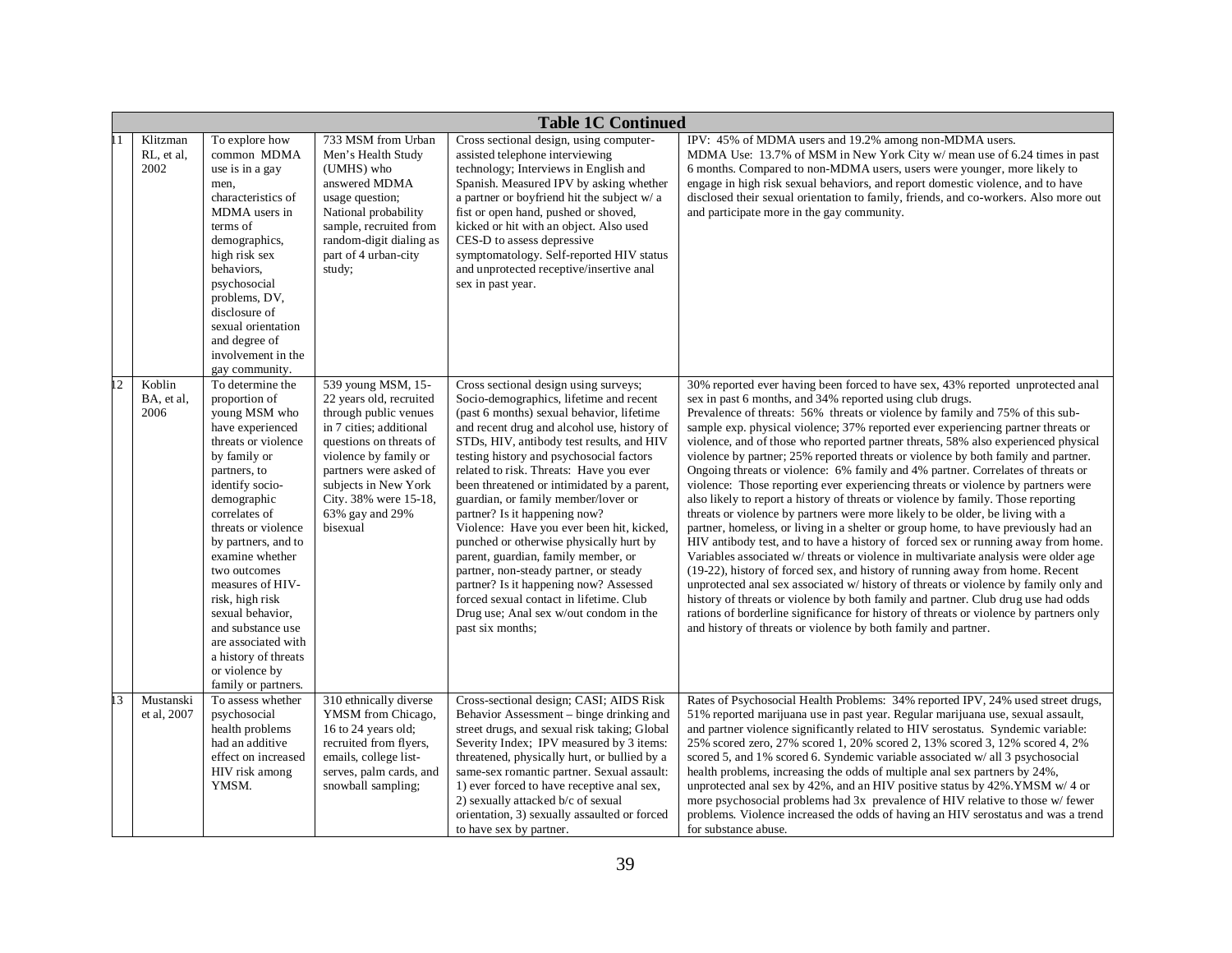| Table 1C Continued | | | | | |
|---|---|---|---|---|---|
| 11 | Klitzman RL, et al, 2002 | To explore how common MDMA use is in a gay men, characteristics of MDMA users in terms of demographics, high risk sex behaviors, psychosocial problems, DV, disclosure of sexual orientation and degree of involvement in the gay community. | 733 MSM from Urban Men's Health Study (UMHS) who answered MDMA usage question; National probability sample, recruited from random-digit dialing as part of 4 urban-city study; | Cross sectional design, using computer-assisted telephone interviewing technology; Interviews in English and Spanish. Measured IPV by asking whether a partner or boyfriend hit the subject w/ a fist or open hand, pushed or shoved, kicked or hit with an object. Also used CES-D to assess depressive symptomatology. Self-reported HIV status and unprotected receptive/insertive anal sex in past year. | IPV: 45% of MDMA users and 19.2% among non-MDMA users. MDMA Use: 13.7% of MSM in New York City w/ mean use of 6.24 times in past 6 months. Compared to non-MDMA users, users were younger, more likely to engage in high risk sexual behaviors, and report domestic violence, and to have disclosed their sexual orientation to family, friends, and co-workers. Also more out and participate more in the gay community. |
| 12 | Koblin BA, et al, 2006 | To determine the proportion of young MSM who have experienced threats or violence by family or partners, to identify socio-demographic correlates of threats or violence by partners, and to examine whether two outcomes measures of HIV-risk, high risk sexual behavior, and substance use are associated with a history of threats or violence by family or partners. | 539 young MSM, 15-22 years old, recruited through public venues in 7 cities; additional questions on threats of violence by family or partners were asked of subjects in New York City. 38% were 15-18, 63% gay and 29% bisexual | Cross sectional design using surveys; Socio-demographics, lifetime and recent (past 6 months) sexual behavior, lifetime and recent drug and alcohol use, history of STDs, HIV, antibody test results, and HIV testing history and psychosocial factors related to risk. Threats: Have you ever been threatened or intimidated by a parent, guardian, or family member/lover or partner? Is it happening now? Violence: Have you ever been hit, kicked, punched or otherwise physically hurt by parent, guardian, family member, or partner, non-steady partner, or steady partner? Is it happening now? Assessed forced sexual contact in lifetime. Club Drug use; Anal sex w/out condom in the past six months; | 30% reported ever having been forced to have sex, 43% reported unprotected anal sex in past 6 months, and 34% reported using club drugs. Prevalence of threats: 56% threats or violence by family and 75% of this sub-sample exp. physical violence; 37% reported ever experiencing partner threats or violence, and of those who reported partner threats, 58% also experienced physical violence by partner; 25% reported threats or violence by both family and partner. Ongoing threats or violence: 6% family and 4% partner. Correlates of threats or violence: Those reporting ever experiencing threats or violence by partners were also likely to report a history of threats or violence by family. Those reporting threats or violence by partners were more likely to be older, be living with a partner, homeless, or living in a shelter or group home, to have previously had an HIV antibody test, and to have a history of forced sex or running away from home. Variables associated w/ threats or violence in multivariate analysis were older age (19-22), history of forced sex, and history of running away from home. Recent unprotected anal sex associated w/ history of threats or violence by family only and history of threats or violence by both family and partner. Club drug use had odds rations of borderline significance for history of threats or violence by partners only and history of threats or violence by both family and partner. |
| 13 | Mustanski et al, 2007 | To assess whether psychosocial health problems had an additive effect on increased HIV risk among YMSM. | 310 ethnically diverse YMSM from Chicago, 16 to 24 years old; recruited from flyers, emails, college list-serves, palm cards, and snowball sampling; | Cross-sectional design; CASI; AIDS Risk Behavior Assessment – binge drinking and street drugs, and sexual risk taking; Global Severity Index; IPV measured by 3 items: threatened, physically hurt, or bullied by a same-sex romantic partner. Sexual assault: 1) ever forced to have receptive anal sex, 2) sexually attacked b/c of sexual orientation, 3) sexually assaulted or forced to have sex by partner. | Rates of Psychosocial Health Problems: 34% reported IPV, 24% used street drugs, 51% reported marijuana use in past year. Regular marijuana use, sexual assault, and partner violence significantly related to HIV serostatus. Syndemic variable: 25% scored zero, 27% scored 1, 20% scored 2, 13% scored 3, 12% scored 4, 2% scored 5, and 1% scored 6. Syndemic variable associated w/ all 3 psychosocial health problems, increasing the odds of multiple anal sex partners by 24%, unprotected anal sex by 42%, and an HIV positive status by 42%.YMSM w/ 4 or more psychosocial problems had 3x prevalence of HIV relative to those w/ fewer problems. Violence increased the odds of having an HIV serostatus and was a trend for substance abuse. |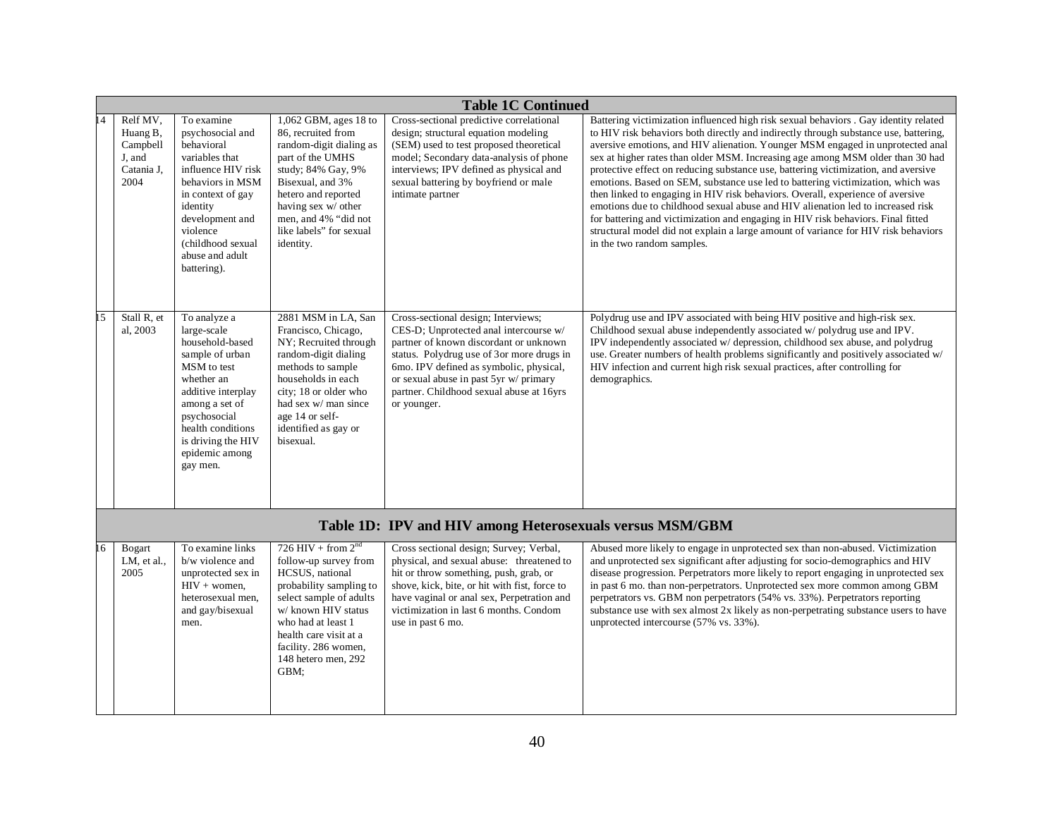**Table 1C Continued**

| # | Author | Purpose | Sample | Design/Measures | Findings |
|---|---|---|---|---|---|
| 14 | Relf MV, Huang B, Campbell J, and Catania J, 2004 | To examine psychosocial and behavioral variables that influence HIV risk behaviors in MSM in context of gay identity development and violence (childhood sexual abuse and adult battering). | 1,062 GBM, ages 18 to 86, recruited from random-digit dialing as part of the UMHS study; 84% Gay, 9% Bisexual, and 3% hetero and reported having sex w/ other men, and 4% "did not like labels" for sexual identity. | Cross-sectional predictive correlational design; structural equation modeling (SEM) used to test proposed theoretical model; Secondary data-analysis of phone interviews; IPV defined as physical and sexual battering by boyfriend or male intimate partner | Battering victimization influenced high risk sexual behaviors . Gay identity related to HIV risk behaviors both directly and indirectly through substance use, battering, aversive emotions, and HIV alienation. Younger MSM engaged in unprotected anal sex at higher rates than older MSM. Increasing age among MSM older than 30 had protective effect on reducing substance use, battering victimization, and aversive emotions. Based on SEM, substance use led to battering victimization, which was then linked to engaging in HIV risk behaviors. Overall, experience of aversive emotions due to childhood sexual abuse and HIV alienation led to increased risk for battering and victimization and engaging in HIV risk behaviors. Final fitted structural model did not explain a large amount of variance for HIV risk behaviors in the two random samples. |
| 15 | Stall R, et al, 2003 | To analyze a large-scale household-based sample of urban MSM to test whether an additive interplay among a set of psychosocial health conditions is driving the HIV epidemic among gay men. | 2881 MSM in LA, San Francisco, Chicago, NY; Recruited through random-digit dialing methods to sample households in each city; 18 or older who had sex w/ man since age 14 or self-identified as gay or bisexual. | Cross-sectional design; Interviews; CES-D; Unprotected anal intercourse w/ partner of known discordant or unknown status. Polydrug use of 3or more drugs in 6mo. IPV defined as symbolic, physical, or sexual abuse in past 5yr w/ primary partner. Childhood sexual abuse at 16yrs or younger. | Polydrug use and IPV associated with being HIV positive and high-risk sex. Childhood sexual abuse independently associated w/ polydrug use and IPV. IPV independently associated w/ depression, childhood sex abuse, and polydrug use. Greater numbers of health problems significantly and positively associated w/ HIV infection and current high risk sexual practices, after controlling for demographics. |

**Table 1D: IPV and HIV among Heterosexuals versus MSM/GBM**

| # | Author | Purpose | Sample | Design/Measures | Findings |
|---|---|---|---|---|---|
| 16 | Bogart LM, et al., 2005 | To examine links b/w violence and unprotected sex in HIV + women, heterosexual men, and gay/bisexual men. | 726 HIV + from 2nd follow-up survey from HCSUS, national probability sampling to select sample of adults w/ known HIV status who had at least 1 health care visit at a facility. 286 women, 148 hetero men, 292 GBM; | Cross sectional design; Survey; Verbal, physical, and sexual abuse: threatened to hit or throw something, push, grab, or shove, kick, bite, or hit with fist, force to have vaginal or anal sex, Perpetration and victimization in last 6 months. Condom use in past 6 mo. | Abused more likely to engage in unprotected sex than non-abused. Victimization and unprotected sex significant after adjusting for socio-demographics and HIV disease progression. Perpetrators more likely to report engaging in unprotected sex in past 6 mo. than non-perpetrators. Unprotected sex more common among GBM perpetrators vs. GBM non perpetrators (54% vs. 33%). Perpetrators reporting substance use with sex almost 2x likely as non-perpetrating substance users to have unprotected intercourse (57% vs. 33%). |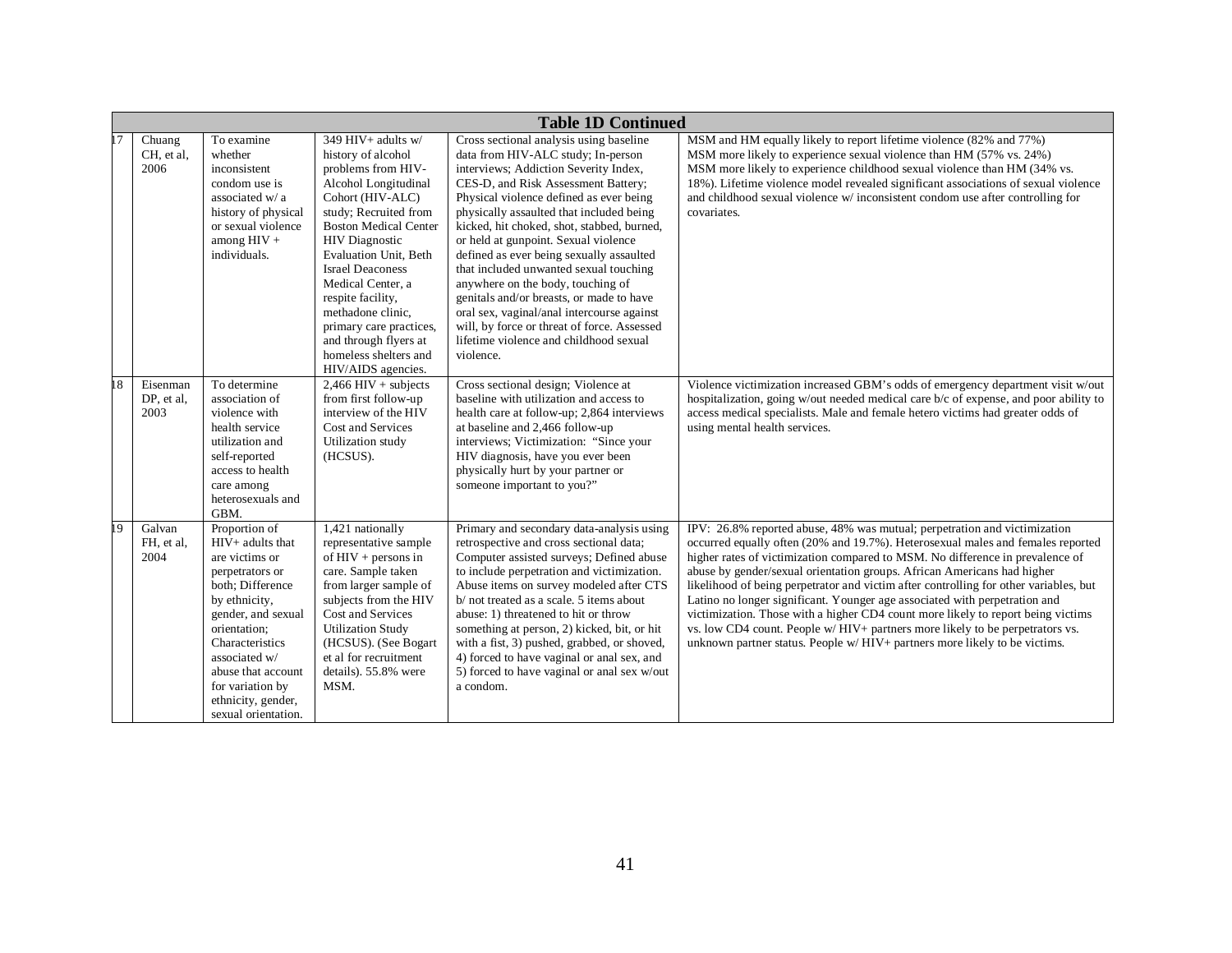| Table 1D Continued | | | | | |
|---|---|---|---|---|---|
| 17 | Chuang CH, et al, 2006 | To examine whether inconsistent condom use is associated w/ a history of physical or sexual violence among HIV + individuals. | 349 HIV+ adults w/ history of alcohol problems from HIV-Alcohol Longitudinal Cohort (HIV-ALC) study; Recruited from Boston Medical Center HIV Diagnostic Evaluation Unit, Beth Israel Deaconess Medical Center, a respite facility, methadone clinic, primary care practices, and through flyers at homeless shelters and HIV/AIDS agencies. | Cross sectional analysis using baseline data from HIV-ALC study; In-person interviews; Addiction Severity Index, CES-D, and Risk Assessment Battery; Physical violence defined as ever being physically assaulted that included being kicked, hit choked, shot, stabbed, burned, or held at gunpoint. Sexual violence defined as ever being sexually assaulted that included unwanted sexual touching anywhere on the body, touching of genitals and/or breasts, or made to have oral sex, vaginal/anal intercourse against will, by force or threat of force. Assessed lifetime violence and childhood sexual violence. | MSM and HM equally likely to report lifetime violence (82% and 77%) MSM more likely to experience sexual violence than HM (57% vs. 24%) MSM more likely to experience childhood sexual violence than HM (34% vs. 18%). Lifetime violence model revealed significant associations of sexual violence and childhood sexual violence w/ inconsistent condom use after controlling for covariates. |
| 18 | Eisenman DP, et al, 2003 | To determine association of violence with health service utilization and self-reported access to health care among heterosexuals and GBM. | 2,466 HIV + subjects from first follow-up interview of the HIV Cost and Services Utilization study (HCSUS). | Cross sectional design; Violence at baseline with utilization and access to health care at follow-up; 2,864 interviews at baseline and 2,466 follow-up interviews; Victimization: "Since your HIV diagnosis, have you ever been physically hurt by your partner or someone important to you?" | Violence victimization increased GBM's odds of emergency department visit w/out hospitalization, going w/out needed medical care b/c of expense, and poor ability to access medical specialists. Male and female hetero victims had greater odds of using mental health services. |
| 19 | Galvan FH, et al, 2004 | Proportion of HIV+ adults that are victims or perpetrators or both; Difference by ethnicity, gender, and sexual orientation; Characteristics associated w/ abuse that account for variation by ethnicity, gender, sexual orientation. | 1,421 nationally representative sample of HIV + persons in care. Sample taken from larger sample of subjects from the HIV Cost and Services Utilization Study (HCSUS). (See Bogart et al for recruitment details). 55.8% were MSM. | Primary and secondary data-analysis using retrospective and cross sectional data; Computer assisted surveys; Defined abuse to include perpetration and victimization. Abuse items on survey modeled after CTS b/ not treated as a scale. 5 items about abuse: 1) threatened to hit or throw something at person, 2) kicked, bit, or hit with a fist, 3) pushed, grabbed, or shoved, 4) forced to have vaginal or anal sex, and 5) forced to have vaginal or anal sex w/out a condom. | IPV: 26.8% reported abuse, 48% was mutual; perpetration and victimization occurred equally often (20% and 19.7%). Heterosexual males and females reported higher rates of victimization compared to MSM. No difference in prevalence of abuse by gender/sexual orientation groups. African Americans had higher likelihood of being perpetrator and victim after controlling for other variables, but Latino no longer significant. Younger age associated with perpetration and victimization. Those with a higher CD4 count more likely to report being victims vs. low CD4 count. People w/ HIV+ partners more likely to be perpetrators vs. unknown partner status. People w/ HIV+ partners more likely to be victims. |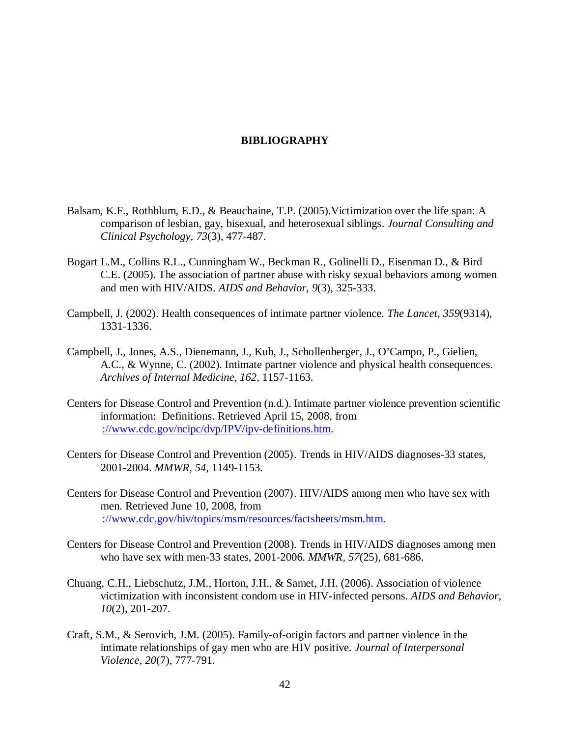# BIBLIOGRAPHY

Balsam, K.F., Rothblum, E.D., & Beauchaine, T.P. (2005).Victimization over the life span: A comparison of lesbian, gay, bisexual, and heterosexual siblings. *Journal Consulting and Clinical Psychology*, *73*(3), 477-487.

Bogart L.M., Collins R.L., Cunningham W., Beckman R., Golinelli D., Eisenman D., & Bird C.E. (2005). The association of partner abuse with risky sexual behaviors among women and men with HIV/AIDS. *AIDS and Behavior*, *9*(3), 325-333.

Campbell, J. (2002). Health consequences of intimate partner violence. *The Lancet*, *359*(9314), 1331-1336.

Campbell, J., Jones, A.S., Dienemann, J., Kub, J., Schollenberger, J., O'Campo, P., Gielien, A.C., & Wynne, C. (2002). Intimate partner violence and physical health consequences. *Archives of Internal Medicine, 162,* 1157-1163.

Centers for Disease Control and Prevention (n.d.). Intimate partner violence prevention scientific information: Definitions. Retrieved April 15, 2008, from ://www.cdc.gov/ncipc/dvp/IPV/ipv-definitions.htm.

Centers for Disease Control and Prevention (2005). Trends in HIV/AIDS diagnoses-33 states, 2001-2004. *MMWR, 54,* 1149-1153.

Centers for Disease Control and Prevention (2007). HIV/AIDS among men who have sex with men. Retrieved June 10, 2008, from ://www.cdc.gov/hiv/topics/msm/resources/factsheets/msm.htm.

Centers for Disease Control and Prevention (2008). Trends in HIV/AIDS diagnoses among men who have sex with men-33 states, 2001-2006. *MMWR, 57*(25), 681-686.

Chuang, C.H., Liebschutz, J.M., Horton, J.H., & Samet, J.H. (2006). Association of violence victimization with inconsistent condom use in HIV-infected persons. *AIDS and Behavior, 10*(2), 201-207.

Craft, S.M., & Serovich, J.M. (2005). Family-of-origin factors and partner violence in the intimate relationships of gay men who are HIV positive. *Journal of Interpersonal Violence, 20*(7), 777-791.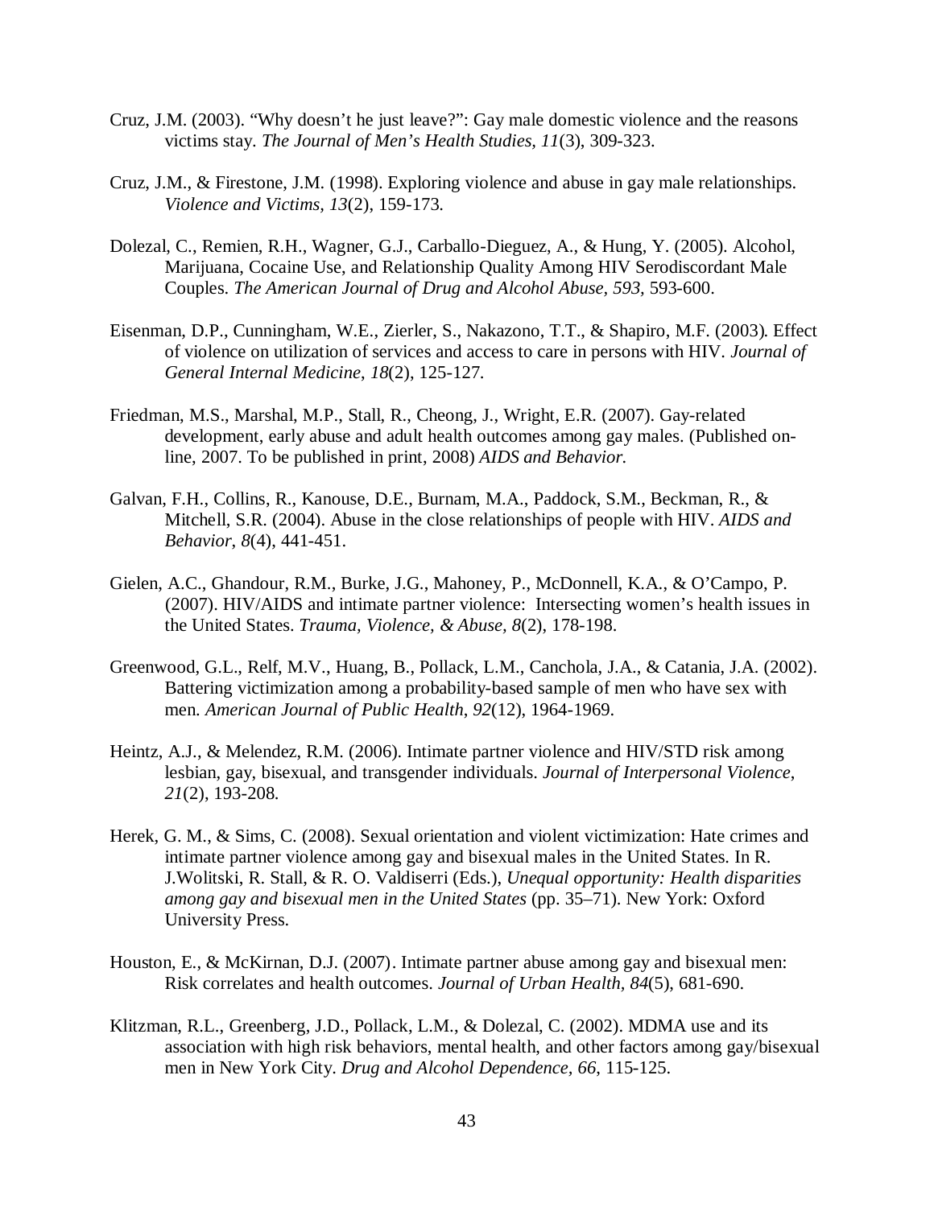Cruz, J.M. (2003). “Why doesn’t he just leave?”: Gay male domestic violence and the reasons victims stay. *The Journal of Men’s Health Studies, 11*(3), 309-323.

Cruz, J.M., & Firestone, J.M. (1998). Exploring violence and abuse in gay male relationships. *Violence and Victims, 13*(2), 159-173.

Dolezal, C., Remien, R.H., Wagner, G.J., Carballo-Dieguez, A., & Hung, Y. (2005). Alcohol, Marijuana, Cocaine Use, and Relationship Quality Among HIV Serodiscordant Male Couples. *The American Journal of Drug and Alcohol Abuse, 593,* 593-600.

Eisenman, D.P., Cunningham, W.E., Zierler, S., Nakazono, T.T., & Shapiro, M.F. (2003). Effect of violence on utilization of services and access to care in persons with HIV. *Journal of General Internal Medicine*, *18*(2), 125-127.

Friedman, M.S., Marshal, M.P., Stall, R., Cheong, J., Wright, E.R. (2007). Gay-related development, early abuse and adult health outcomes among gay males. (Published on-line, 2007. To be published in print, 2008) *AIDS and Behavior.*

Galvan, F.H., Collins, R., Kanouse, D.E., Burnam, M.A., Paddock, S.M., Beckman, R., & Mitchell, S.R. (2004). Abuse in the close relationships of people with HIV. *AIDS and Behavior*, *8*(4), 441-451.

Gielen, A.C., Ghandour, R.M., Burke, J.G., Mahoney, P., McDonnell, K.A., & O’Campo, P. (2007). HIV/AIDS and intimate partner violence: Intersecting women’s health issues in the United States. *Trauma, Violence, & Abuse, 8*(2), 178-198.

Greenwood, G.L., Relf, M.V., Huang, B., Pollack, L.M., Canchola, J.A., & Catania, J.A. (2002). Battering victimization among a probability-based sample of men who have sex with men. *American Journal of Public Health*, *92*(12), 1964-1969.

Heintz, A.J., & Melendez, R.M. (2006). Intimate partner violence and HIV/STD risk among lesbian, gay, bisexual, and transgender individuals. *Journal of Interpersonal Violence*, *21*(2), 193-208.

Herek, G. M., & Sims, C. (2008). Sexual orientation and violent victimization: Hate crimes and intimate partner violence among gay and bisexual males in the United States. In R. J.Wolitski, R. Stall, & R. O. Valdiserri (Eds.), *Unequal opportunity: Health disparities among gay and bisexual men in the United States* (pp. 35–71). New York: Oxford University Press.

Houston, E., & McKirnan, D.J. (2007). Intimate partner abuse among gay and bisexual men: Risk correlates and health outcomes. *Journal of Urban Health*, *84*(5), 681-690.

Klitzman, R.L., Greenberg, J.D., Pollack, L.M., & Dolezal, C. (2002). MDMA use and its association with high risk behaviors, mental health, and other factors among gay/bisexual men in New York City. *Drug and Alcohol Dependence, 66*, 115-125.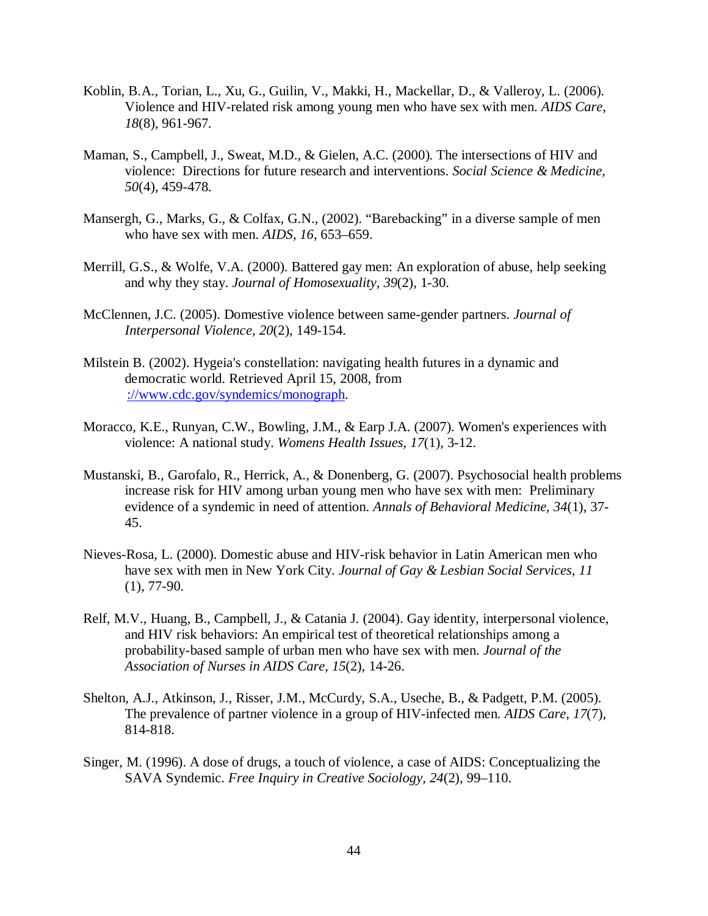Koblin, B.A., Torian, L., Xu, G., Guilin, V., Makki, H., Mackellar, D., & Valleroy, L. (2006). Violence and HIV-related risk among young men who have sex with men. *AIDS Care, 18*(8), 961-967.

Maman, S., Campbell, J., Sweat, M.D., & Gielen, A.C. (2000). The intersections of HIV and violence: Directions for future research and interventions. *Social Science & Medicine, 50*(4), 459-478.

Mansergh, G., Marks, G., & Colfax, G.N., (2002). "Barebacking" in a diverse sample of men who have sex with men. *AIDS*, *16*, 653–659.

Merrill, G.S., & Wolfe, V.A. (2000). Battered gay men: An exploration of abuse, help seeking and why they stay. *Journal of Homosexuality*, *39*(2), 1-30.

McClennen, J.C. (2005). Domestive violence between same-gender partners. *Journal of Interpersonal Violence, 20*(2), 149-154.

Milstein B. (2002). Hygeia's constellation: navigating health futures in a dynamic and democratic world. Retrieved April 15, 2008, from ://www.cdc.gov/syndemics/monograph.

Moracco, K.E., Runyan, C.W., Bowling, J.M., & Earp J.A. (2007). Women's experiences with violence: A national study. *Womens Health Issues, 17*(1), 3-12.

Mustanski, B., Garofalo, R., Herrick, A., & Donenberg, G. (2007). Psychosocial health problems increase risk for HIV among urban young men who have sex with men: Preliminary evidence of a syndemic in need of attention. *Annals of Behavioral Medicine, 34*(1), 37-45.

Nieves-Rosa, L. (2000). Domestic abuse and HIV-risk behavior in Latin American men who have sex with men in New York City. *Journal of Gay & Lesbian Social Services, 11* (1), 77-90.

Relf, M.V., Huang, B., Campbell, J., & Catania J. (2004). Gay identity, interpersonal violence, and HIV risk behaviors: An empirical test of theoretical relationships among a probability-based sample of urban men who have sex with men. *Journal of the Association of Nurses in AIDS Care, 15*(2), 14-26.

Shelton, A.J., Atkinson, J., Risser, J.M., McCurdy, S.A., Useche, B., & Padgett, P.M. (2005). The prevalence of partner violence in a group of HIV-infected men. *AIDS Care, 17*(7), 814-818.

Singer, M. (1996). A dose of drugs, a touch of violence, a case of AIDS: Conceptualizing the SAVA Syndemic. *Free Inquiry in Creative Sociology, 24*(2), 99–110.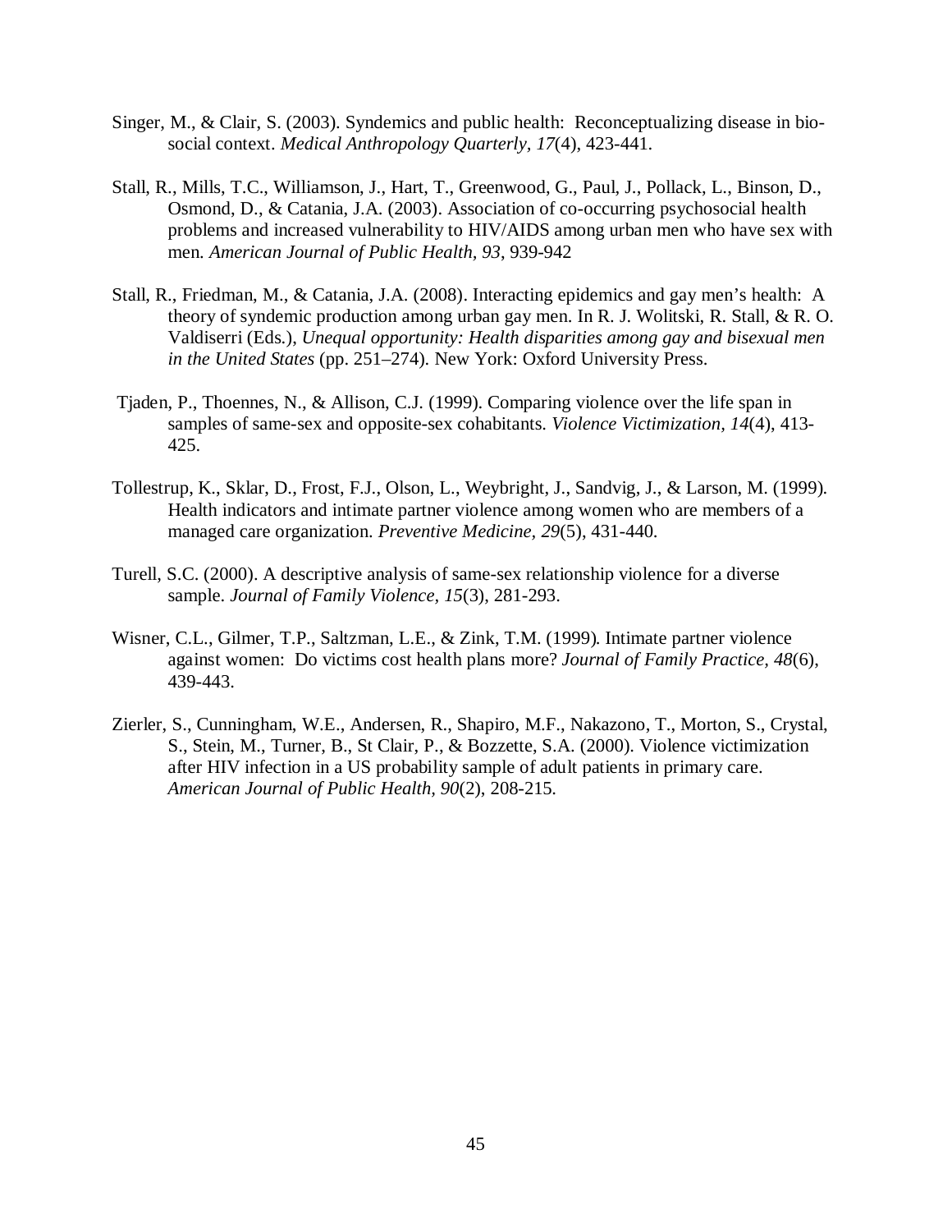Singer, M., & Clair, S. (2003). Syndemics and public health: Reconceptualizing disease in bio-social context. *Medical Anthropology Quarterly, 17*(4), 423-441.

Stall, R., Mills, T.C., Williamson, J., Hart, T., Greenwood, G., Paul, J., Pollack, L., Binson, D., Osmond, D., & Catania, J.A. (2003). Association of co-occurring psychosocial health problems and increased vulnerability to HIV/AIDS among urban men who have sex with men. *American Journal of Public Health, 93*, 939-942

Stall, R., Friedman, M., & Catania, J.A. (2008). Interacting epidemics and gay men's health: A theory of syndemic production among urban gay men. In R. J. Wolitski, R. Stall, & R. O. Valdiserri (Eds.), *Unequal opportunity: Health disparities among gay and bisexual men in the United States* (pp. 251–274). New York: Oxford University Press.

Tjaden, P., Thoennes, N., & Allison, C.J. (1999). Comparing violence over the life span in samples of same-sex and opposite-sex cohabitants. *Violence Victimization, 14*(4), 413-425.

Tollestrup, K., Sklar, D., Frost, F.J., Olson, L., Weybright, J., Sandvig, J., & Larson, M. (1999). Health indicators and intimate partner violence among women who are members of a managed care organization. *Preventive Medicine, 29*(5), 431-440.

Turell, S.C. (2000). A descriptive analysis of same-sex relationship violence for a diverse sample. *Journal of Family Violence, 15*(3), 281-293.

Wisner, C.L., Gilmer, T.P., Saltzman, L.E., & Zink, T.M. (1999). Intimate partner violence against women: Do victims cost health plans more? *Journal of Family Practice, 48*(6), 439-443.

Zierler, S., Cunningham, W.E., Andersen, R., Shapiro, M.F., Nakazono, T., Morton, S., Crystal, S., Stein, M., Turner, B., St Clair, P., & Bozzette, S.A. (2000). Violence victimization after HIV infection in a US probability sample of adult patients in primary care. *American Journal of Public Health, 90*(2), 208-215.